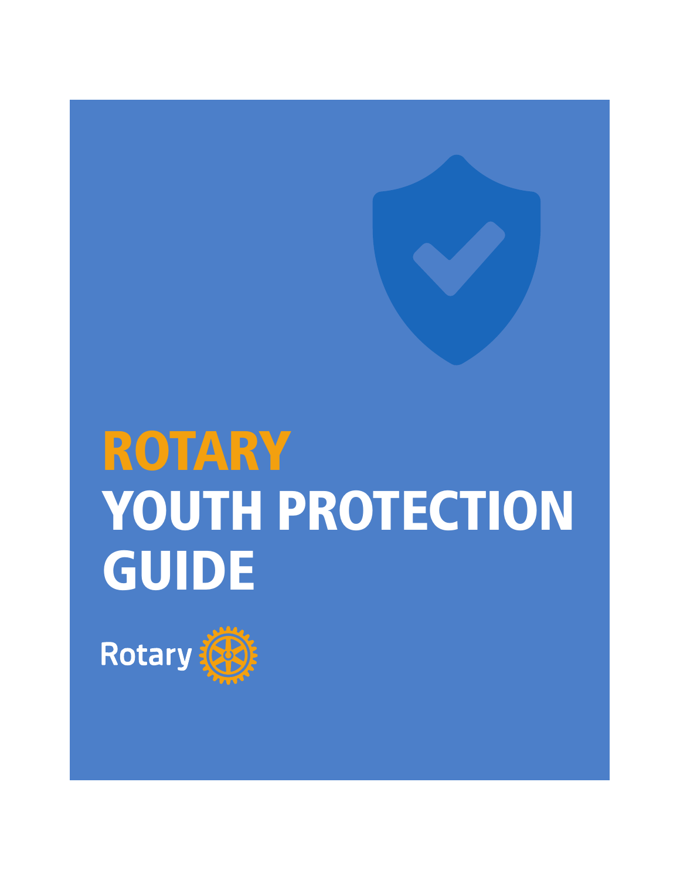# ROTARY YOUTH PROTECTION GUIDE

Rotary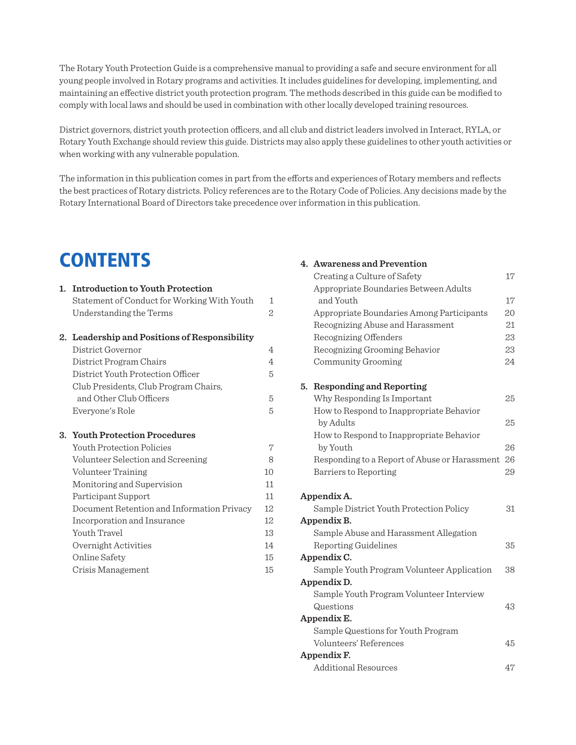The Rotary Youth Protection Guide is a comprehensive manual to providing a safe and secure environment for all young people involved in Rotary programs and activities. It includes guidelines for developing, implementing, and maintaining an effective district youth protection program. The methods described in this guide can be modified to comply with local laws and should be used in combination with other locally developed training resources.

District governors, district youth protection officers, and all club and district leaders involved in Interact, RYLA, or Rotary Youth Exchange should review this guide. Districts may also apply these guidelines to other youth activities or when working with any vulnerable population.

The information in this publication comes in part from the efforts and experiences of Rotary members and reflects the best practices of Rotary districts. Policy references are to the Rotary Code of Policies. Any decisions made by the Rotary International Board of Directors take precedence over information in this publication.

# CONTENTS

**1. Introduction to Youth Protection**
- Statement of Conduct for Working With Youth — 1
- Understanding the Terms — 2

**2. Leadership and Positions of Responsibility**
- District Governor — 4
- District Program Chairs — 4
- District Youth Protection Officer — 5
- Club Presidents, Club Program Chairs, and Other Club Officers — 5
- Everyone's Role — 5

**3. Youth Protection Procedures**
- Youth Protection Policies — 7
- Volunteer Selection and Screening — 8
- Volunteer Training — 10
- Monitoring and Supervision — 11
- Participant Support — 11
- Document Retention and Information Privacy — 12
- Incorporation and Insurance — 12
- Youth Travel — 13
- Overnight Activities — 14
- Online Safety — 15
- Crisis Management — 15

**4. Awareness and Prevention**
- Creating a Culture of Safety — 17
- Appropriate Boundaries Between Adults and Youth — 17
- Appropriate Boundaries Among Participants — 20
- Recognizing Abuse and Harassment — 21
- Recognizing Offenders — 23
- Recognizing Grooming Behavior — 23
- Community Grooming — 24

**5. Responding and Reporting**
- Why Responding Is Important — 25
- How to Respond to Inappropriate Behavior by Adults — 25
- How to Respond to Inappropriate Behavior by Youth — 26
- Responding to a Report of Abuse or Harassment — 26
- Barriers to Reporting — 29

**Appendix A.**
- Sample District Youth Protection Policy — 31

**Appendix B.**
- Sample Abuse and Harassment Allegation Reporting Guidelines — 35

**Appendix C.**
- Sample Youth Program Volunteer Application — 38

**Appendix D.**
- Sample Youth Program Volunteer Interview Questions — 43

**Appendix E.**
- Sample Questions for Youth Program Volunteers' References — 45

**Appendix F.**
- Additional Resources — 47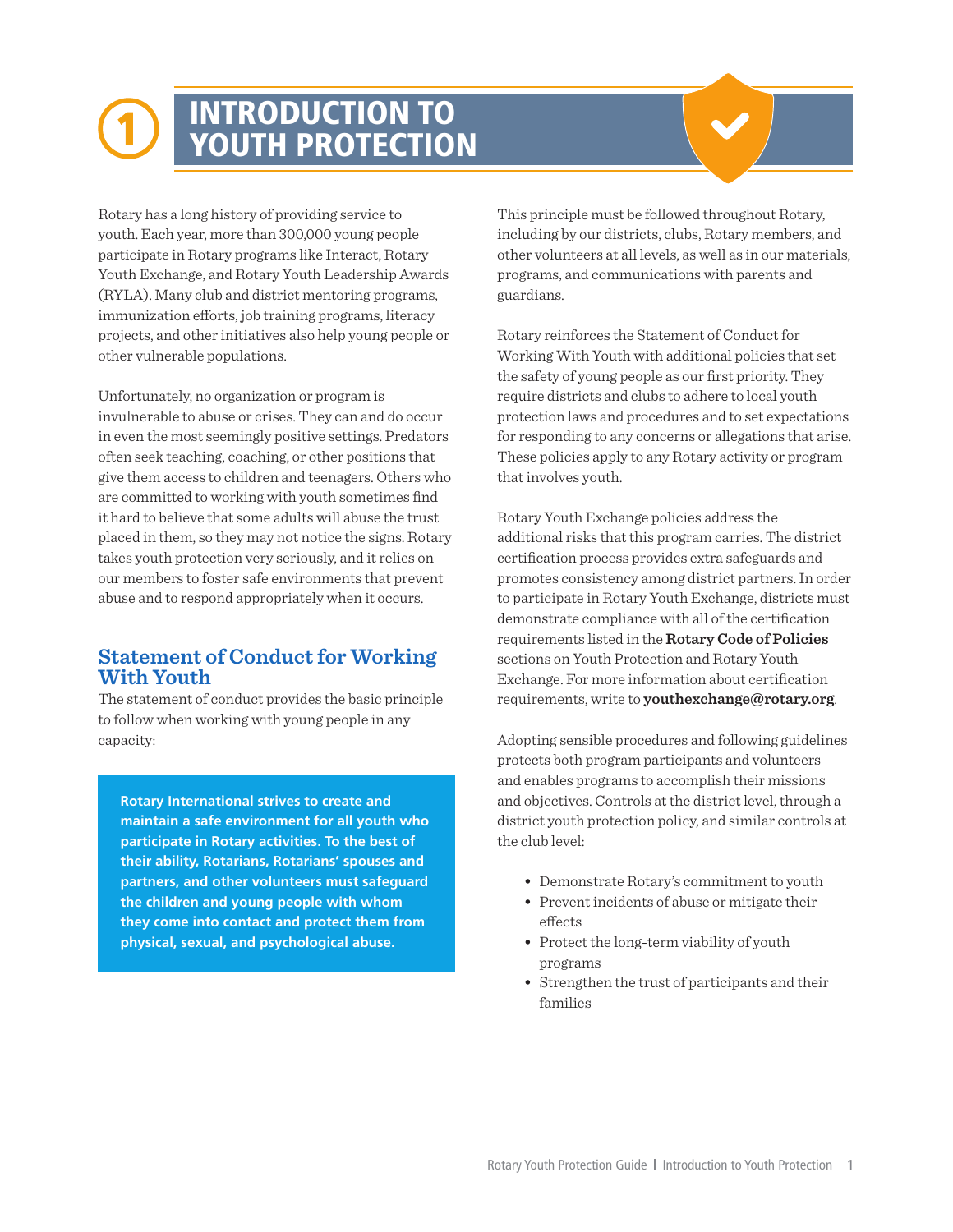# 1 INTRODUCTION TO YOUTH PROTECTION

Rotary has a long history of providing service to youth. Each year, more than 300,000 young people participate in Rotary programs like Interact, Rotary Youth Exchange, and Rotary Youth Leadership Awards (RYLA). Many club and district mentoring programs, immunization efforts, job training programs, literacy projects, and other initiatives also help young people or other vulnerable populations.

Unfortunately, no organization or program is invulnerable to abuse or crises. They can and do occur in even the most seemingly positive settings. Predators often seek teaching, coaching, or other positions that give them access to children and teenagers. Others who are committed to working with youth sometimes find it hard to believe that some adults will abuse the trust placed in them, so they may not notice the signs. Rotary takes youth protection very seriously, and it relies on our members to foster safe environments that prevent abuse and to respond appropriately when it occurs.

## Statement of Conduct for Working With Youth

The statement of conduct provides the basic principle to follow when working with young people in any capacity:

**Rotary International strives to create and maintain a safe environment for all youth who participate in Rotary activities. To the best of their ability, Rotarians, Rotarians' spouses and partners, and other volunteers must safeguard the children and young people with whom they come into contact and protect them from physical, sexual, and psychological abuse.**

This principle must be followed throughout Rotary, including by our districts, clubs, Rotary members, and other volunteers at all levels, as well as in our materials, programs, and communications with parents and guardians.

Rotary reinforces the Statement of Conduct for Working With Youth with additional policies that set the safety of young people as our first priority. They require districts and clubs to adhere to local youth protection laws and procedures and to set expectations for responding to any concerns or allegations that arise. These policies apply to any Rotary activity or program that involves youth.

Rotary Youth Exchange policies address the additional risks that this program carries. The district certification process provides extra safeguards and promotes consistency among district partners. In order to participate in Rotary Youth Exchange, districts must demonstrate compliance with all of the certification requirements listed in the **Rotary Code of Policies** sections on Youth Protection and Rotary Youth Exchange. For more information about certification requirements, write to **youthexchange@rotary.org**.

Adopting sensible procedures and following guidelines protects both program participants and volunteers and enables programs to accomplish their missions and objectives. Controls at the district level, through a district youth protection policy, and similar controls at the club level:

- Demonstrate Rotary's commitment to youth
- Prevent incidents of abuse or mitigate their effects
- Protect the long-term viability of youth programs
- Strengthen the trust of participants and their families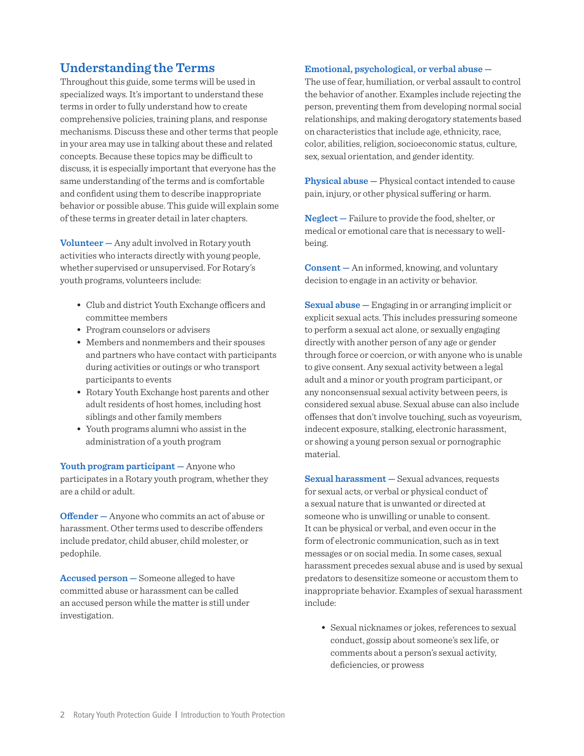## Understanding the Terms

Throughout this guide, some terms will be used in specialized ways. It's important to understand these terms in order to fully understand how to create comprehensive policies, training plans, and response mechanisms. Discuss these and other terms that people in your area may use in talking about these and related concepts. Because these topics may be difficult to discuss, it is especially important that everyone has the same understanding of the terms and is comfortable and confident using them to describe inappropriate behavior or possible abuse. This guide will explain some of these terms in greater detail in later chapters.

**Volunteer —** Any adult involved in Rotary youth activities who interacts directly with young people, whether supervised or unsupervised. For Rotary's youth programs, volunteers include:

- Club and district Youth Exchange officers and committee members
- Program counselors or advisers
- Members and nonmembers and their spouses and partners who have contact with participants during activities or outings or who transport participants to events
- Rotary Youth Exchange host parents and other adult residents of host homes, including host siblings and other family members
- Youth programs alumni who assist in the administration of a youth program

**Youth program participant —** Anyone who participates in a Rotary youth program, whether they are a child or adult.

**Offender —** Anyone who commits an act of abuse or harassment. Other terms used to describe offenders include predator, child abuser, child molester, or pedophile.

**Accused person —** Someone alleged to have committed abuse or harassment can be called an accused person while the matter is still under investigation.

**Emotional, psychological, or verbal abuse —** The use of fear, humiliation, or verbal assault to control the behavior of another. Examples include rejecting the person, preventing them from developing normal social relationships, and making derogatory statements based on characteristics that include age, ethnicity, race, color, abilities, religion, socioeconomic status, culture, sex, sexual orientation, and gender identity.

**Physical abuse —** Physical contact intended to cause pain, injury, or other physical suffering or harm.

**Neglect —** Failure to provide the food, shelter, or medical or emotional care that is necessary to well-being.

**Consent —** An informed, knowing, and voluntary decision to engage in an activity or behavior.

**Sexual abuse —** Engaging in or arranging implicit or explicit sexual acts. This includes pressuring someone to perform a sexual act alone, or sexually engaging directly with another person of any age or gender through force or coercion, or with anyone who is unable to give consent. Any sexual activity between a legal adult and a minor or youth program participant, or any nonconsensual sexual activity between peers, is considered sexual abuse. Sexual abuse can also include offenses that don't involve touching, such as voyeurism, indecent exposure, stalking, electronic harassment, or showing a young person sexual or pornographic material.

**Sexual harassment —** Sexual advances, requests for sexual acts, or verbal or physical conduct of a sexual nature that is unwanted or directed at someone who is unwilling or unable to consent. It can be physical or verbal, and even occur in the form of electronic communication, such as in text messages or on social media. In some cases, sexual harassment precedes sexual abuse and is used by sexual predators to desensitize someone or accustom them to inappropriate behavior. Examples of sexual harassment include:

- Sexual nicknames or jokes, references to sexual conduct, gossip about someone's sex life, or comments about a person's sexual activity, deficiencies, or prowess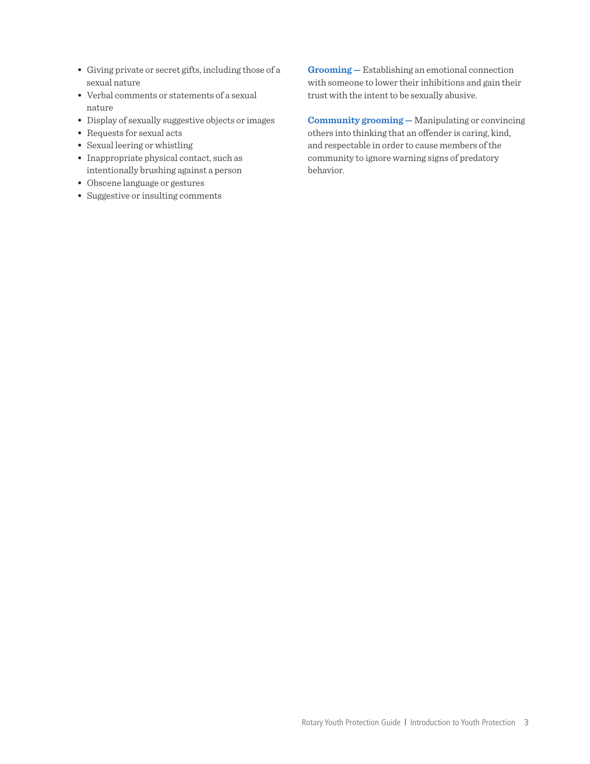- Giving private or secret gifts, including those of a sexual nature
- Verbal comments or statements of a sexual nature
- Display of sexually suggestive objects or images
- Requests for sexual acts
- Sexual leering or whistling
- Inappropriate physical contact, such as intentionally brushing against a person
- Obscene language or gestures
- Suggestive or insulting comments

**Grooming —** Establishing an emotional connection with someone to lower their inhibitions and gain their trust with the intent to be sexually abusive.

**Community grooming —** Manipulating or convincing others into thinking that an offender is caring, kind, and respectable in order to cause members of the community to ignore warning signs of predatory behavior.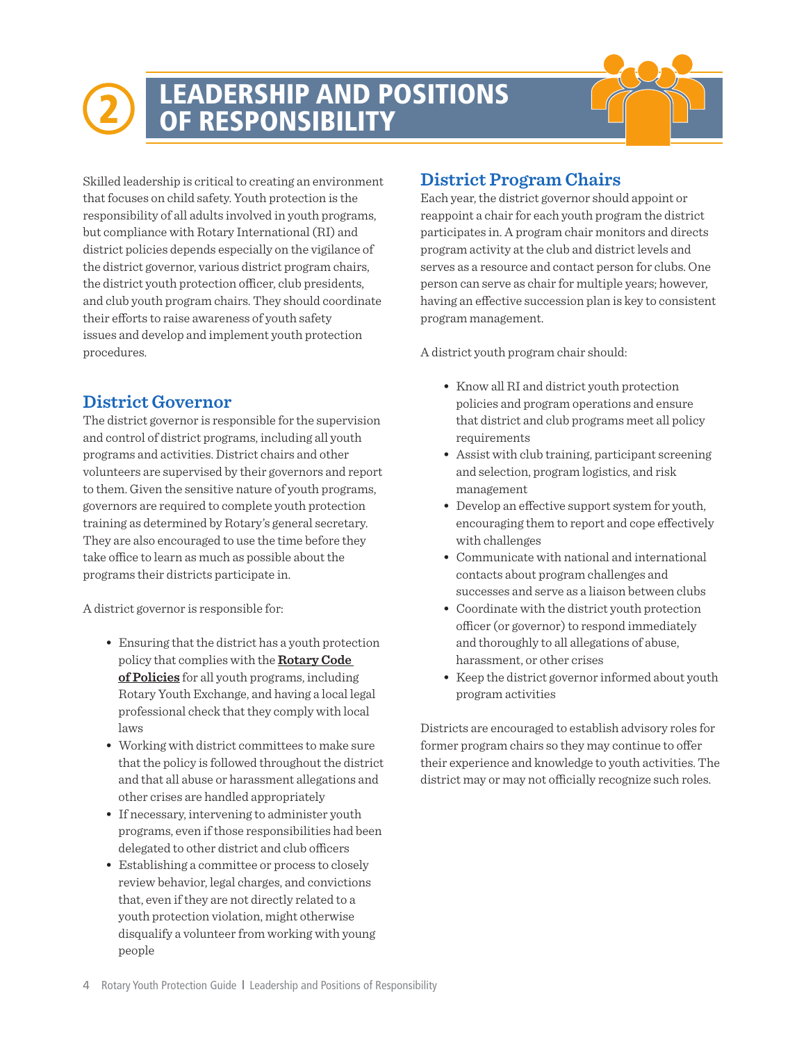# 2 LEADERSHIP AND POSITIONS OF RESPONSIBILITY

Skilled leadership is critical to creating an environment that focuses on child safety. Youth protection is the responsibility of all adults involved in youth programs, but compliance with Rotary International (RI) and district policies depends especially on the vigilance of the district governor, various district program chairs, the district youth protection officer, club presidents, and club youth program chairs. They should coordinate their efforts to raise awareness of youth safety issues and develop and implement youth protection procedures.

## District Governor

The district governor is responsible for the supervision and control of district programs, including all youth programs and activities. District chairs and other volunteers are supervised by their governors and report to them. Given the sensitive nature of youth programs, governors are required to complete youth protection training as determined by Rotary's general secretary. They are also encouraged to use the time before they take office to learn as much as possible about the programs their districts participate in.

A district governor is responsible for:

- Ensuring that the district has a youth protection policy that complies with the **Rotary Code of Policies** for all youth programs, including Rotary Youth Exchange, and having a local legal professional check that they comply with local laws
- Working with district committees to make sure that the policy is followed throughout the district and that all abuse or harassment allegations and other crises are handled appropriately
- If necessary, intervening to administer youth programs, even if those responsibilities had been delegated to other district and club officers
- Establishing a committee or process to closely review behavior, legal charges, and convictions that, even if they are not directly related to a youth protection violation, might otherwise disqualify a volunteer from working with young people

## District Program Chairs

Each year, the district governor should appoint or reappoint a chair for each youth program the district participates in. A program chair monitors and directs program activity at the club and district levels and serves as a resource and contact person for clubs. One person can serve as chair for multiple years; however, having an effective succession plan is key to consistent program management.

A district youth program chair should:

- Know all RI and district youth protection policies and program operations and ensure that district and club programs meet all policy requirements
- Assist with club training, participant screening and selection, program logistics, and risk management
- Develop an effective support system for youth, encouraging them to report and cope effectively with challenges
- Communicate with national and international contacts about program challenges and successes and serve as a liaison between clubs
- Coordinate with the district youth protection officer (or governor) to respond immediately and thoroughly to all allegations of abuse, harassment, or other crises
- Keep the district governor informed about youth program activities

Districts are encouraged to establish advisory roles for former program chairs so they may continue to offer their experience and knowledge to youth activities. The district may or may not officially recognize such roles.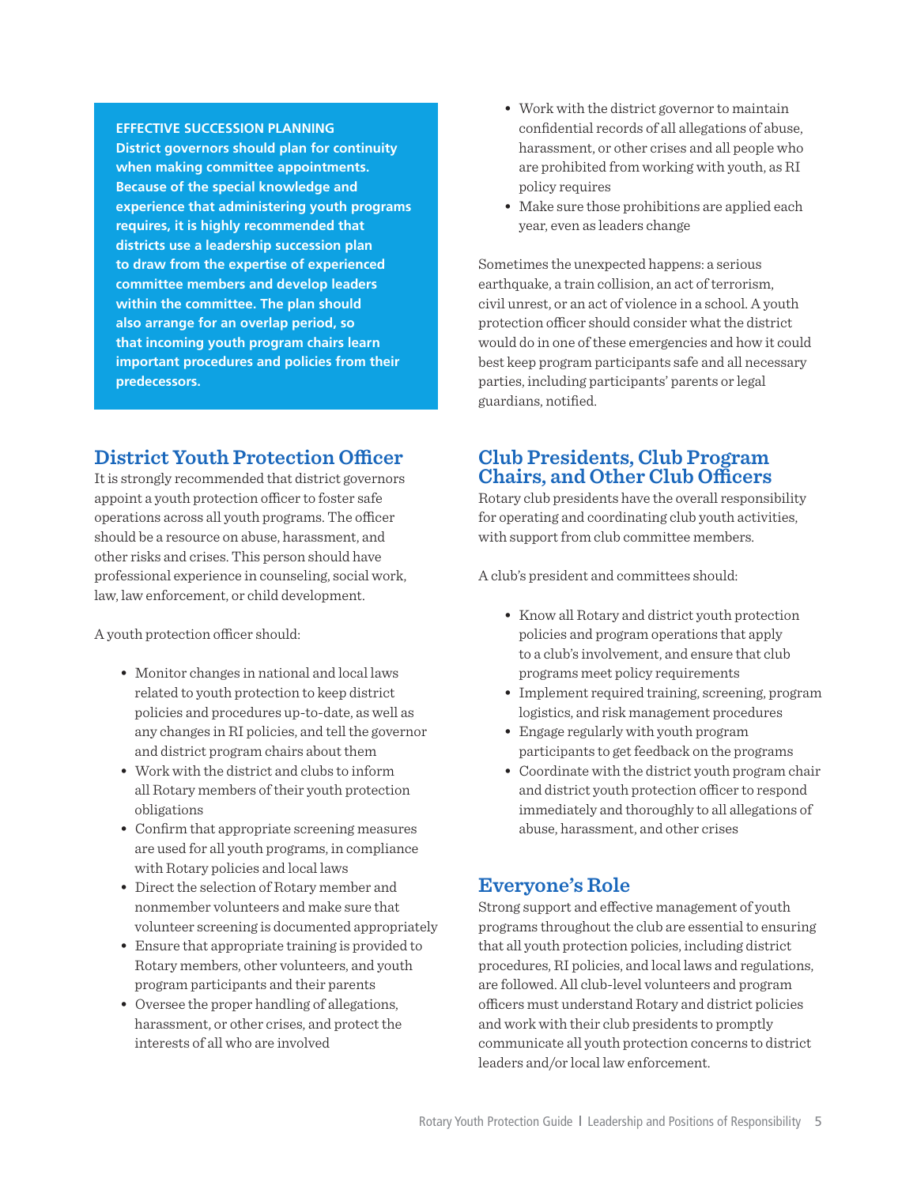**EFFECTIVE SUCCESSION PLANNING**

**District governors should plan for continuity when making committee appointments. Because of the special knowledge and experience that administering youth programs requires, it is highly recommended that districts use a leadership succession plan to draw from the expertise of experienced committee members and develop leaders within the committee. The plan should also arrange for an overlap period, so that incoming youth program chairs learn important procedures and policies from their predecessors.**

## District Youth Protection Officer

It is strongly recommended that district governors appoint a youth protection officer to foster safe operations across all youth programs. The officer should be a resource on abuse, harassment, and other risks and crises. This person should have professional experience in counseling, social work, law, law enforcement, or child development.

A youth protection officer should:

- Monitor changes in national and local laws related to youth protection to keep district policies and procedures up-to-date, as well as any changes in RI policies, and tell the governor and district program chairs about them
- Work with the district and clubs to inform all Rotary members of their youth protection obligations
- Confirm that appropriate screening measures are used for all youth programs, in compliance with Rotary policies and local laws
- Direct the selection of Rotary member and nonmember volunteers and make sure that volunteer screening is documented appropriately
- Ensure that appropriate training is provided to Rotary members, other volunteers, and youth program participants and their parents
- Oversee the proper handling of allegations, harassment, or other crises, and protect the interests of all who are involved
- Work with the district governor to maintain confidential records of all allegations of abuse, harassment, or other crises and all people who are prohibited from working with youth, as RI policy requires
- Make sure those prohibitions are applied each year, even as leaders change

Sometimes the unexpected happens: a serious earthquake, a train collision, an act of terrorism, civil unrest, or an act of violence in a school. A youth protection officer should consider what the district would do in one of these emergencies and how it could best keep program participants safe and all necessary parties, including participants' parents or legal guardians, notified.

## Club Presidents, Club Program Chairs, and Other Club Officers

Rotary club presidents have the overall responsibility for operating and coordinating club youth activities, with support from club committee members.

A club's president and committees should:

- Know all Rotary and district youth protection policies and program operations that apply to a club's involvement, and ensure that club programs meet policy requirements
- Implement required training, screening, program logistics, and risk management procedures
- Engage regularly with youth program participants to get feedback on the programs
- Coordinate with the district youth program chair and district youth protection officer to respond immediately and thoroughly to all allegations of abuse, harassment, and other crises

## Everyone's Role

Strong support and effective management of youth programs throughout the club are essential to ensuring that all youth protection policies, including district procedures, RI policies, and local laws and regulations, are followed. All club-level volunteers and program officers must understand Rotary and district policies and work with their club presidents to promptly communicate all youth protection concerns to district leaders and/or local law enforcement.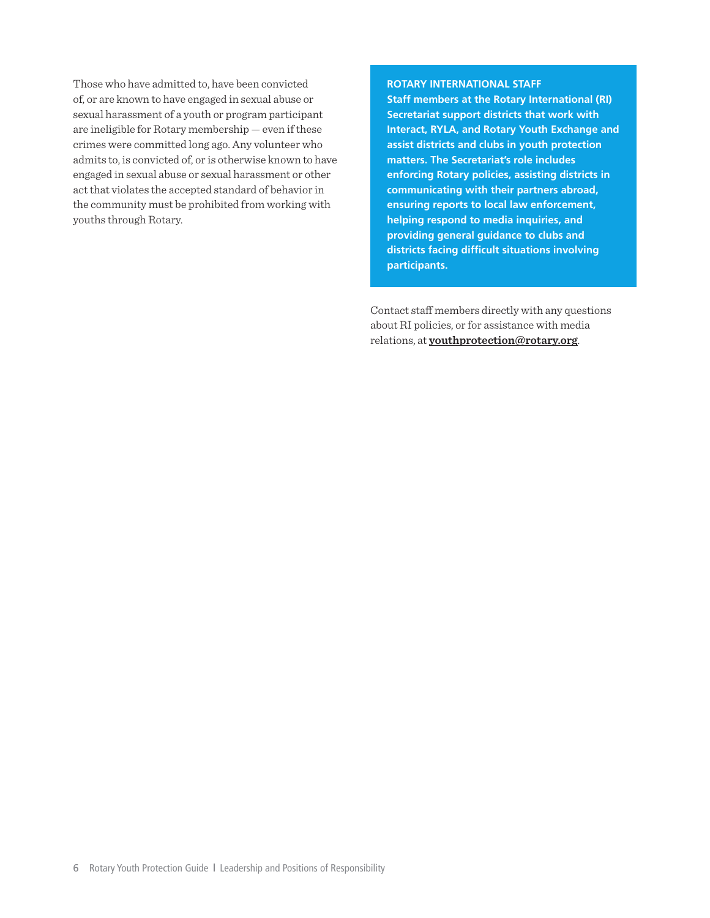Those who have admitted to, have been convicted of, or are known to have engaged in sexual abuse or sexual harassment of a youth or program participant are ineligible for Rotary membership — even if these crimes were committed long ago. Any volunteer who admits to, is convicted of, or is otherwise known to have engaged in sexual abuse or sexual harassment or other act that violates the accepted standard of behavior in the community must be prohibited from working with youths through Rotary.

**ROTARY INTERNATIONAL STAFF**

**Staff members at the Rotary International (RI) Secretariat support districts that work with Interact, RYLA, and Rotary Youth Exchange and assist districts and clubs in youth protection matters. The Secretariat's role includes enforcing Rotary policies, assisting districts in communicating with their partners abroad, ensuring reports to local law enforcement, helping respond to media inquiries, and providing general guidance to clubs and districts facing difficult situations involving participants.**

Contact staff members directly with any questions about RI policies, or for assistance with media relations, at **youthprotection@rotary.org**.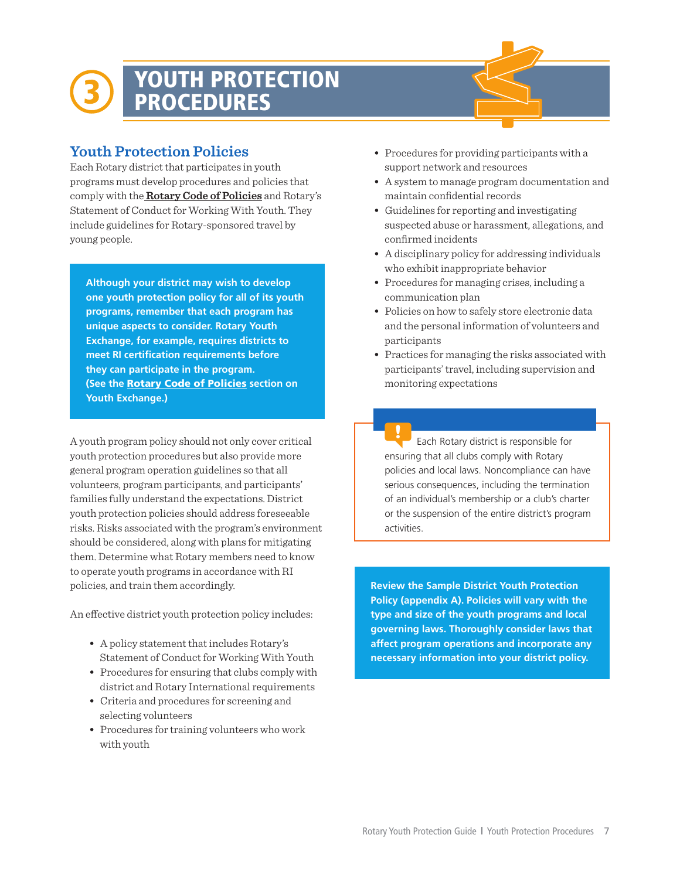# 3 YOUTH PROTECTION PROCEDURES

## Youth Protection Policies

Each Rotary district that participates in youth programs must develop procedures and policies that comply with the **Rotary Code of Policies** and Rotary's Statement of Conduct for Working With Youth. They include guidelines for Rotary-sponsored travel by young people.

**Although your district may wish to develop one youth protection policy for all of its youth programs, remember that each program has unique aspects to consider. Rotary Youth Exchange, for example, requires districts to meet RI certification requirements before they can participate in the program. (See the Rotary Code of Policies section on Youth Exchange.)**

A youth program policy should not only cover critical youth protection procedures but also provide more general program operation guidelines so that all volunteers, program participants, and participants' families fully understand the expectations. District youth protection policies should address foreseeable risks. Risks associated with the program's environment should be considered, along with plans for mitigating them. Determine what Rotary members need to know to operate youth programs in accordance with RI policies, and train them accordingly.

An effective district youth protection policy includes:

- A policy statement that includes Rotary's Statement of Conduct for Working With Youth
- Procedures for ensuring that clubs comply with district and Rotary International requirements
- Criteria and procedures for screening and selecting volunteers
- Procedures for training volunteers who work with youth
- Procedures for providing participants with a support network and resources
- A system to manage program documentation and maintain confidential records
- Guidelines for reporting and investigating suspected abuse or harassment, allegations, and confirmed incidents
- A disciplinary policy for addressing individuals who exhibit inappropriate behavior
- Procedures for managing crises, including a communication plan
- Policies on how to safely store electronic data and the personal information of volunteers and participants
- Practices for managing the risks associated with participants' travel, including supervision and monitoring expectations

Each Rotary district is responsible for ensuring that all clubs comply with Rotary policies and local laws. Noncompliance can have serious consequences, including the termination of an individual's membership or a club's charter or the suspension of the entire district's program activities.

**Review the Sample District Youth Protection Policy (appendix A). Policies will vary with the type and size of the youth programs and local governing laws. Thoroughly consider laws that affect program operations and incorporate any necessary information into your district policy.**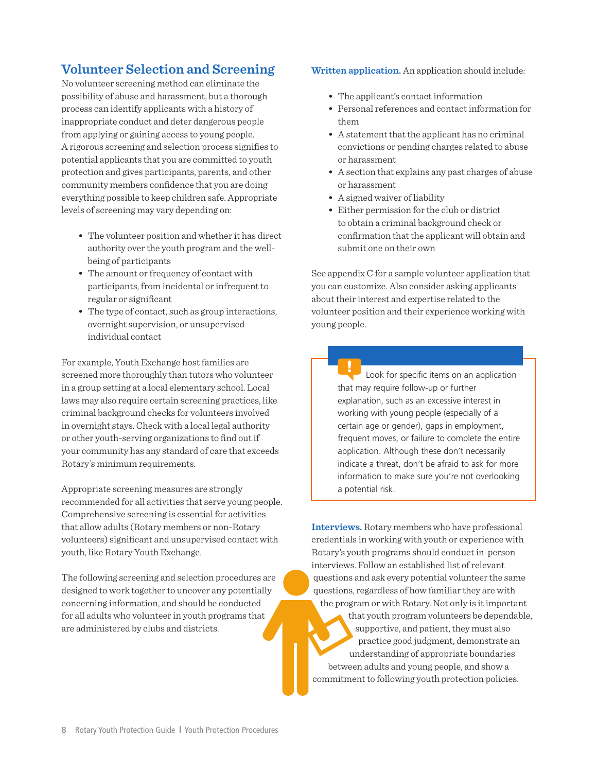## Volunteer Selection and Screening

No volunteer screening method can eliminate the possibility of abuse and harassment, but a thorough process can identify applicants with a history of inappropriate conduct and deter dangerous people from applying or gaining access to young people. A rigorous screening and selection process signifies to potential applicants that you are committed to youth protection and gives participants, parents, and other community members confidence that you are doing everything possible to keep children safe. Appropriate levels of screening may vary depending on:

- The volunteer position and whether it has direct authority over the youth program and the well-being of participants
- The amount or frequency of contact with participants, from incidental or infrequent to regular or significant
- The type of contact, such as group interactions, overnight supervision, or unsupervised individual contact

For example, Youth Exchange host families are screened more thoroughly than tutors who volunteer in a group setting at a local elementary school. Local laws may also require certain screening practices, like criminal background checks for volunteers involved in overnight stays. Check with a local legal authority or other youth-serving organizations to find out if your community has any standard of care that exceeds Rotary's minimum requirements.

Appropriate screening measures are strongly recommended for all activities that serve young people. Comprehensive screening is essential for activities that allow adults (Rotary members or non-Rotary volunteers) significant and unsupervised contact with youth, like Rotary Youth Exchange.

The following screening and selection procedures are designed to work together to uncover any potentially concerning information, and should be conducted for all adults who volunteer in youth programs that are administered by clubs and districts.

**Written application.** An application should include:

- The applicant's contact information
- Personal references and contact information for them
- A statement that the applicant has no criminal convictions or pending charges related to abuse or harassment
- A section that explains any past charges of abuse or harassment
- A signed waiver of liability
- Either permission for the club or district to obtain a criminal background check or confirmation that the applicant will obtain and submit one on their own

See appendix C for a sample volunteer application that you can customize. Also consider asking applicants about their interest and expertise related to the volunteer position and their experience working with young people.

> Look for specific items on an application that may require follow-up or further explanation, such as an excessive interest in working with young people (especially of a certain age or gender), gaps in employment, frequent moves, or failure to complete the entire application. Although these don't necessarily indicate a threat, don't be afraid to ask for more information to make sure you're not overlooking a potential risk.

**Interviews.** Rotary members who have professional credentials in working with youth or experience with Rotary's youth programs should conduct in-person interviews. Follow an established list of relevant questions and ask every potential volunteer the same questions, regardless of how familiar they are with the program or with Rotary. Not only is it important that youth program volunteers be dependable, supportive, and patient, they must also practice good judgment, demonstrate an understanding of appropriate boundaries between adults and young people, and show a commitment to following youth protection policies.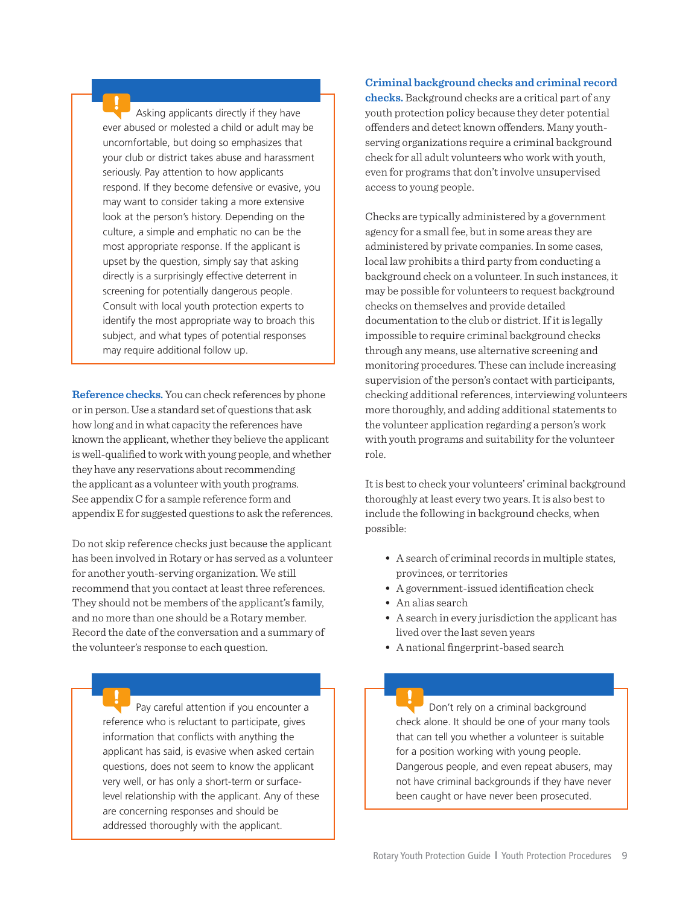> Asking applicants directly if they have ever abused or molested a child or adult may be uncomfortable, but doing so emphasizes that your club or district takes abuse and harassment seriously. Pay attention to how applicants respond. If they become defensive or evasive, you may want to consider taking a more extensive look at the person's history. Depending on the culture, a simple and emphatic no can be the most appropriate response. If the applicant is upset by the question, simply say that asking directly is a surprisingly effective deterrent in screening for potentially dangerous people. Consult with local youth protection experts to identify the most appropriate way to broach this subject, and what types of potential responses may require additional follow up.

**Reference checks.** You can check references by phone or in person. Use a standard set of questions that ask how long and in what capacity the references have known the applicant, whether they believe the applicant is well-qualified to work with young people, and whether they have any reservations about recommending the applicant as a volunteer with youth programs. See appendix C for a sample reference form and appendix E for suggested questions to ask the references.

Do not skip reference checks just because the applicant has been involved in Rotary or has served as a volunteer for another youth-serving organization. We still recommend that you contact at least three references. They should not be members of the applicant's family, and no more than one should be a Rotary member. Record the date of the conversation and a summary of the volunteer's response to each question.

> Pay careful attention if you encounter a reference who is reluctant to participate, gives information that conflicts with anything the applicant has said, is evasive when asked certain questions, does not seem to know the applicant very well, or has only a short-term or surface-level relationship with the applicant. Any of these are concerning responses and should be addressed thoroughly with the applicant.

**Criminal background checks and criminal record checks.** Background checks are a critical part of any youth protection policy because they deter potential offenders and detect known offenders. Many youth-serving organizations require a criminal background check for all adult volunteers who work with youth, even for programs that don't involve unsupervised access to young people.

Checks are typically administered by a government agency for a small fee, but in some areas they are administered by private companies. In some cases, local law prohibits a third party from conducting a background check on a volunteer. In such instances, it may be possible for volunteers to request background checks on themselves and provide detailed documentation to the club or district. If it is legally impossible to require criminal background checks through any means, use alternative screening and monitoring procedures. These can include increasing supervision of the person's contact with participants, checking additional references, interviewing volunteers more thoroughly, and adding additional statements to the volunteer application regarding a person's work with youth programs and suitability for the volunteer role.

It is best to check your volunteers' criminal background thoroughly at least every two years. It is also best to include the following in background checks, when possible:

- A search of criminal records in multiple states, provinces, or territories
- A government-issued identification check
- An alias search
- A search in every jurisdiction the applicant has lived over the last seven years
- A national fingerprint-based search

> Don't rely on a criminal background check alone. It should be one of your many tools that can tell you whether a volunteer is suitable for a position working with young people. Dangerous people, and even repeat abusers, may not have criminal backgrounds if they have never been caught or have never been prosecuted.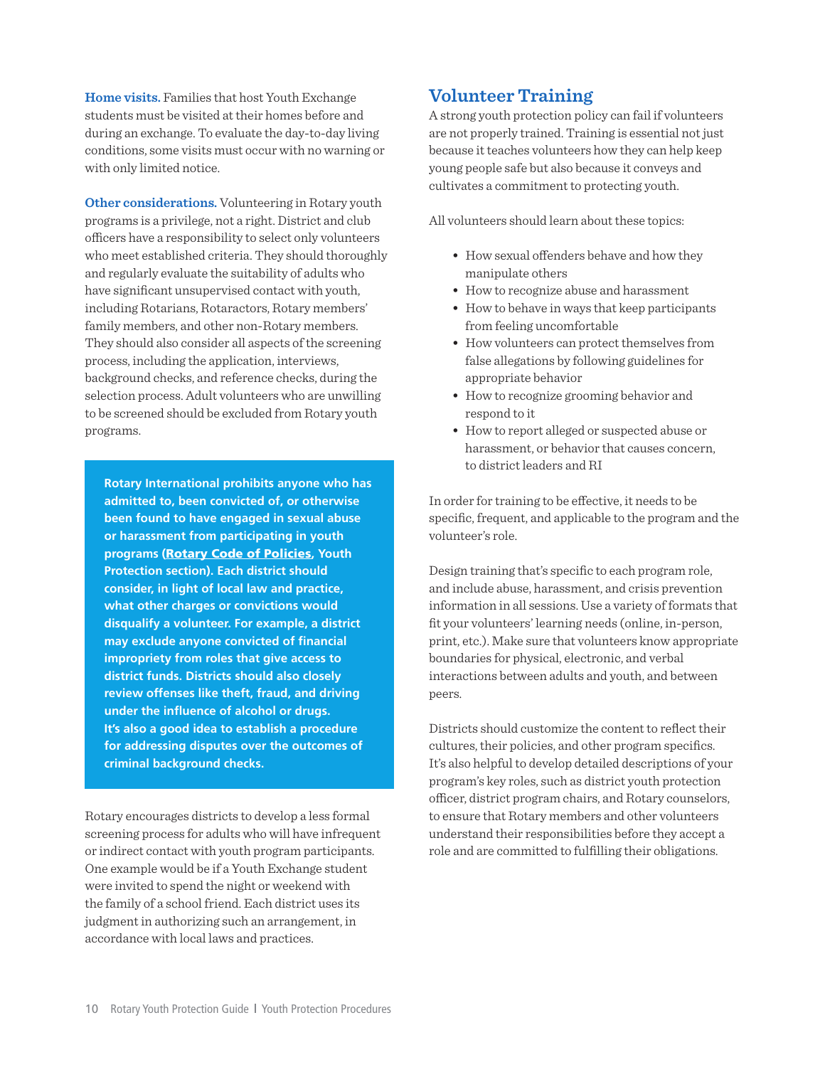**Home visits.** Families that host Youth Exchange students must be visited at their homes before and during an exchange. To evaluate the day-to-day living conditions, some visits must occur with no warning or with only limited notice.

**Other considerations.** Volunteering in Rotary youth programs is a privilege, not a right. District and club officers have a responsibility to select only volunteers who meet established criteria. They should thoroughly and regularly evaluate the suitability of adults who have significant unsupervised contact with youth, including Rotarians, Rotaractors, Rotary members' family members, and other non-Rotary members. They should also consider all aspects of the screening process, including the application, interviews, background checks, and reference checks, during the selection process. Adult volunteers who are unwilling to be screened should be excluded from Rotary youth programs.

**Rotary International prohibits anyone who has admitted to, been convicted of, or otherwise been found to have engaged in sexual abuse or harassment from participating in youth programs (Rotary Code of Policies, Youth Protection section). Each district should consider, in light of local law and practice, what other charges or convictions would disqualify a volunteer. For example, a district may exclude anyone convicted of financial impropriety from roles that give access to district funds. Districts should also closely review offenses like theft, fraud, and driving under the influence of alcohol or drugs. It's also a good idea to establish a procedure for addressing disputes over the outcomes of criminal background checks.**

Rotary encourages districts to develop a less formal screening process for adults who will have infrequent or indirect contact with youth program participants. One example would be if a Youth Exchange student were invited to spend the night or weekend with the family of a school friend. Each district uses its judgment in authorizing such an arrangement, in accordance with local laws and practices.

## Volunteer Training

A strong youth protection policy can fail if volunteers are not properly trained. Training is essential not just because it teaches volunteers how they can help keep young people safe but also because it conveys and cultivates a commitment to protecting youth.

All volunteers should learn about these topics:

- How sexual offenders behave and how they manipulate others
- How to recognize abuse and harassment
- How to behave in ways that keep participants from feeling uncomfortable
- How volunteers can protect themselves from false allegations by following guidelines for appropriate behavior
- How to recognize grooming behavior and respond to it
- How to report alleged or suspected abuse or harassment, or behavior that causes concern, to district leaders and RI

In order for training to be effective, it needs to be specific, frequent, and applicable to the program and the volunteer's role.

Design training that's specific to each program role, and include abuse, harassment, and crisis prevention information in all sessions. Use a variety of formats that fit your volunteers' learning needs (online, in-person, print, etc.). Make sure that volunteers know appropriate boundaries for physical, electronic, and verbal interactions between adults and youth, and between peers.

Districts should customize the content to reflect their cultures, their policies, and other program specifics. It's also helpful to develop detailed descriptions of your program's key roles, such as district youth protection officer, district program chairs, and Rotary counselors, to ensure that Rotary members and other volunteers understand their responsibilities before they accept a role and are committed to fulfilling their obligations.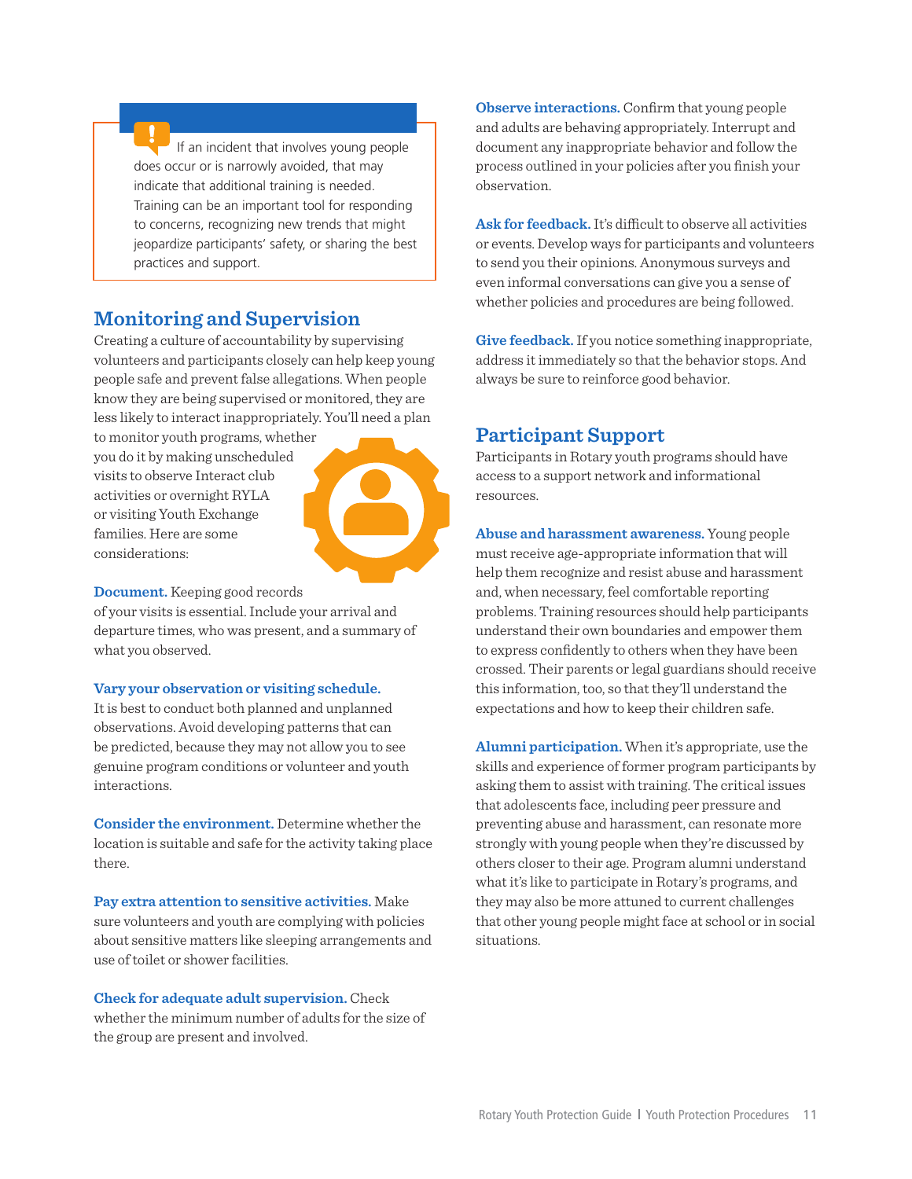If an incident that involves young people does occur or is narrowly avoided, that may indicate that additional training is needed. Training can be an important tool for responding to concerns, recognizing new trends that might jeopardize participants' safety, or sharing the best practices and support.

## Monitoring and Supervision

Creating a culture of accountability by supervising volunteers and participants closely can help keep young people safe and prevent false allegations. When people know they are being supervised or monitored, they are less likely to interact inappropriately. You'll need a plan to monitor youth programs, whether you do it by making unscheduled visits to observe Interact club activities or overnight RYLA or visiting Youth Exchange families. Here are some considerations:

**Document.** Keeping good records of your visits is essential. Include your arrival and departure times, who was present, and a summary of what you observed.

**Vary your observation or visiting schedule.** It is best to conduct both planned and unplanned observations. Avoid developing patterns that can be predicted, because they may not allow you to see genuine program conditions or volunteer and youth interactions.

**Consider the environment.** Determine whether the location is suitable and safe for the activity taking place there.

**Pay extra attention to sensitive activities.** Make sure volunteers and youth are complying with policies about sensitive matters like sleeping arrangements and use of toilet or shower facilities.

**Check for adequate adult supervision.** Check whether the minimum number of adults for the size of the group are present and involved.

**Observe interactions.** Confirm that young people and adults are behaving appropriately. Interrupt and document any inappropriate behavior and follow the process outlined in your policies after you finish your observation.

**Ask for feedback.** It's difficult to observe all activities or events. Develop ways for participants and volunteers to send you their opinions. Anonymous surveys and even informal conversations can give you a sense of whether policies and procedures are being followed.

**Give feedback.** If you notice something inappropriate, address it immediately so that the behavior stops. And always be sure to reinforce good behavior.

## Participant Support

Participants in Rotary youth programs should have access to a support network and informational resources.

**Abuse and harassment awareness.** Young people must receive age-appropriate information that will help them recognize and resist abuse and harassment and, when necessary, feel comfortable reporting problems. Training resources should help participants understand their own boundaries and empower them to express confidently to others when they have been crossed. Their parents or legal guardians should receive this information, too, so that they'll understand the expectations and how to keep their children safe.

**Alumni participation.** When it's appropriate, use the skills and experience of former program participants by asking them to assist with training. The critical issues that adolescents face, including peer pressure and preventing abuse and harassment, can resonate more strongly with young people when they're discussed by others closer to their age. Program alumni understand what it's like to participate in Rotary's programs, and they may also be more attuned to current challenges that other young people might face at school or in social situations.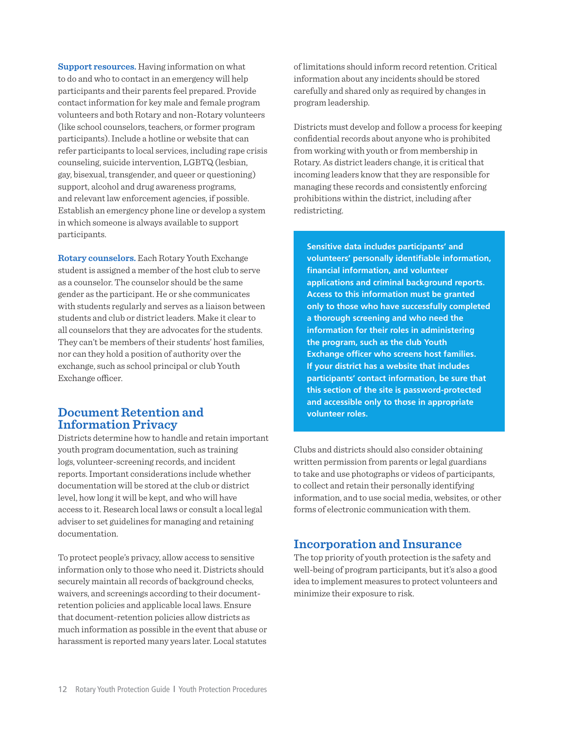**Support resources.** Having information on what to do and who to contact in an emergency will help participants and their parents feel prepared. Provide contact information for key male and female program volunteers and both Rotary and non-Rotary volunteers (like school counselors, teachers, or former program participants). Include a hotline or website that can refer participants to local services, including rape crisis counseling, suicide intervention, LGBTQ (lesbian, gay, bisexual, transgender, and queer or questioning) support, alcohol and drug awareness programs, and relevant law enforcement agencies, if possible. Establish an emergency phone line or develop a system in which someone is always available to support participants.

**Rotary counselors.** Each Rotary Youth Exchange student is assigned a member of the host club to serve as a counselor. The counselor should be the same gender as the participant. He or she communicates with students regularly and serves as a liaison between students and club or district leaders. Make it clear to all counselors that they are advocates for the students. They can't be members of their students' host families, nor can they hold a position of authority over the exchange, such as school principal or club Youth Exchange officer.

## Document Retention and Information Privacy

Districts determine how to handle and retain important youth program documentation, such as training logs, volunteer-screening records, and incident reports. Important considerations include whether documentation will be stored at the club or district level, how long it will be kept, and who will have access to it. Research local laws or consult a local legal adviser to set guidelines for managing and retaining documentation.

To protect people's privacy, allow access to sensitive information only to those who need it. Districts should securely maintain all records of background checks, waivers, and screenings according to their document-retention policies and applicable local laws. Ensure that document-retention policies allow districts as much information as possible in the event that abuse or harassment is reported many years later. Local statutes of limitations should inform record retention. Critical information about any incidents should be stored carefully and shared only as required by changes in program leadership.

Districts must develop and follow a process for keeping confidential records about anyone who is prohibited from working with youth or from membership in Rotary. As district leaders change, it is critical that incoming leaders know that they are responsible for managing these records and consistently enforcing prohibitions within the district, including after redistricting.

**Sensitive data includes participants' and volunteers' personally identifiable information, financial information, and volunteer applications and criminal background reports. Access to this information must be granted only to those who have successfully completed a thorough screening and who need the information for their roles in administering the program, such as the club Youth Exchange officer who screens host families. If your district has a website that includes participants' contact information, be sure that this section of the site is password-protected and accessible only to those in appropriate volunteer roles.**

Clubs and districts should also consider obtaining written permission from parents or legal guardians to take and use photographs or videos of participants, to collect and retain their personally identifying information, and to use social media, websites, or other forms of electronic communication with them.

## Incorporation and Insurance

The top priority of youth protection is the safety and well-being of program participants, but it's also a good idea to implement measures to protect volunteers and minimize their exposure to risk.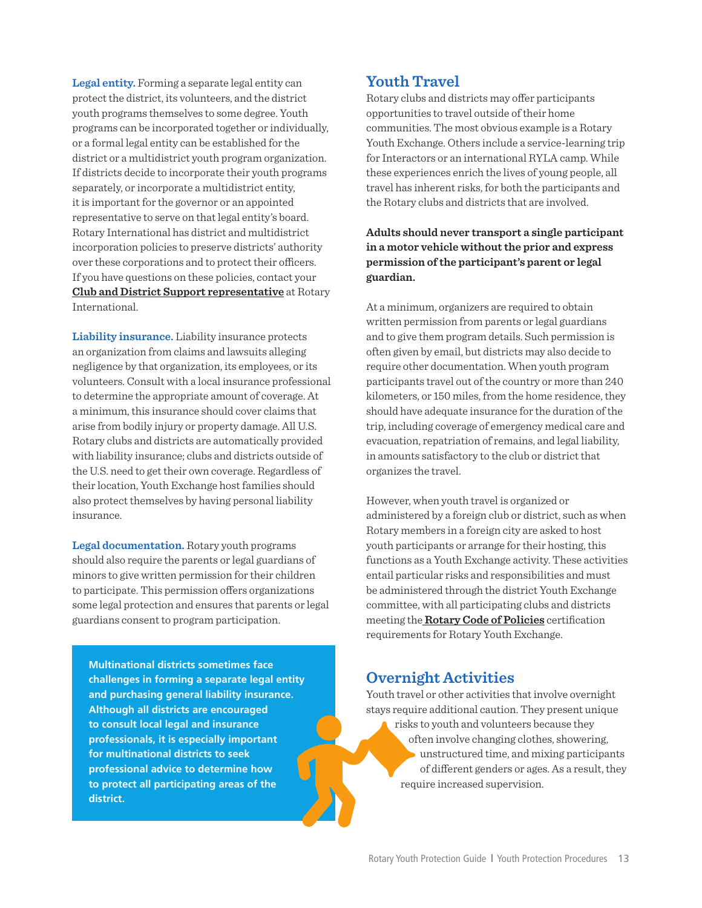**Legal entity.** Forming a separate legal entity can protect the district, its volunteers, and the district youth programs themselves to some degree. Youth programs can be incorporated together or individually, or a formal legal entity can be established for the district or a multidistrict youth program organization. If districts decide to incorporate their youth programs separately, or incorporate a multidistrict entity, it is important for the governor or an appointed representative to serve on that legal entity's board. Rotary International has district and multidistrict incorporation policies to preserve districts' authority over these corporations and to protect their officers. If you have questions on these policies, contact your **Club and District Support representative** at Rotary International.

**Liability insurance.** Liability insurance protects an organization from claims and lawsuits alleging negligence by that organization, its employees, or its volunteers. Consult with a local insurance professional to determine the appropriate amount of coverage. At a minimum, this insurance should cover claims that arise from bodily injury or property damage. All U.S. Rotary clubs and districts are automatically provided with liability insurance; clubs and districts outside of the U.S. need to get their own coverage. Regardless of their location, Youth Exchange host families should also protect themselves by having personal liability insurance.

**Legal documentation.** Rotary youth programs should also require the parents or legal guardians of minors to give written permission for their children to participate. This permission offers organizations some legal protection and ensures that parents or legal guardians consent to program participation.

**Multinational districts sometimes face challenges in forming a separate legal entity and purchasing general liability insurance. Although all districts are encouraged to consult local legal and insurance professionals, it is especially important for multinational districts to seek professional advice to determine how to protect all participating areas of the district.**

## Youth Travel

Rotary clubs and districts may offer participants opportunities to travel outside of their home communities. The most obvious example is a Rotary Youth Exchange. Others include a service-learning trip for Interactors or an international RYLA camp. While these experiences enrich the lives of young people, all travel has inherent risks, for both the participants and the Rotary clubs and districts that are involved.

**Adults should never transport a single participant in a motor vehicle without the prior and express permission of the participant's parent or legal guardian.**

At a minimum, organizers are required to obtain written permission from parents or legal guardians and to give them program details. Such permission is often given by email, but districts may also decide to require other documentation. When youth program participants travel out of the country or more than 240 kilometers, or 150 miles, from the home residence, they should have adequate insurance for the duration of the trip, including coverage of emergency medical care and evacuation, repatriation of remains, and legal liability, in amounts satisfactory to the club or district that organizes the travel.

However, when youth travel is organized or administered by a foreign club or district, such as when Rotary members in a foreign city are asked to host youth participants or arrange for their hosting, this functions as a Youth Exchange activity. These activities entail particular risks and responsibilities and must be administered through the district Youth Exchange committee, with all participating clubs and districts meeting the **Rotary Code of Policies** certification requirements for Rotary Youth Exchange.

## Overnight Activities

Youth travel or other activities that involve overnight stays require additional caution. They present unique risks to youth and volunteers because they often involve changing clothes, showering, unstructured time, and mixing participants of different genders or ages. As a result, they require increased supervision.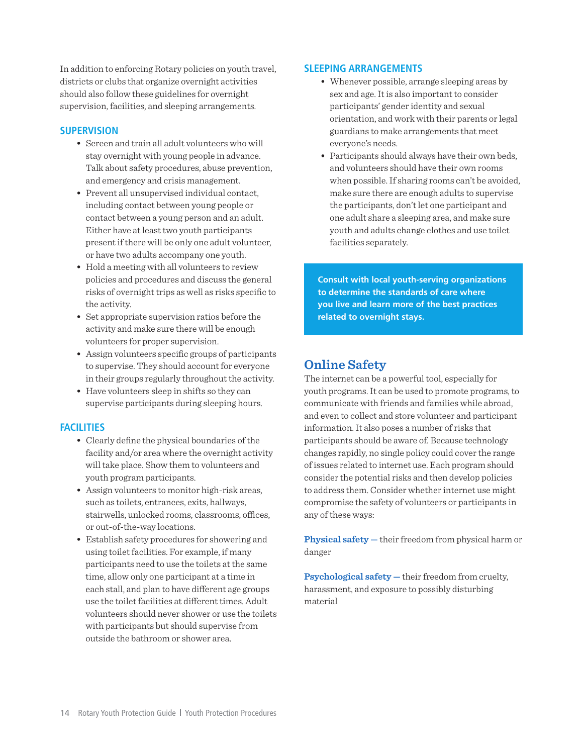In addition to enforcing Rotary policies on youth travel, districts or clubs that organize overnight activities should also follow these guidelines for overnight supervision, facilities, and sleeping arrangements.

### SUPERVISION

- Screen and train all adult volunteers who will stay overnight with young people in advance. Talk about safety procedures, abuse prevention, and emergency and crisis management.
- Prevent all unsupervised individual contact, including contact between young people or contact between a young person and an adult. Either have at least two youth participants present if there will be only one adult volunteer, or have two adults accompany one youth.
- Hold a meeting with all volunteers to review policies and procedures and discuss the general risks of overnight trips as well as risks specific to the activity.
- Set appropriate supervision ratios before the activity and make sure there will be enough volunteers for proper supervision.
- Assign volunteers specific groups of participants to supervise. They should account for everyone in their groups regularly throughout the activity.
- Have volunteers sleep in shifts so they can supervise participants during sleeping hours.

### FACILITIES

- Clearly define the physical boundaries of the facility and/or area where the overnight activity will take place. Show them to volunteers and youth program participants.
- Assign volunteers to monitor high-risk areas, such as toilets, entrances, exits, hallways, stairwells, unlocked rooms, classrooms, offices, or out-of-the-way locations.
- Establish safety procedures for showering and using toilet facilities. For example, if many participants need to use the toilets at the same time, allow only one participant at a time in each stall, and plan to have different age groups use the toilet facilities at different times. Adult volunteers should never shower or use the toilets with participants but should supervise from outside the bathroom or shower area.

### SLEEPING ARRANGEMENTS

- Whenever possible, arrange sleeping areas by sex and age. It is also important to consider participants' gender identity and sexual orientation, and work with their parents or legal guardians to make arrangements that meet everyone's needs.
- Participants should always have their own beds, and volunteers should have their own rooms when possible. If sharing rooms can't be avoided, make sure there are enough adults to supervise the participants, don't let one participant and one adult share a sleeping area, and make sure youth and adults change clothes and use toilet facilities separately.

**Consult with local youth-serving organizations to determine the standards of care where you live and learn more of the best practices related to overnight stays.**

## Online Safety

The internet can be a powerful tool, especially for youth programs. It can be used to promote programs, to communicate with friends and families while abroad, and even to collect and store volunteer and participant information. It also poses a number of risks that participants should be aware of. Because technology changes rapidly, no single policy could cover the range of issues related to internet use. Each program should consider the potential risks and then develop policies to address them. Consider whether internet use might compromise the safety of volunteers or participants in any of these ways:

**Physical safety —** their freedom from physical harm or danger

**Psychological safety —** their freedom from cruelty, harassment, and exposure to possibly disturbing material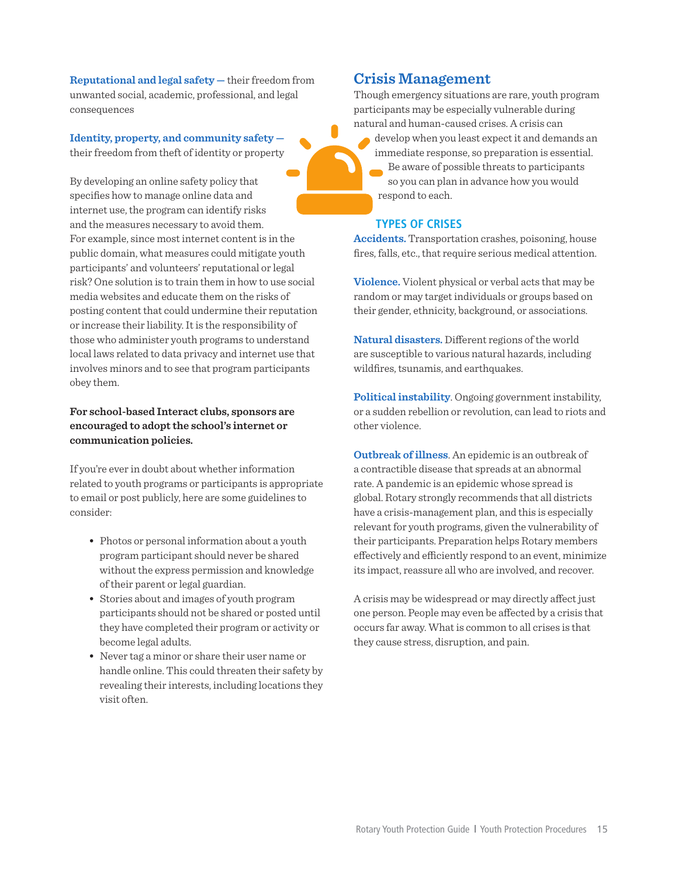**Reputational and legal safety —** their freedom from unwanted social, academic, professional, and legal consequences

**Identity, property, and community safety —** their freedom from theft of identity or property

By developing an online safety policy that specifies how to manage online data and internet use, the program can identify risks and the measures necessary to avoid them. For example, since most internet content is in the public domain, what measures could mitigate youth participants' and volunteers' reputational or legal risk? One solution is to train them in how to use social media websites and educate them on the risks of posting content that could undermine their reputation or increase their liability. It is the responsibility of those who administer youth programs to understand local laws related to data privacy and internet use that involves minors and to see that program participants obey them.

**For school-based Interact clubs, sponsors are encouraged to adopt the school's internet or communication policies.**

If you're ever in doubt about whether information related to youth programs or participants is appropriate to email or post publicly, here are some guidelines to consider:

- Photos or personal information about a youth program participant should never be shared without the express permission and knowledge of their parent or legal guardian.
- Stories about and images of youth program participants should not be shared or posted until they have completed their program or activity or become legal adults.
- Never tag a minor or share their user name or handle online. This could threaten their safety by revealing their interests, including locations they visit often.

## Crisis Management

Though emergency situations are rare, youth program participants may be especially vulnerable during natural and human-caused crises. A crisis can develop when you least expect it and demands an immediate response, so preparation is essential. Be aware of possible threats to participants so you can plan in advance how you would respond to each.

### TYPES OF CRISES

**Accidents.** Transportation crashes, poisoning, house fires, falls, etc., that require serious medical attention.

**Violence.** Violent physical or verbal acts that may be random or may target individuals or groups based on their gender, ethnicity, background, or associations.

**Natural disasters.** Different regions of the world are susceptible to various natural hazards, including wildfires, tsunamis, and earthquakes.

**Political instability**. Ongoing government instability, or a sudden rebellion or revolution, can lead to riots and other violence.

**Outbreak of illness**. An epidemic is an outbreak of a contractible disease that spreads at an abnormal rate. A pandemic is an epidemic whose spread is global. Rotary strongly recommends that all districts have a crisis-management plan, and this is especially relevant for youth programs, given the vulnerability of their participants. Preparation helps Rotary members effectively and efficiently respond to an event, minimize its impact, reassure all who are involved, and recover.

A crisis may be widespread or may directly affect just one person. People may even be affected by a crisis that occurs far away. What is common to all crises is that they cause stress, disruption, and pain.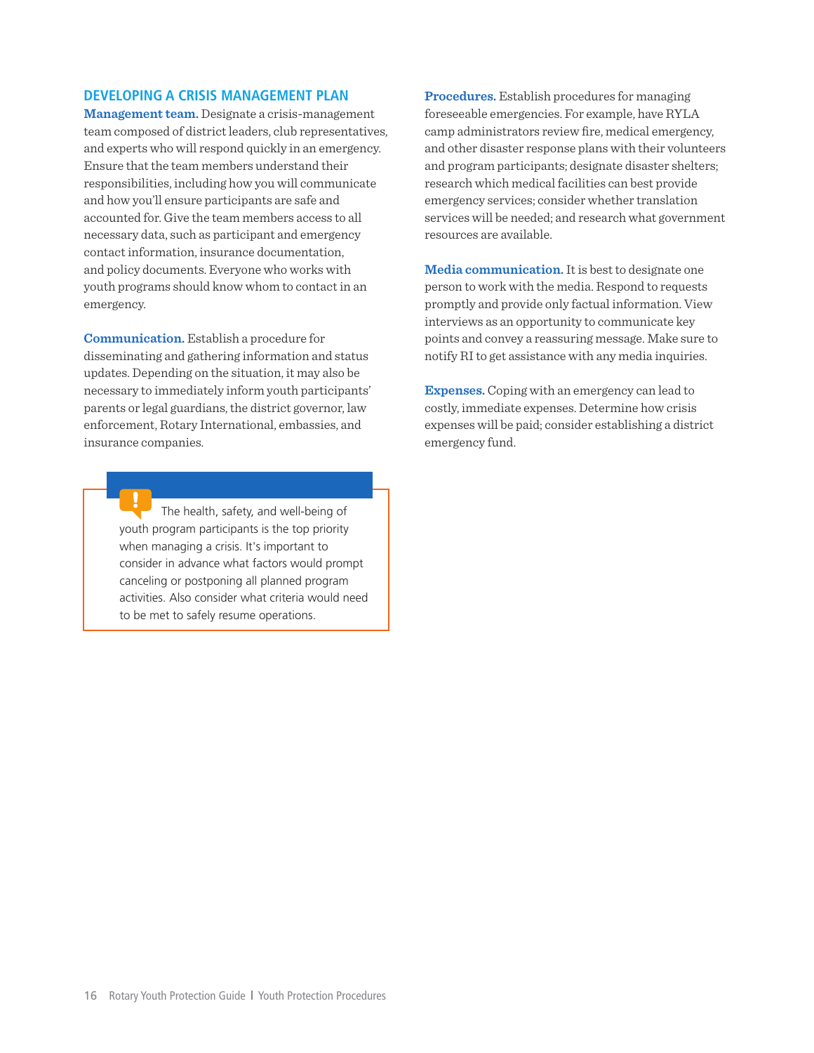## DEVELOPING A CRISIS MANAGEMENT PLAN

**Management team.** Designate a crisis-management team composed of district leaders, club representatives, and experts who will respond quickly in an emergency. Ensure that the team members understand their responsibilities, including how you will communicate and how you'll ensure participants are safe and accounted for. Give the team members access to all necessary data, such as participant and emergency contact information, insurance documentation, and policy documents. Everyone who works with youth programs should know whom to contact in an emergency.

**Communication.** Establish a procedure for disseminating and gathering information and status updates. Depending on the situation, it may also be necessary to immediately inform youth participants' parents or legal guardians, the district governor, law enforcement, Rotary International, embassies, and insurance companies.

> The health, safety, and well-being of youth program participants is the top priority when managing a crisis. It's important to consider in advance what factors would prompt canceling or postponing all planned program activities. Also consider what criteria would need to be met to safely resume operations.

**Procedures.** Establish procedures for managing foreseeable emergencies. For example, have RYLA camp administrators review fire, medical emergency, and other disaster response plans with their volunteers and program participants; designate disaster shelters; research which medical facilities can best provide emergency services; consider whether translation services will be needed; and research what government resources are available.

**Media communication.** It is best to designate one person to work with the media. Respond to requests promptly and provide only factual information. View interviews as an opportunity to communicate key points and convey a reassuring message. Make sure to notify RI to get assistance with any media inquiries.

**Expenses.** Coping with an emergency can lead to costly, immediate expenses. Determine how crisis expenses will be paid; consider establishing a district emergency fund.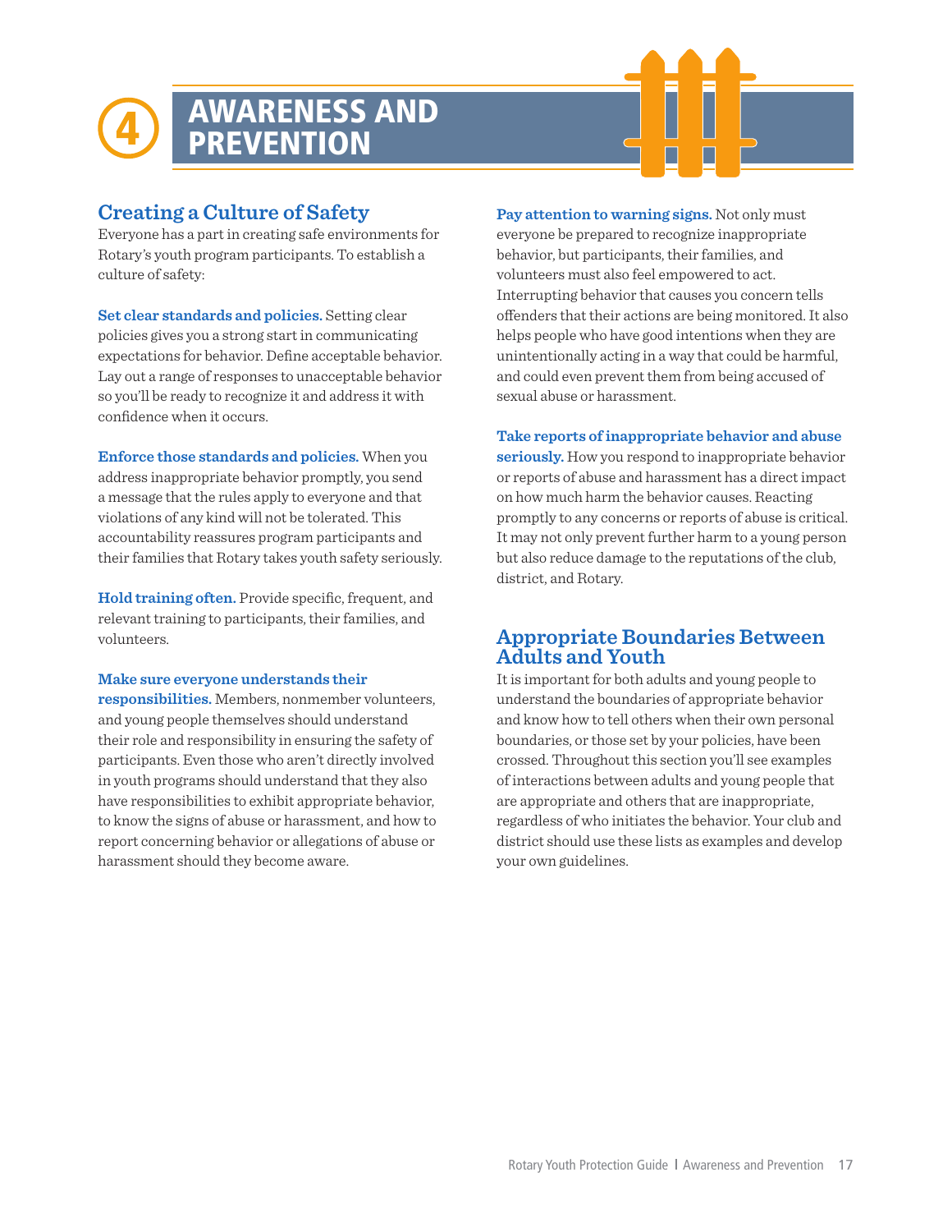# 4 AWARENESS AND PREVENTION

## Creating a Culture of Safety

Everyone has a part in creating safe environments for Rotary's youth program participants. To establish a culture of safety:

**Set clear standards and policies.** Setting clear policies gives you a strong start in communicating expectations for behavior. Define acceptable behavior. Lay out a range of responses to unacceptable behavior so you'll be ready to recognize it and address it with confidence when it occurs.

**Enforce those standards and policies.** When you address inappropriate behavior promptly, you send a message that the rules apply to everyone and that violations of any kind will not be tolerated. This accountability reassures program participants and their families that Rotary takes youth safety seriously.

**Hold training often.** Provide specific, frequent, and relevant training to participants, their families, and volunteers.

**Make sure everyone understands their responsibilities.** Members, nonmember volunteers, and young people themselves should understand their role and responsibility in ensuring the safety of participants. Even those who aren't directly involved in youth programs should understand that they also have responsibilities to exhibit appropriate behavior, to know the signs of abuse or harassment, and how to report concerning behavior or allegations of abuse or harassment should they become aware.

**Pay attention to warning signs.** Not only must everyone be prepared to recognize inappropriate behavior, but participants, their families, and volunteers must also feel empowered to act. Interrupting behavior that causes you concern tells offenders that their actions are being monitored. It also helps people who have good intentions when they are unintentionally acting in a way that could be harmful, and could even prevent them from being accused of sexual abuse or harassment.

**Take reports of inappropriate behavior and abuse seriously.** How you respond to inappropriate behavior or reports of abuse and harassment has a direct impact on how much harm the behavior causes. Reacting promptly to any concerns or reports of abuse is critical. It may not only prevent further harm to a young person but also reduce damage to the reputations of the club, district, and Rotary.

## Appropriate Boundaries Between Adults and Youth

It is important for both adults and young people to understand the boundaries of appropriate behavior and know how to tell others when their own personal boundaries, or those set by your policies, have been crossed. Throughout this section you'll see examples of interactions between adults and young people that are appropriate and others that are inappropriate, regardless of who initiates the behavior. Your club and district should use these lists as examples and develop your own guidelines.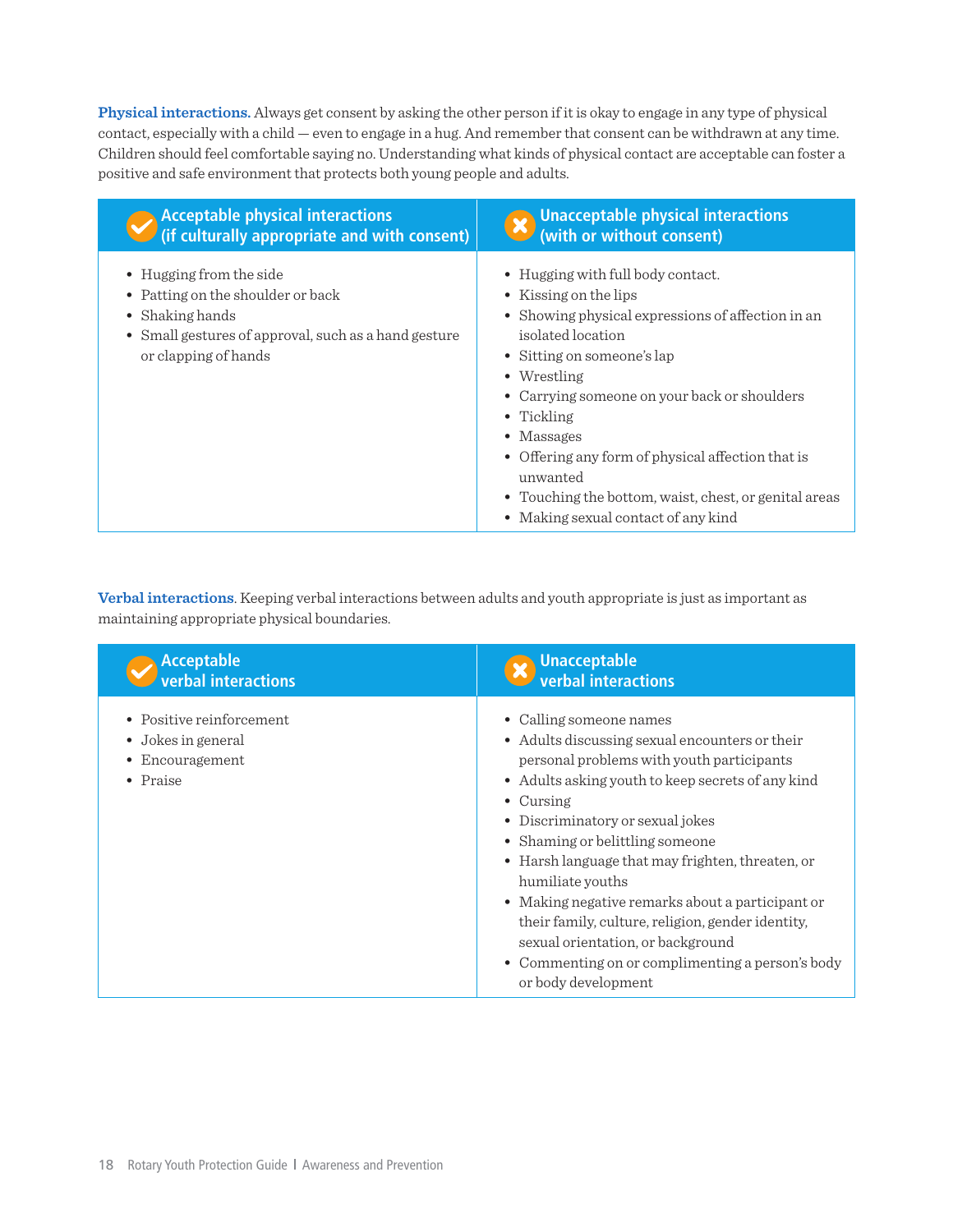**Physical interactions.** Always get consent by asking the other person if it is okay to engage in any type of physical contact, especially with a child — even to engage in a hug. And remember that consent can be withdrawn at any time. Children should feel comfortable saying no. Understanding what kinds of physical contact are acceptable can foster a positive and safe environment that protects both young people and adults.

| Acceptable physical interactions (if culturally appropriate and with consent) | Unacceptable physical interactions (with or without consent) |
|---|---|
| • Hugging from the side<br>• Patting on the shoulder or back<br>• Shaking hands<br>• Small gestures of approval, such as a hand gesture or clapping of hands | • Hugging with full body contact.<br>• Kissing on the lips<br>• Showing physical expressions of affection in an isolated location<br>• Sitting on someone's lap<br>• Wrestling<br>• Carrying someone on your back or shoulders<br>• Tickling<br>• Massages<br>• Offering any form of physical affection that is unwanted<br>• Touching the bottom, waist, chest, or genital areas<br>• Making sexual contact of any kind |

**Verbal interactions**. Keeping verbal interactions between adults and youth appropriate is just as important as maintaining appropriate physical boundaries.

| Acceptable verbal interactions | Unacceptable verbal interactions |
|---|---|
| • Positive reinforcement<br>• Jokes in general<br>• Encouragement<br>• Praise | • Calling someone names<br>• Adults discussing sexual encounters or their personal problems with youth participants<br>• Adults asking youth to keep secrets of any kind<br>• Cursing<br>• Discriminatory or sexual jokes<br>• Shaming or belittling someone<br>• Harsh language that may frighten, threaten, or humiliate youths<br>• Making negative remarks about a participant or their family, culture, religion, gender identity, sexual orientation, or background<br>• Commenting on or complimenting a person's body or body development |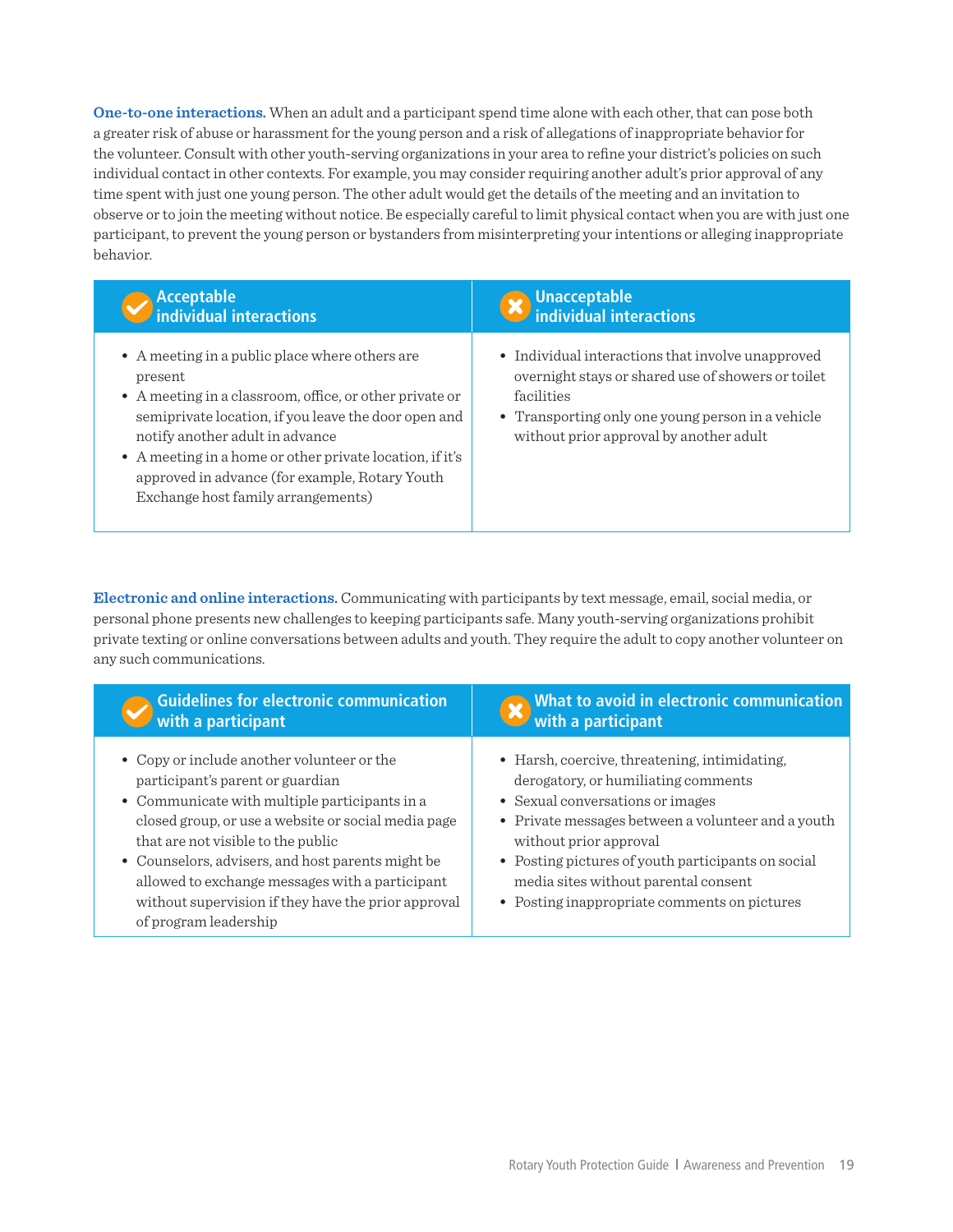**One-to-one interactions.** When an adult and a participant spend time alone with each other, that can pose both a greater risk of abuse or harassment for the young person and a risk of allegations of inappropriate behavior for the volunteer. Consult with other youth-serving organizations in your area to refine your district's policies on such individual contact in other contexts. For example, you may consider requiring another adult's prior approval of any time spent with just one young person. The other adult would get the details of the meeting and an invitation to observe or to join the meeting without notice. Be especially careful to limit physical contact when you are with just one participant, to prevent the young person or bystanders from misinterpreting your intentions or alleging inappropriate behavior.

| Acceptable individual interactions | Unacceptable individual interactions |
|---|---|
| • A meeting in a public place where others are present<br>• A meeting in a classroom, office, or other private or semiprivate location, if you leave the door open and notify another adult in advance<br>• A meeting in a home or other private location, if it's approved in advance (for example, Rotary Youth Exchange host family arrangements) | • Individual interactions that involve unapproved overnight stays or shared use of showers or toilet facilities<br>• Transporting only one young person in a vehicle without prior approval by another adult |

**Electronic and online interactions.** Communicating with participants by text message, email, social media, or personal phone presents new challenges to keeping participants safe. Many youth-serving organizations prohibit private texting or online conversations between adults and youth. They require the adult to copy another volunteer on any such communications.

| Guidelines for electronic communication with a participant | What to avoid in electronic communication with a participant |
|---|---|
| • Copy or include another volunteer or the participant's parent or guardian<br>• Communicate with multiple participants in a closed group, or use a website or social media page that are not visible to the public<br>• Counselors, advisers, and host parents might be allowed to exchange messages with a participant without supervision if they have the prior approval of program leadership | • Harsh, coercive, threatening, intimidating, derogatory, or humiliating comments<br>• Sexual conversations or images<br>• Private messages between a volunteer and a youth without prior approval<br>• Posting pictures of youth participants on social media sites without parental consent<br>• Posting inappropriate comments on pictures |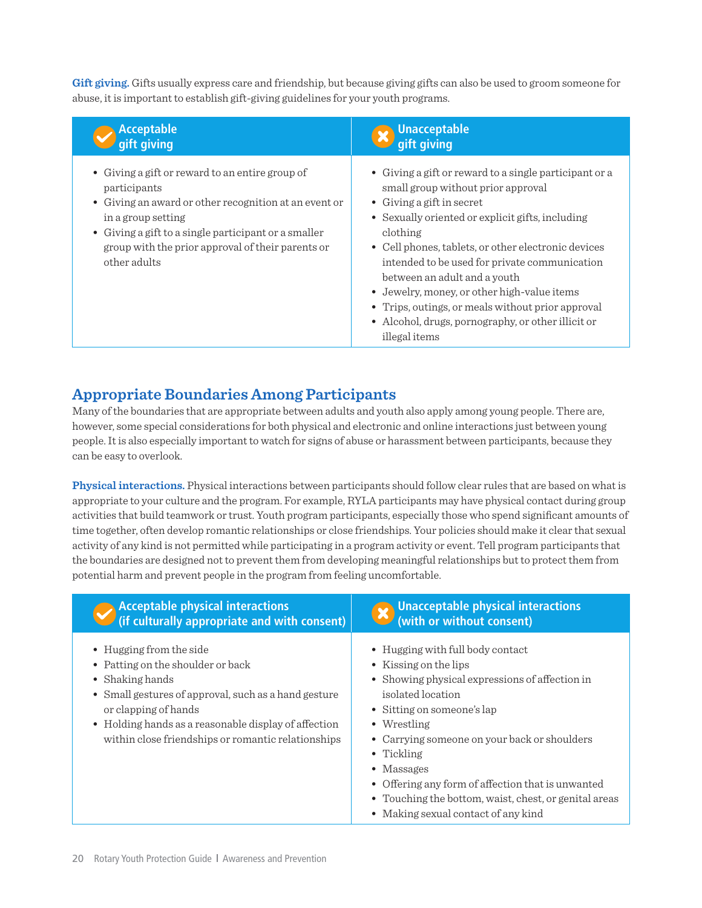**Gift giving.** Gifts usually express care and friendship, but because giving gifts can also be used to groom someone for abuse, it is important to establish gift-giving guidelines for your youth programs.

| Acceptable gift giving | Unacceptable gift giving |
| --- | --- |
| • Giving a gift or reward to an entire group of participants<br>• Giving an award or other recognition at an event or in a group setting<br>• Giving a gift to a single participant or a smaller group with the prior approval of their parents or other adults | • Giving a gift or reward to a single participant or a small group without prior approval<br>• Giving a gift in secret<br>• Sexually oriented or explicit gifts, including clothing<br>• Cell phones, tablets, or other electronic devices intended to be used for private communication between an adult and a youth<br>• Jewelry, money, or other high-value items<br>• Trips, outings, or meals without prior approval<br>• Alcohol, drugs, pornography, or other illicit or illegal items |

## Appropriate Boundaries Among Participants

Many of the boundaries that are appropriate between adults and youth also apply among young people. There are, however, some special considerations for both physical and electronic and online interactions just between young people. It is also especially important to watch for signs of abuse or harassment between participants, because they can be easy to overlook.

**Physical interactions.** Physical interactions between participants should follow clear rules that are based on what is appropriate to your culture and the program. For example, RYLA participants may have physical contact during group activities that build teamwork or trust. Youth program participants, especially those who spend significant amounts of time together, often develop romantic relationships or close friendships. Your policies should make it clear that sexual activity of any kind is not permitted while participating in a program activity or event. Tell program participants that the boundaries are designed not to prevent them from developing meaningful relationships but to protect them from potential harm and prevent people in the program from feeling uncomfortable.

| Acceptable physical interactions (if culturally appropriate and with consent) | Unacceptable physical interactions (with or without consent) |
| --- | --- |
| • Hugging from the side<br>• Patting on the shoulder or back<br>• Shaking hands<br>• Small gestures of approval, such as a hand gesture or clapping of hands<br>• Holding hands as a reasonable display of affection within close friendships or romantic relationships | • Hugging with full body contact<br>• Kissing on the lips<br>• Showing physical expressions of affection in isolated location<br>• Sitting on someone's lap<br>• Wrestling<br>• Carrying someone on your back or shoulders<br>• Tickling<br>• Massages<br>• Offering any form of affection that is unwanted<br>• Touching the bottom, waist, chest, or genital areas<br>• Making sexual contact of any kind |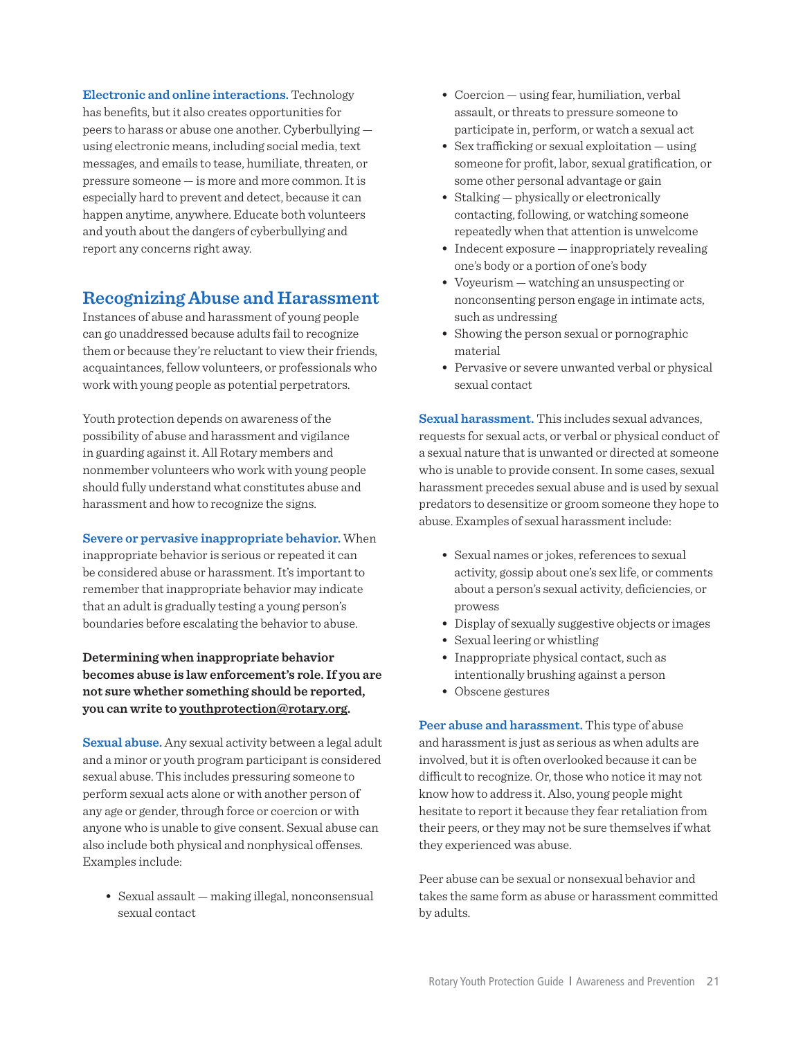**Electronic and online interactions.** Technology has benefits, but it also creates opportunities for peers to harass or abuse one another. Cyberbullying — using electronic means, including social media, text messages, and emails to tease, humiliate, threaten, or pressure someone — is more and more common. It is especially hard to prevent and detect, because it can happen anytime, anywhere. Educate both volunteers and youth about the dangers of cyberbullying and report any concerns right away.

## Recognizing Abuse and Harassment

Instances of abuse and harassment of young people can go unaddressed because adults fail to recognize them or because they're reluctant to view their friends, acquaintances, fellow volunteers, or professionals who work with young people as potential perpetrators.

Youth protection depends on awareness of the possibility of abuse and harassment and vigilance in guarding against it. All Rotary members and nonmember volunteers who work with young people should fully understand what constitutes abuse and harassment and how to recognize the signs.

**Severe or pervasive inappropriate behavior.** When inappropriate behavior is serious or repeated it can be considered abuse or harassment. It's important to remember that inappropriate behavior may indicate that an adult is gradually testing a young person's boundaries before escalating the behavior to abuse.

**Determining when inappropriate behavior becomes abuse is law enforcement's role. If you are not sure whether something should be reported, you can write to youthprotection@rotary.org.**

**Sexual abuse.** Any sexual activity between a legal adult and a minor or youth program participant is considered sexual abuse. This includes pressuring someone to perform sexual acts alone or with another person of any age or gender, through force or coercion or with anyone who is unable to give consent. Sexual abuse can also include both physical and nonphysical offenses. Examples include:

- Sexual assault — making illegal, nonconsensual sexual contact
- Coercion — using fear, humiliation, verbal assault, or threats to pressure someone to participate in, perform, or watch a sexual act
- Sex trafficking or sexual exploitation — using someone for profit, labor, sexual gratification, or some other personal advantage or gain
- Stalking — physically or electronically contacting, following, or watching someone repeatedly when that attention is unwelcome
- Indecent exposure — inappropriately revealing one's body or a portion of one's body
- Voyeurism — watching an unsuspecting or nonconsenting person engage in intimate acts, such as undressing
- Showing the person sexual or pornographic material
- Pervasive or severe unwanted verbal or physical sexual contact

**Sexual harassment.** This includes sexual advances, requests for sexual acts, or verbal or physical conduct of a sexual nature that is unwanted or directed at someone who is unable to provide consent. In some cases, sexual harassment precedes sexual abuse and is used by sexual predators to desensitize or groom someone they hope to abuse. Examples of sexual harassment include:

- Sexual names or jokes, references to sexual activity, gossip about one's sex life, or comments about a person's sexual activity, deficiencies, or prowess
- Display of sexually suggestive objects or images
- Sexual leering or whistling
- Inappropriate physical contact, such as intentionally brushing against a person
- Obscene gestures

**Peer abuse and harassment.** This type of abuse and harassment is just as serious as when adults are involved, but it is often overlooked because it can be difficult to recognize. Or, those who notice it may not know how to address it. Also, young people might hesitate to report it because they fear retaliation from their peers, or they may not be sure themselves if what they experienced was abuse.

Peer abuse can be sexual or nonsexual behavior and takes the same form as abuse or harassment committed by adults.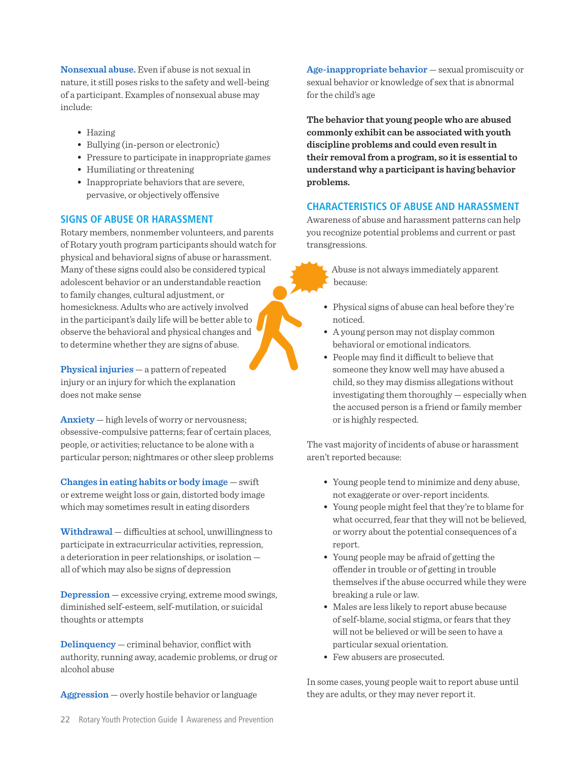**Nonsexual abuse.** Even if abuse is not sexual in nature, it still poses risks to the safety and well-being of a participant. Examples of nonsexual abuse may include:

- Hazing
- Bullying (in-person or electronic)
- Pressure to participate in inappropriate games
- Humiliating or threatening
- Inappropriate behaviors that are severe, pervasive, or objectively offensive

## SIGNS OF ABUSE OR HARASSMENT

Rotary members, nonmember volunteers, and parents of Rotary youth program participants should watch for physical and behavioral signs of abuse or harassment. Many of these signs could also be considered typical adolescent behavior or an understandable reaction to family changes, cultural adjustment, or homesickness. Adults who are actively involved in the participant's daily life will be better able to observe the behavioral and physical changes and to determine whether they are signs of abuse.

**Physical injuries** — a pattern of repeated injury or an injury for which the explanation does not make sense

**Anxiety** — high levels of worry or nervousness; obsessive-compulsive patterns; fear of certain places, people, or activities; reluctance to be alone with a particular person; nightmares or other sleep problems

**Changes in eating habits or body image** — swift or extreme weight loss or gain, distorted body image which may sometimes result in eating disorders

**Withdrawal** — difficulties at school, unwillingness to participate in extracurricular activities, repression, a deterioration in peer relationships, or isolation — all of which may also be signs of depression

**Depression** — excessive crying, extreme mood swings, diminished self-esteem, self-mutilation, or suicidal thoughts or attempts

**Delinquency** — criminal behavior, conflict with authority, running away, academic problems, or drug or alcohol abuse

**Aggression** — overly hostile behavior or language

**Age-inappropriate behavior** — sexual promiscuity or sexual behavior or knowledge of sex that is abnormal for the child's age

**The behavior that young people who are abused commonly exhibit can be associated with youth discipline problems and could even result in their removal from a program, so it is essential to understand why a participant is having behavior problems.**

## CHARACTERISTICS OF ABUSE AND HARASSMENT

Awareness of abuse and harassment patterns can help you recognize potential problems and current or past transgressions.

Abuse is not always immediately apparent because:

- Physical signs of abuse can heal before they're noticed.
- A young person may not display common behavioral or emotional indicators.
- People may find it difficult to believe that someone they know well may have abused a child, so they may dismiss allegations without investigating them thoroughly — especially when the accused person is a friend or family member or is highly respected.

The vast majority of incidents of abuse or harassment aren't reported because:

- Young people tend to minimize and deny abuse, not exaggerate or over-report incidents.
- Young people might feel that they're to blame for what occurred, fear that they will not be believed, or worry about the potential consequences of a report.
- Young people may be afraid of getting the offender in trouble or of getting in trouble themselves if the abuse occurred while they were breaking a rule or law.
- Males are less likely to report abuse because of self-blame, social stigma, or fears that they will not be believed or will be seen to have a particular sexual orientation.
- Few abusers are prosecuted.

In some cases, young people wait to report abuse until they are adults, or they may never report it.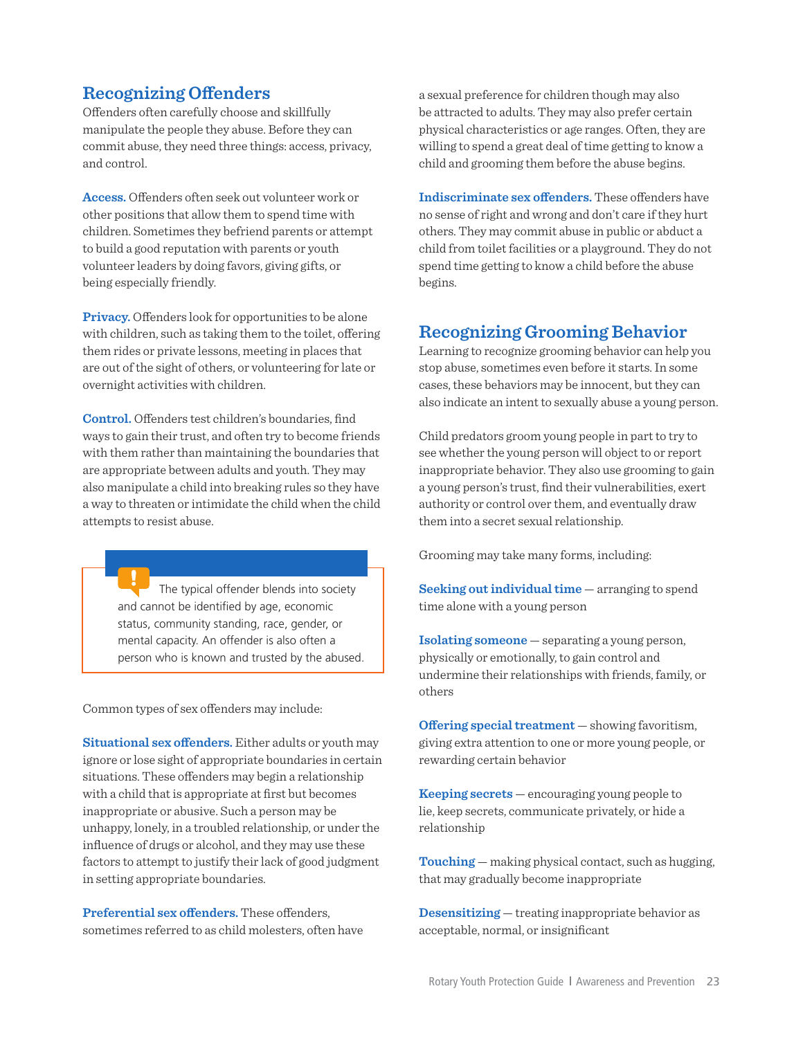## Recognizing Offenders

Offenders often carefully choose and skillfully manipulate the people they abuse. Before they can commit abuse, they need three things: access, privacy, and control.

**Access.** Offenders often seek out volunteer work or other positions that allow them to spend time with children. Sometimes they befriend parents or attempt to build a good reputation with parents or youth volunteer leaders by doing favors, giving gifts, or being especially friendly.

**Privacy.** Offenders look for opportunities to be alone with children, such as taking them to the toilet, offering them rides or private lessons, meeting in places that are out of the sight of others, or volunteering for late or overnight activities with children.

**Control.** Offenders test children's boundaries, find ways to gain their trust, and often try to become friends with them rather than maintaining the boundaries that are appropriate between adults and youth. They may also manipulate a child into breaking rules so they have a way to threaten or intimidate the child when the child attempts to resist abuse.

> The typical offender blends into society and cannot be identified by age, economic status, community standing, race, gender, or mental capacity. An offender is also often a person who is known and trusted by the abused.

Common types of sex offenders may include:

**Situational sex offenders.** Either adults or youth may ignore or lose sight of appropriate boundaries in certain situations. These offenders may begin a relationship with a child that is appropriate at first but becomes inappropriate or abusive. Such a person may be unhappy, lonely, in a troubled relationship, or under the influence of drugs or alcohol, and they may use these factors to attempt to justify their lack of good judgment in setting appropriate boundaries.

**Preferential sex offenders.** These offenders, sometimes referred to as child molesters, often have a sexual preference for children though may also be attracted to adults. They may also prefer certain physical characteristics or age ranges. Often, they are willing to spend a great deal of time getting to know a child and grooming them before the abuse begins.

**Indiscriminate sex offenders.** These offenders have no sense of right and wrong and don't care if they hurt others. They may commit abuse in public or abduct a child from toilet facilities or a playground. They do not spend time getting to know a child before the abuse begins.

## Recognizing Grooming Behavior

Learning to recognize grooming behavior can help you stop abuse, sometimes even before it starts. In some cases, these behaviors may be innocent, but they can also indicate an intent to sexually abuse a young person.

Child predators groom young people in part to try to see whether the young person will object to or report inappropriate behavior. They also use grooming to gain a young person's trust, find their vulnerabilities, exert authority or control over them, and eventually draw them into a secret sexual relationship.

Grooming may take many forms, including:

**Seeking out individual time** — arranging to spend time alone with a young person

**Isolating someone** — separating a young person, physically or emotionally, to gain control and undermine their relationships with friends, family, or others

**Offering special treatment** — showing favoritism, giving extra attention to one or more young people, or rewarding certain behavior

**Keeping secrets** — encouraging young people to lie, keep secrets, communicate privately, or hide a relationship

**Touching** — making physical contact, such as hugging, that may gradually become inappropriate

**Desensitizing** — treating inappropriate behavior as acceptable, normal, or insignificant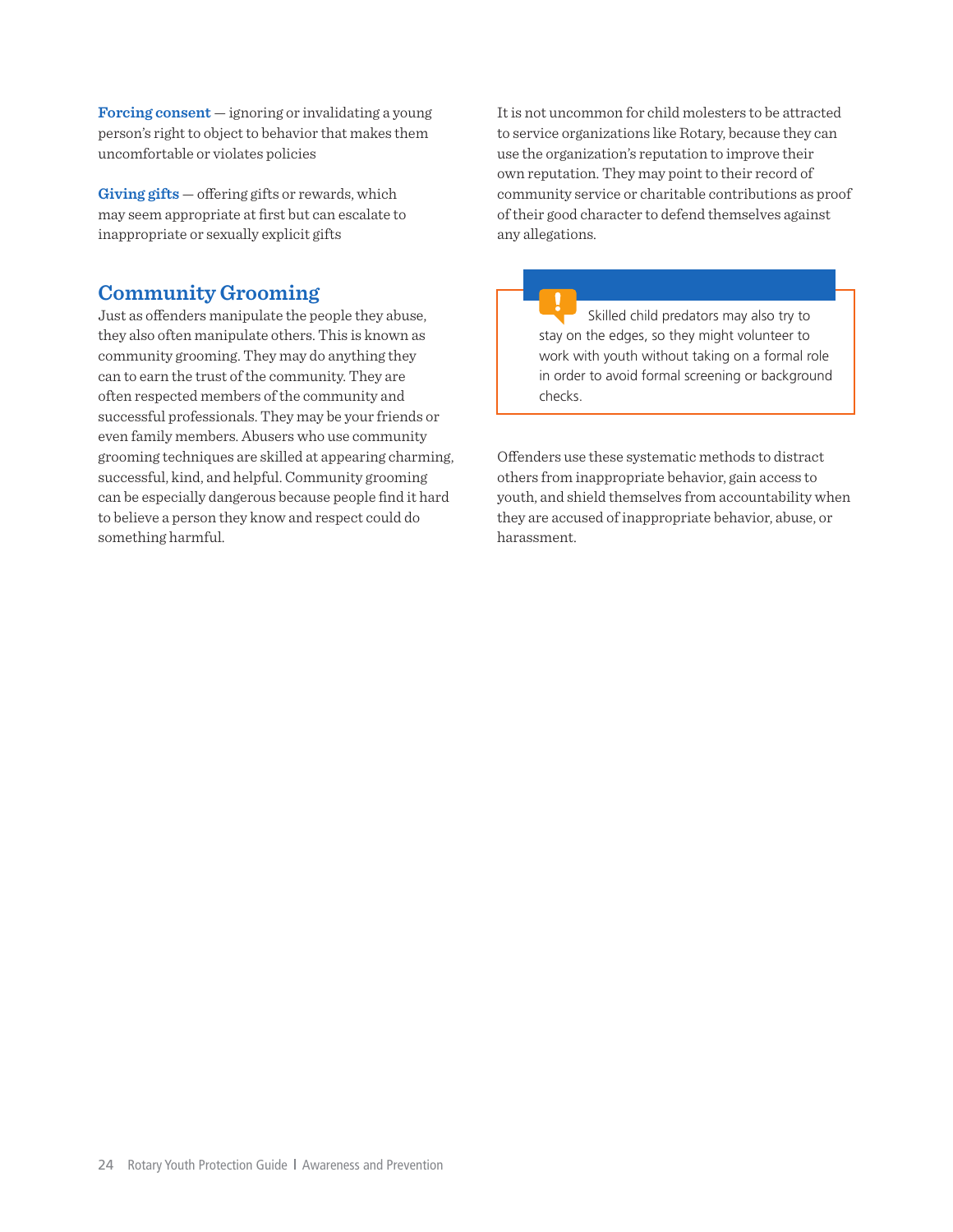**Forcing consent** — ignoring or invalidating a young person's right to object to behavior that makes them uncomfortable or violates policies

**Giving gifts** — offering gifts or rewards, which may seem appropriate at first but can escalate to inappropriate or sexually explicit gifts

## Community Grooming

Just as offenders manipulate the people they abuse, they also often manipulate others. This is known as community grooming. They may do anything they can to earn the trust of the community. They are often respected members of the community and successful professionals. They may be your friends or even family members. Abusers who use community grooming techniques are skilled at appearing charming, successful, kind, and helpful. Community grooming can be especially dangerous because people find it hard to believe a person they know and respect could do something harmful.

It is not uncommon for child molesters to be attracted to service organizations like Rotary, because they can use the organization's reputation to improve their own reputation. They may point to their record of community service or charitable contributions as proof of their good character to defend themselves against any allegations.

> Skilled child predators may also try to stay on the edges, so they might volunteer to work with youth without taking on a formal role in order to avoid formal screening or background checks.

Offenders use these systematic methods to distract others from inappropriate behavior, gain access to youth, and shield themselves from accountability when they are accused of inappropriate behavior, abuse, or harassment.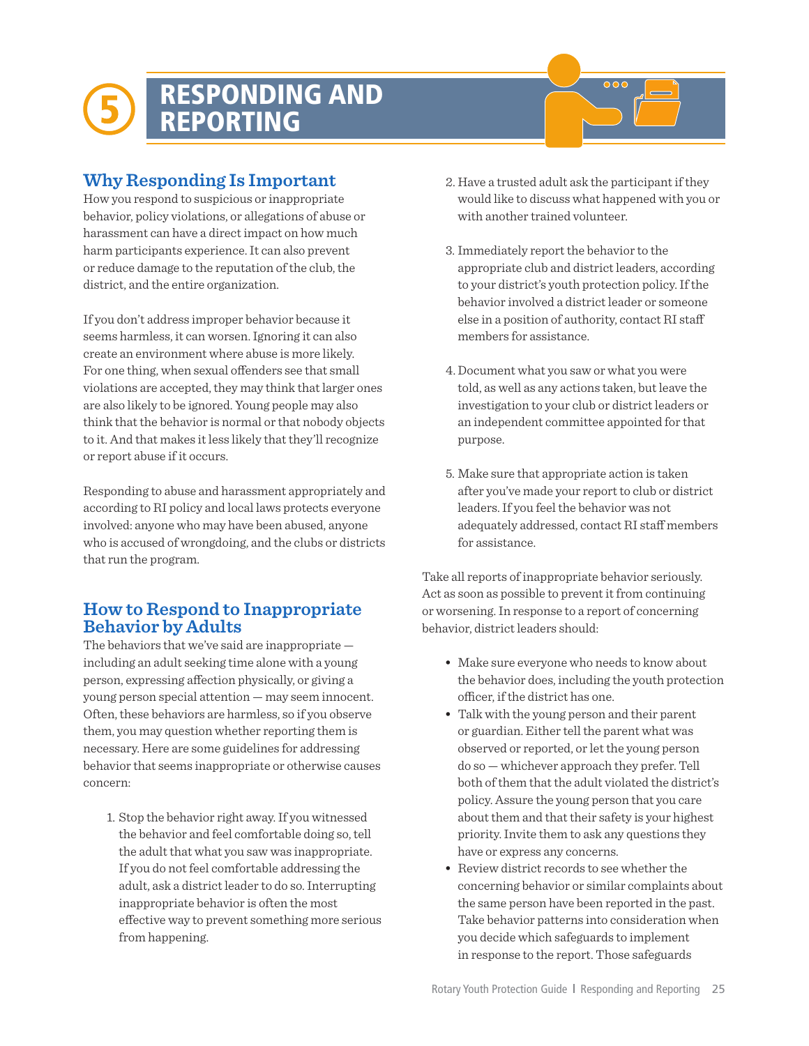# 5 RESPONDING AND REPORTING

## Why Responding Is Important

How you respond to suspicious or inappropriate behavior, policy violations, or allegations of abuse or harassment can have a direct impact on how much harm participants experience. It can also prevent or reduce damage to the reputation of the club, the district, and the entire organization.

If you don't address improper behavior because it seems harmless, it can worsen. Ignoring it can also create an environment where abuse is more likely. For one thing, when sexual offenders see that small violations are accepted, they may think that larger ones are also likely to be ignored. Young people may also think that the behavior is normal or that nobody objects to it. And that makes it less likely that they'll recognize or report abuse if it occurs.

Responding to abuse and harassment appropriately and according to RI policy and local laws protects everyone involved: anyone who may have been abused, anyone who is accused of wrongdoing, and the clubs or districts that run the program.

## How to Respond to Inappropriate Behavior by Adults

The behaviors that we've said are inappropriate — including an adult seeking time alone with a young person, expressing affection physically, or giving a young person special attention — may seem innocent. Often, these behaviors are harmless, so if you observe them, you may question whether reporting them is necessary. Here are some guidelines for addressing behavior that seems inappropriate or otherwise causes concern:

1. Stop the behavior right away. If you witnessed the behavior and feel comfortable doing so, tell the adult that what you saw was inappropriate. If you do not feel comfortable addressing the adult, ask a district leader to do so. Interrupting inappropriate behavior is often the most effective way to prevent something more serious from happening.
2. Have a trusted adult ask the participant if they would like to discuss what happened with you or with another trained volunteer.
3. Immediately report the behavior to the appropriate club and district leaders, according to your district's youth protection policy. If the behavior involved a district leader or someone else in a position of authority, contact RI staff members for assistance.
4. Document what you saw or what you were told, as well as any actions taken, but leave the investigation to your club or district leaders or an independent committee appointed for that purpose.
5. Make sure that appropriate action is taken after you've made your report to club or district leaders. If you feel the behavior was not adequately addressed, contact RI staff members for assistance.

Take all reports of inappropriate behavior seriously. Act as soon as possible to prevent it from continuing or worsening. In response to a report of concerning behavior, district leaders should:

- Make sure everyone who needs to know about the behavior does, including the youth protection officer, if the district has one.
- Talk with the young person and their parent or guardian. Either tell the parent what was observed or reported, or let the young person do so — whichever approach they prefer. Tell both of them that the adult violated the district's policy. Assure the young person that you care about them and that their safety is your highest priority. Invite them to ask any questions they have or express any concerns.
- Review district records to see whether the concerning behavior or similar complaints about the same person have been reported in the past. Take behavior patterns into consideration when you decide which safeguards to implement in response to the report. Those safeguards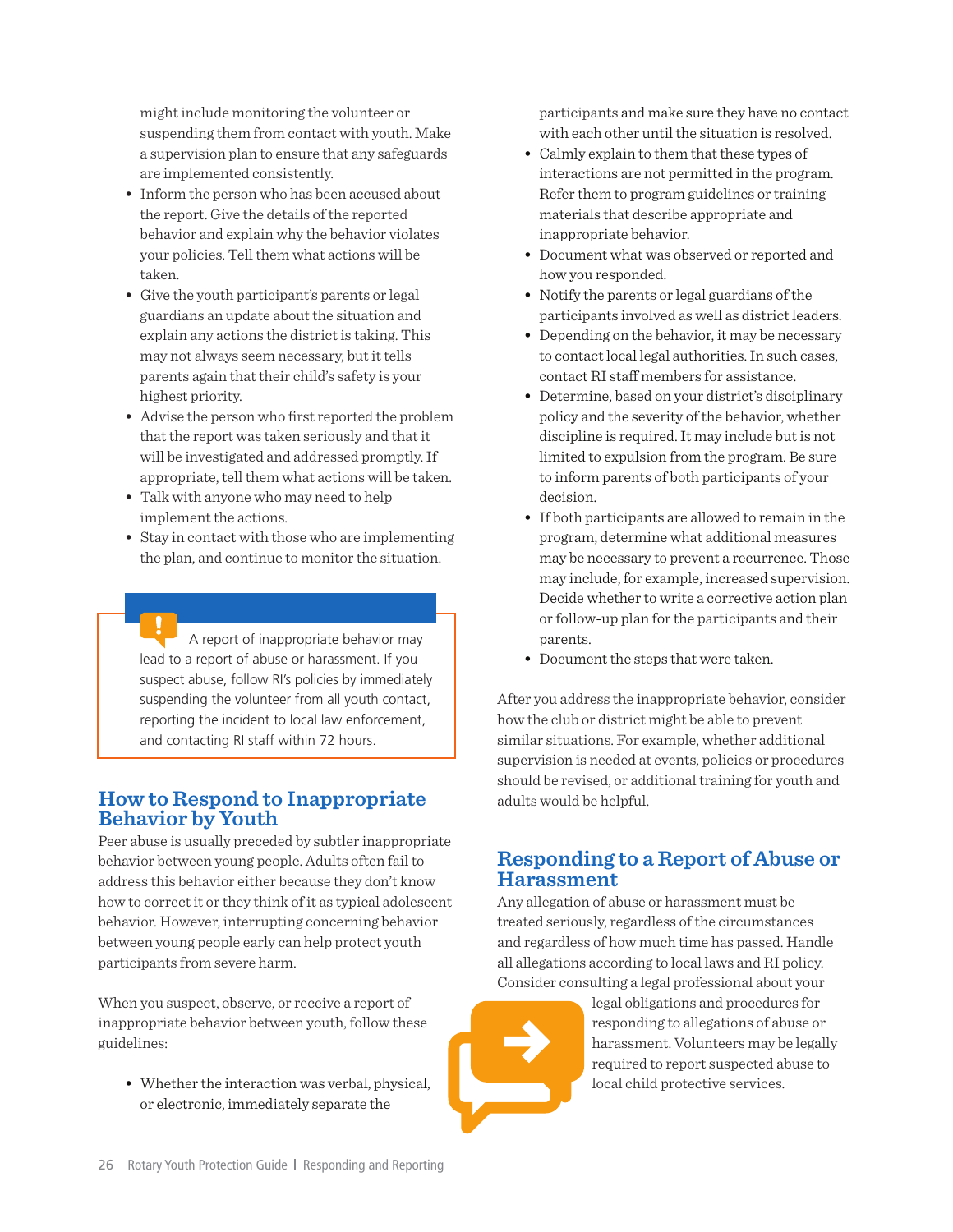might include monitoring the volunteer or suspending them from contact with youth. Make a supervision plan to ensure that any safeguards are implemented consistently.

- Inform the person who has been accused about the report. Give the details of the reported behavior and explain why the behavior violates your policies. Tell them what actions will be taken.
- Give the youth participant's parents or legal guardians an update about the situation and explain any actions the district is taking. This may not always seem necessary, but it tells parents again that their child's safety is your highest priority.
- Advise the person who first reported the problem that the report was taken seriously and that it will be investigated and addressed promptly. If appropriate, tell them what actions will be taken.
- Talk with anyone who may need to help implement the actions.
- Stay in contact with those who are implementing the plan, and continue to monitor the situation.

> A report of inappropriate behavior may lead to a report of abuse or harassment. If you suspect abuse, follow RI's policies by immediately suspending the volunteer from all youth contact, reporting the incident to local law enforcement, and contacting RI staff within 72 hours.

## How to Respond to Inappropriate Behavior by Youth

Peer abuse is usually preceded by subtler inappropriate behavior between young people. Adults often fail to address this behavior either because they don't know how to correct it or they think of it as typical adolescent behavior. However, interrupting concerning behavior between young people early can help protect youth participants from severe harm.

When you suspect, observe, or receive a report of inappropriate behavior between youth, follow these guidelines:

- Whether the interaction was verbal, physical, or electronic, immediately separate the participants and make sure they have no contact with each other until the situation is resolved.
- Calmly explain to them that these types of interactions are not permitted in the program. Refer them to program guidelines or training materials that describe appropriate and inappropriate behavior.
- Document what was observed or reported and how you responded.
- Notify the parents or legal guardians of the participants involved as well as district leaders.
- Depending on the behavior, it may be necessary to contact local legal authorities. In such cases, contact RI staff members for assistance.
- Determine, based on your district's disciplinary policy and the severity of the behavior, whether discipline is required. It may include but is not limited to expulsion from the program. Be sure to inform parents of both participants of your decision.
- If both participants are allowed to remain in the program, determine what additional measures may be necessary to prevent a recurrence. Those may include, for example, increased supervision. Decide whether to write a corrective action plan or follow-up plan for the participants and their parents.
- Document the steps that were taken.

After you address the inappropriate behavior, consider how the club or district might be able to prevent similar situations. For example, whether additional supervision is needed at events, policies or procedures should be revised, or additional training for youth and adults would be helpful.

## Responding to a Report of Abuse or Harassment

Any allegation of abuse or harassment must be treated seriously, regardless of the circumstances and regardless of how much time has passed. Handle all allegations according to local laws and RI policy. Consider consulting a legal professional about your legal obligations and procedures for responding to allegations of abuse or harassment. Volunteers may be legally required to report suspected abuse to local child protective services.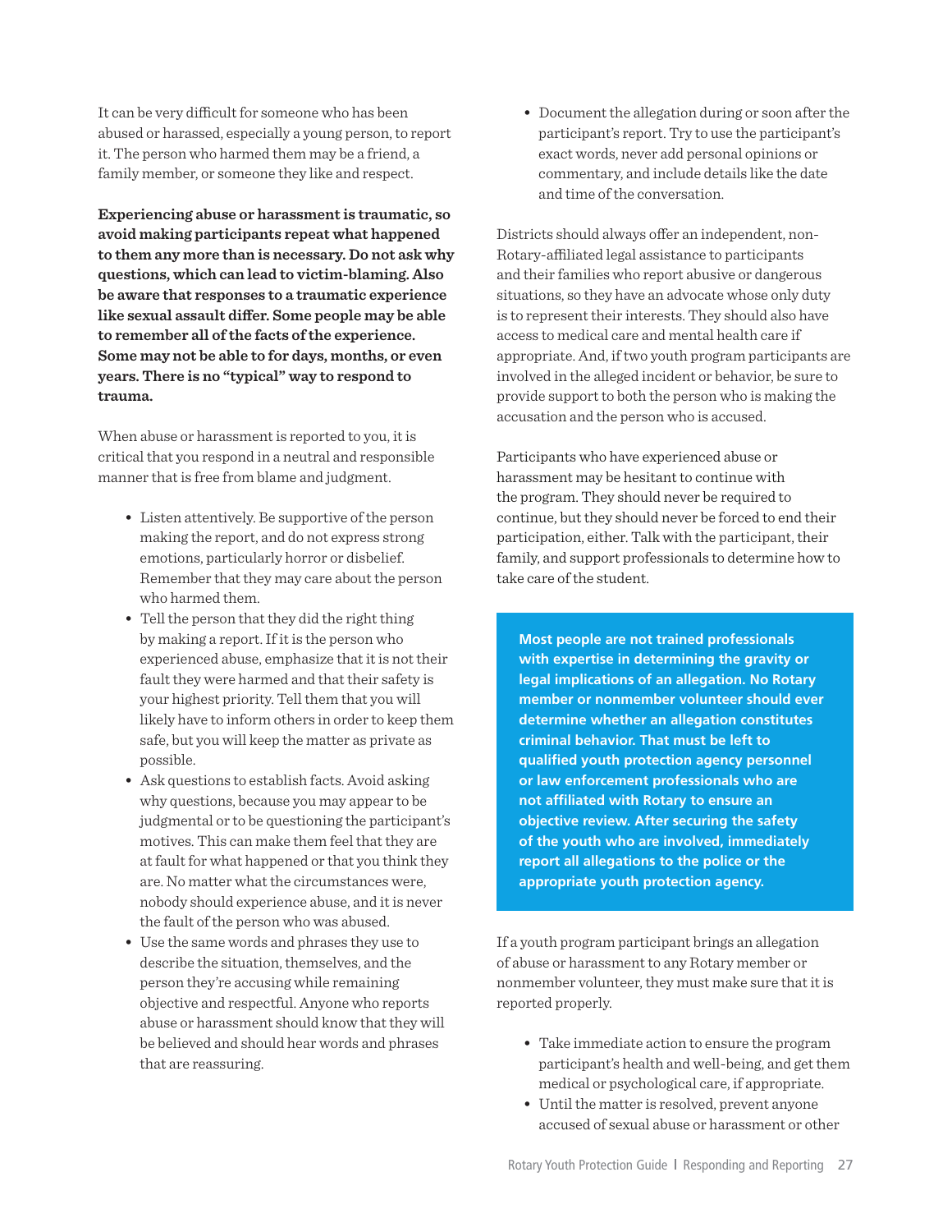It can be very difficult for someone who has been abused or harassed, especially a young person, to report it. The person who harmed them may be a friend, a family member, or someone they like and respect.

**Experiencing abuse or harassment is traumatic, so avoid making participants repeat what happened to them any more than is necessary. Do not ask why questions, which can lead to victim-blaming. Also be aware that responses to a traumatic experience like sexual assault differ. Some people may be able to remember all of the facts of the experience. Some may not be able to for days, months, or even years. There is no "typical" way to respond to trauma.**

When abuse or harassment is reported to you, it is critical that you respond in a neutral and responsible manner that is free from blame and judgment.

- Listen attentively. Be supportive of the person making the report, and do not express strong emotions, particularly horror or disbelief. Remember that they may care about the person who harmed them.
- Tell the person that they did the right thing by making a report. If it is the person who experienced abuse, emphasize that it is not their fault they were harmed and that their safety is your highest priority. Tell them that you will likely have to inform others in order to keep them safe, but you will keep the matter as private as possible.
- Ask questions to establish facts. Avoid asking why questions, because you may appear to be judgmental or to be questioning the participant's motives. This can make them feel that they are at fault for what happened or that you think they are. No matter what the circumstances were, nobody should experience abuse, and it is never the fault of the person who was abused.
- Use the same words and phrases they use to describe the situation, themselves, and the person they're accusing while remaining objective and respectful. Anyone who reports abuse or harassment should know that they will be believed and should hear words and phrases that are reassuring.
- Document the allegation during or soon after the participant's report. Try to use the participant's exact words, never add personal opinions or commentary, and include details like the date and time of the conversation.

Districts should always offer an independent, non-Rotary-affiliated legal assistance to participants and their families who report abusive or dangerous situations, so they have an advocate whose only duty is to represent their interests. They should also have access to medical care and mental health care if appropriate. And, if two youth program participants are involved in the alleged incident or behavior, be sure to provide support to both the person who is making the accusation and the person who is accused.

Participants who have experienced abuse or harassment may be hesitant to continue with the program. They should never be required to continue, but they should never be forced to end their participation, either. Talk with the participant, their family, and support professionals to determine how to take care of the student.

**Most people are not trained professionals with expertise in determining the gravity or legal implications of an allegation. No Rotary member or nonmember volunteer should ever determine whether an allegation constitutes criminal behavior. That must be left to qualified youth protection agency personnel or law enforcement professionals who are not affiliated with Rotary to ensure an objective review. After securing the safety of the youth who are involved, immediately report all allegations to the police or the appropriate youth protection agency.**

If a youth program participant brings an allegation of abuse or harassment to any Rotary member or nonmember volunteer, they must make sure that it is reported properly.

- Take immediate action to ensure the program participant's health and well-being, and get them medical or psychological care, if appropriate.
- Until the matter is resolved, prevent anyone accused of sexual abuse or harassment or other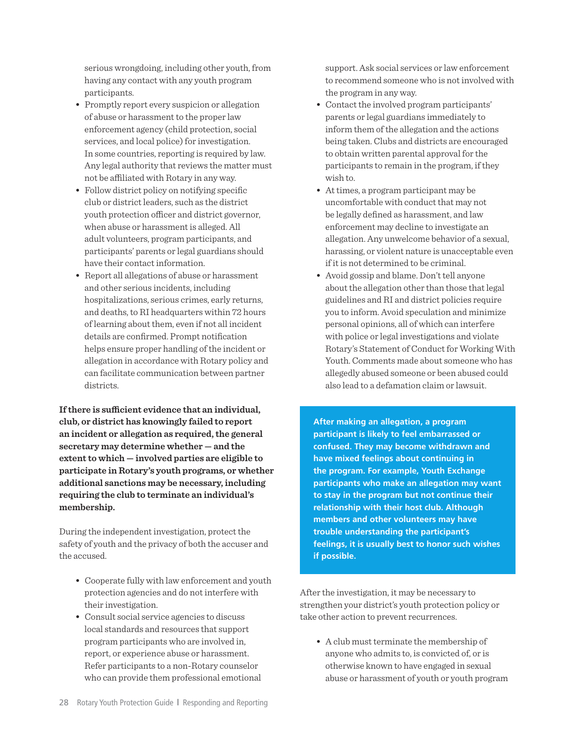serious wrongdoing, including other youth, from having any contact with any youth program participants.

- Promptly report every suspicion or allegation of abuse or harassment to the proper law enforcement agency (child protection, social services, and local police) for investigation. In some countries, reporting is required by law. Any legal authority that reviews the matter must not be affiliated with Rotary in any way.
- Follow district policy on notifying specific club or district leaders, such as the district youth protection officer and district governor, when abuse or harassment is alleged. All adult volunteers, program participants, and participants' parents or legal guardians should have their contact information.
- Report all allegations of abuse or harassment and other serious incidents, including hospitalizations, serious crimes, early returns, and deaths, to RI headquarters within 72 hours of learning about them, even if not all incident details are confirmed. Prompt notification helps ensure proper handling of the incident or allegation in accordance with Rotary policy and can facilitate communication between partner districts.

**If there is sufficient evidence that an individual, club, or district has knowingly failed to report an incident or allegation as required, the general secretary may determine whether — and the extent to which — involved parties are eligible to participate in Rotary's youth programs, or whether additional sanctions may be necessary, including requiring the club to terminate an individual's membership.**

During the independent investigation, protect the safety of youth and the privacy of both the accuser and the accused.

- Cooperate fully with law enforcement and youth protection agencies and do not interfere with their investigation.
- Consult social service agencies to discuss local standards and resources that support program participants who are involved in, report, or experience abuse or harassment. Refer participants to a non-Rotary counselor who can provide them professional emotional support. Ask social services or law enforcement to recommend someone who is not involved with the program in any way.
- Contact the involved program participants' parents or legal guardians immediately to inform them of the allegation and the actions being taken. Clubs and districts are encouraged to obtain written parental approval for the participants to remain in the program, if they wish to.
- At times, a program participant may be uncomfortable with conduct that may not be legally defined as harassment, and law enforcement may decline to investigate an allegation. Any unwelcome behavior of a sexual, harassing, or violent nature is unacceptable even if it is not determined to be criminal.
- Avoid gossip and blame. Don't tell anyone about the allegation other than those that legal guidelines and RI and district policies require you to inform. Avoid speculation and minimize personal opinions, all of which can interfere with police or legal investigations and violate Rotary's Statement of Conduct for Working With Youth. Comments made about someone who has allegedly abused someone or been abused could also lead to a defamation claim or lawsuit.

**After making an allegation, a program participant is likely to feel embarrassed or confused. They may become withdrawn and have mixed feelings about continuing in the program. For example, Youth Exchange participants who make an allegation may want to stay in the program but not continue their relationship with their host club. Although members and other volunteers may have trouble understanding the participant's feelings, it is usually best to honor such wishes if possible.**

After the investigation, it may be necessary to strengthen your district's youth protection policy or take other action to prevent recurrences.

- A club must terminate the membership of anyone who admits to, is convicted of, or is otherwise known to have engaged in sexual abuse or harassment of youth or youth program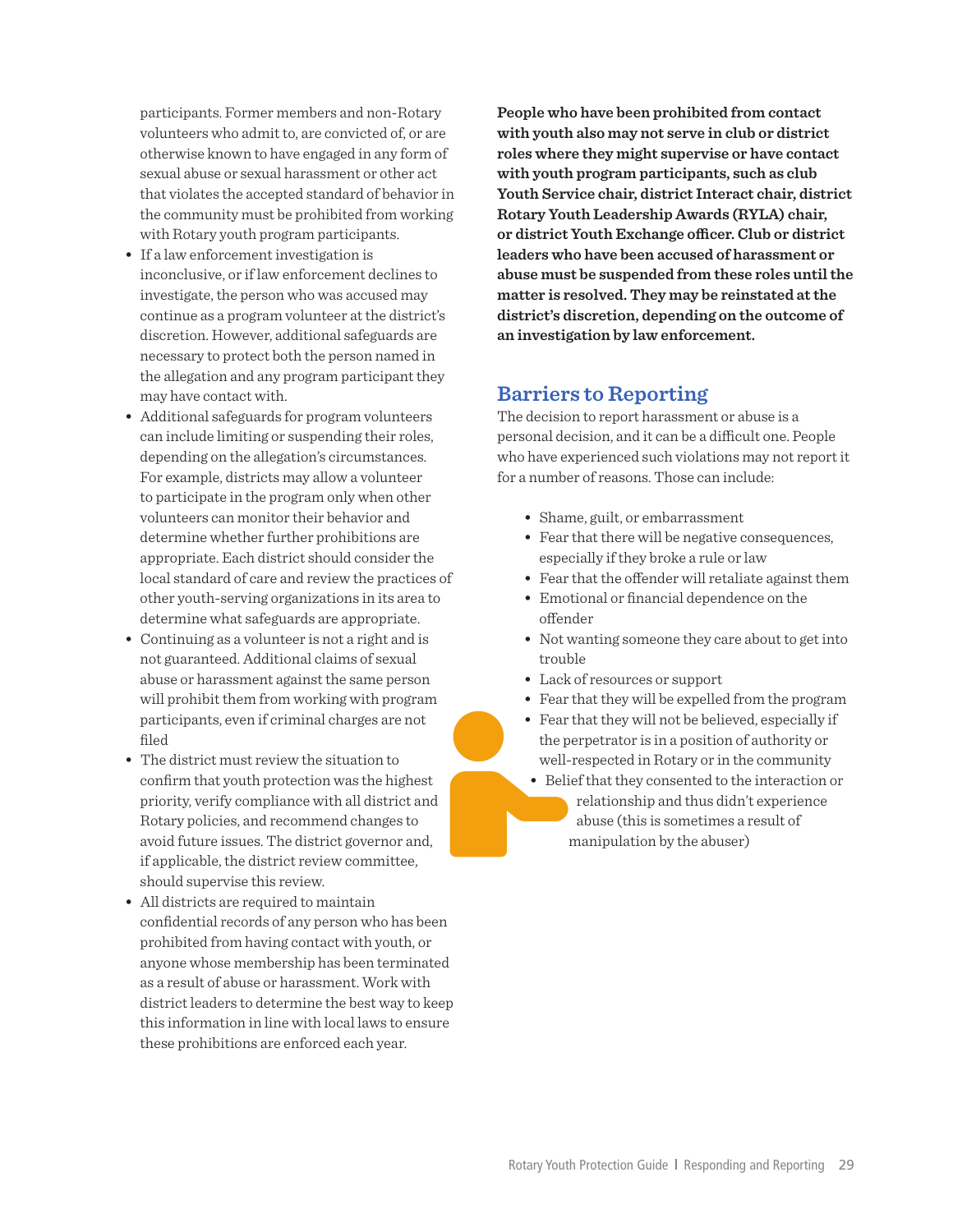participants. Former members and non-Rotary volunteers who admit to, are convicted of, or are otherwise known to have engaged in any form of sexual abuse or sexual harassment or other act that violates the accepted standard of behavior in the community must be prohibited from working with Rotary youth program participants.

- If a law enforcement investigation is inconclusive, or if law enforcement declines to investigate, the person who was accused may continue as a program volunteer at the district's discretion. However, additional safeguards are necessary to protect both the person named in the allegation and any program participant they may have contact with.
- Additional safeguards for program volunteers can include limiting or suspending their roles, depending on the allegation's circumstances. For example, districts may allow a volunteer to participate in the program only when other volunteers can monitor their behavior and determine whether further prohibitions are appropriate. Each district should consider the local standard of care and review the practices of other youth-serving organizations in its area to determine what safeguards are appropriate.
- Continuing as a volunteer is not a right and is not guaranteed. Additional claims of sexual abuse or harassment against the same person will prohibit them from working with program participants, even if criminal charges are not filed
- The district must review the situation to confirm that youth protection was the highest priority, verify compliance with all district and Rotary policies, and recommend changes to avoid future issues. The district governor and, if applicable, the district review committee, should supervise this review.
- All districts are required to maintain confidential records of any person who has been prohibited from having contact with youth, or anyone whose membership has been terminated as a result of abuse or harassment. Work with district leaders to determine the best way to keep this information in line with local laws to ensure these prohibitions are enforced each year.

**People who have been prohibited from contact with youth also may not serve in club or district roles where they might supervise or have contact with youth program participants, such as club Youth Service chair, district Interact chair, district Rotary Youth Leadership Awards (RYLA) chair, or district Youth Exchange officer. Club or district leaders who have been accused of harassment or abuse must be suspended from these roles until the matter is resolved. They may be reinstated at the district's discretion, depending on the outcome of an investigation by law enforcement.**

## Barriers to Reporting

The decision to report harassment or abuse is a personal decision, and it can be a difficult one. People who have experienced such violations may not report it for a number of reasons. Those can include:

- Shame, guilt, or embarrassment
- Fear that there will be negative consequences, especially if they broke a rule or law
- Fear that the offender will retaliate against them
- Emotional or financial dependence on the offender
- Not wanting someone they care about to get into trouble
- Lack of resources or support
- Fear that they will be expelled from the program
- Fear that they will not be believed, especially if the perpetrator is in a position of authority or well-respected in Rotary or in the community
- Belief that they consented to the interaction or relationship and thus didn't experience abuse (this is sometimes a result of manipulation by the abuser)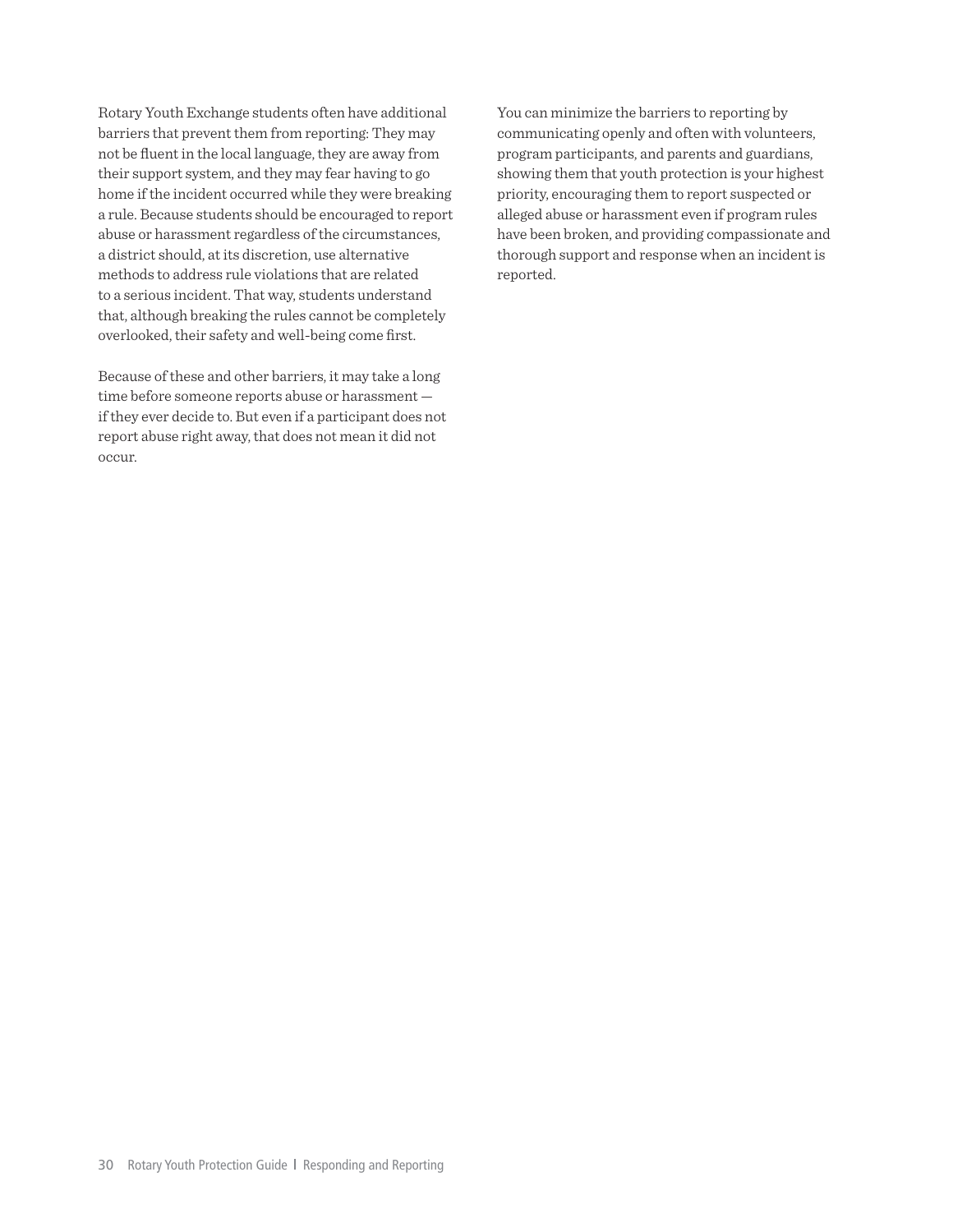Rotary Youth Exchange students often have additional barriers that prevent them from reporting: They may not be fluent in the local language, they are away from their support system, and they may fear having to go home if the incident occurred while they were breaking a rule. Because students should be encouraged to report abuse or harassment regardless of the circumstances, a district should, at its discretion, use alternative methods to address rule violations that are related to a serious incident. That way, students understand that, although breaking the rules cannot be completely overlooked, their safety and well-being come first.

Because of these and other barriers, it may take a long time before someone reports abuse or harassment — if they ever decide to. But even if a participant does not report abuse right away, that does not mean it did not occur.

You can minimize the barriers to reporting by communicating openly and often with volunteers, program participants, and parents and guardians, showing them that youth protection is your highest priority, encouraging them to report suspected or alleged abuse or harassment even if program rules have been broken, and providing compassionate and thorough support and response when an incident is reported.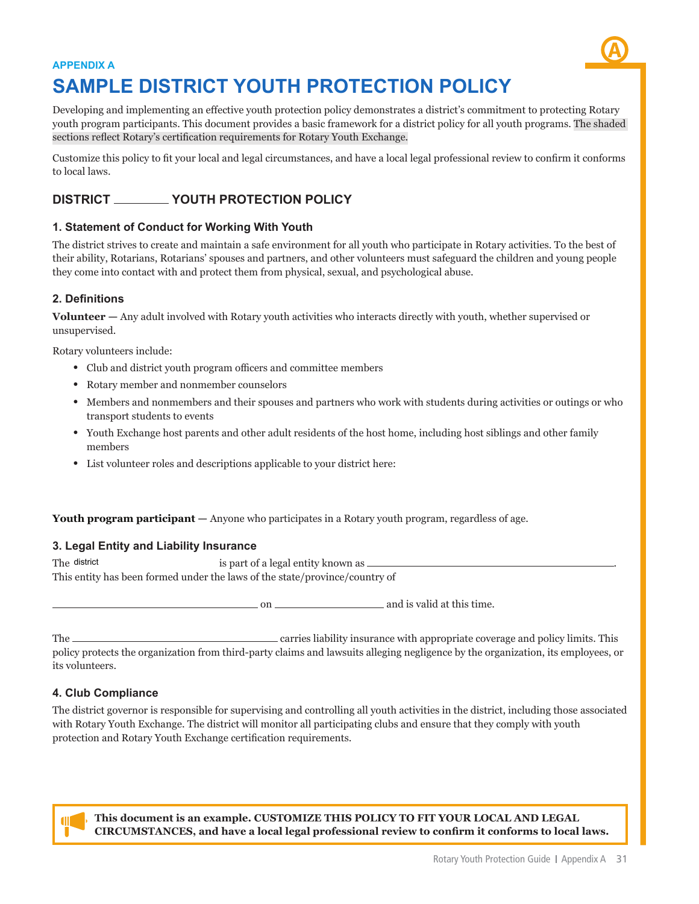APPENDIX A

# SAMPLE DISTRICT YOUTH PROTECTION POLICY

Developing and implementing an effective youth protection policy demonstrates a district's commitment to protecting Rotary youth program participants. This document provides a basic framework for a district policy for all youth programs. The shaded sections reflect Rotary's certification requirements for Rotary Youth Exchange.

Customize this policy to fit your local and legal circumstances, and have a local legal professional review to confirm it conforms to local laws.

## DISTRICT ________ YOUTH PROTECTION POLICY

### 1. Statement of Conduct for Working With Youth

The district strives to create and maintain a safe environment for all youth who participate in Rotary activities. To the best of their ability, Rotarians, Rotarians' spouses and partners, and other volunteers must safeguard the children and young people they come into contact with and protect them from physical, sexual, and psychological abuse.

### 2. Definitions

**Volunteer —** Any adult involved with Rotary youth activities who interacts directly with youth, whether supervised or unsupervised.

Rotary volunteers include:

- Club and district youth program officers and committee members
- Rotary member and nonmember counselors
- Members and nonmembers and their spouses and partners who work with students during activities or outings or who transport students to events
- Youth Exchange host parents and other adult residents of the host home, including host siblings and other family members
- List volunteer roles and descriptions applicable to your district here:

**Youth program participant —** Anyone who participates in a Rotary youth program, regardless of age.

### 3. Legal Entity and Liability Insurance

The district is part of a legal entity known as ____________________________________.
This entity has been formed under the laws of the state/province/country of

____________________________ on ________________ and is valid at this time.

The ____________________________ carries liability insurance with appropriate coverage and policy limits. This policy protects the organization from third-party claims and lawsuits alleging negligence by the organization, its employees, or its volunteers.

### 4. Club Compliance

The district governor is responsible for supervising and controlling all youth activities in the district, including those associated with Rotary Youth Exchange. The district will monitor all participating clubs and ensure that they comply with youth protection and Rotary Youth Exchange certification requirements.

**This document is an example. CUSTOMIZE THIS POLICY TO FIT YOUR LOCAL AND LEGAL CIRCUMSTANCES, and have a local legal professional review to confirm it conforms to local laws.**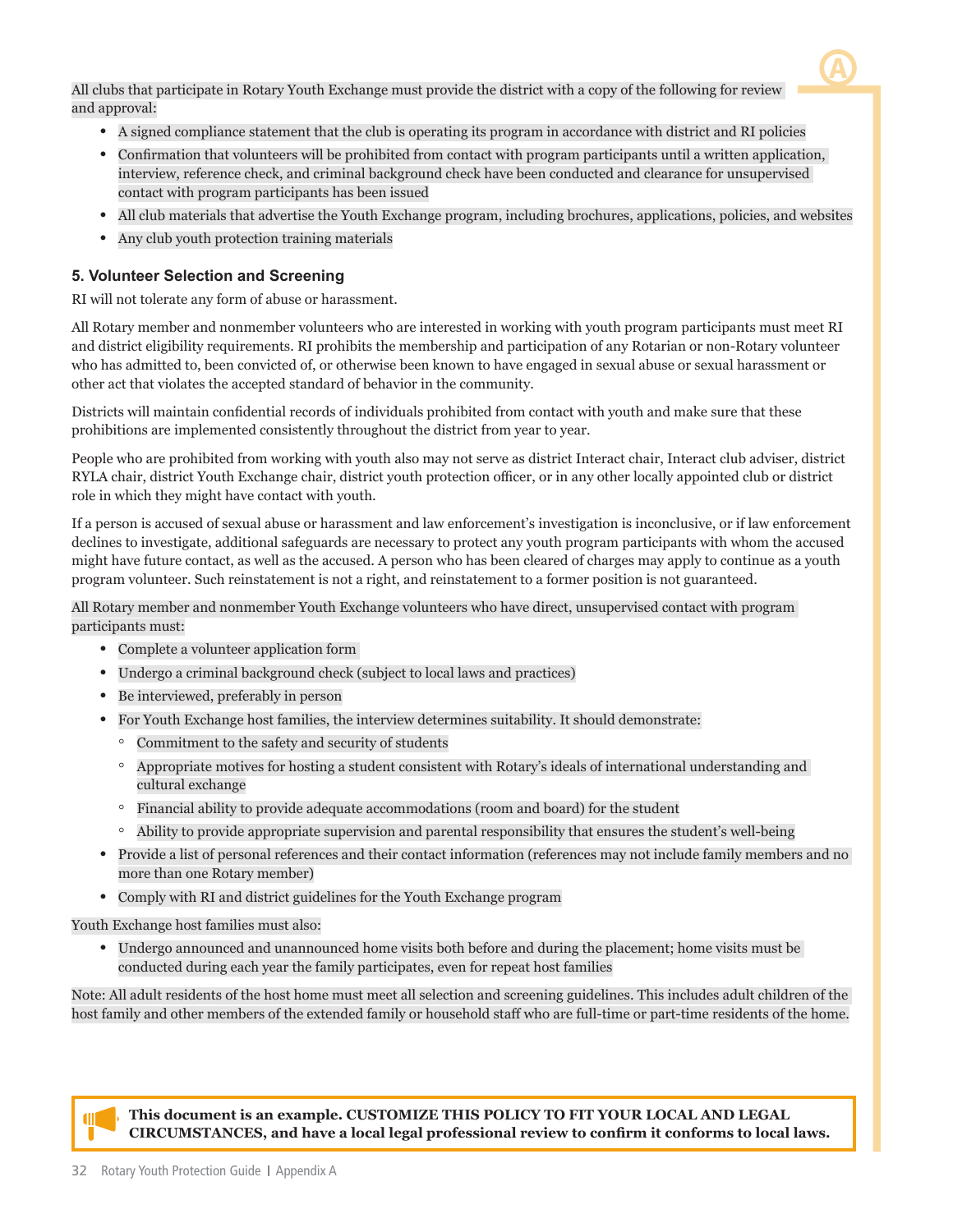All clubs that participate in Rotary Youth Exchange must provide the district with a copy of the following for review and approval:

- A signed compliance statement that the club is operating its program in accordance with district and RI policies
- Confirmation that volunteers will be prohibited from contact with program participants until a written application, interview, reference check, and criminal background check have been conducted and clearance for unsupervised contact with program participants has been issued
- All club materials that advertise the Youth Exchange program, including brochures, applications, policies, and websites
- Any club youth protection training materials

### 5. Volunteer Selection and Screening

RI will not tolerate any form of abuse or harassment.

All Rotary member and nonmember volunteers who are interested in working with youth program participants must meet RI and district eligibility requirements. RI prohibits the membership and participation of any Rotarian or non-Rotary volunteer who has admitted to, been convicted of, or otherwise been known to have engaged in sexual abuse or sexual harassment or other act that violates the accepted standard of behavior in the community.

Districts will maintain confidential records of individuals prohibited from contact with youth and make sure that these prohibitions are implemented consistently throughout the district from year to year.

People who are prohibited from working with youth also may not serve as district Interact chair, Interact club adviser, district RYLA chair, district Youth Exchange chair, district youth protection officer, or in any other locally appointed club or district role in which they might have contact with youth.

If a person is accused of sexual abuse or harassment and law enforcement's investigation is inconclusive, or if law enforcement declines to investigate, additional safeguards are necessary to protect any youth program participants with whom the accused might have future contact, as well as the accused. A person who has been cleared of charges may apply to continue as a youth program volunteer. Such reinstatement is not a right, and reinstatement to a former position is not guaranteed.

All Rotary member and nonmember Youth Exchange volunteers who have direct, unsupervised contact with program participants must:

- Complete a volunteer application form
- Undergo a criminal background check (subject to local laws and practices)
- Be interviewed, preferably in person
- For Youth Exchange host families, the interview determines suitability. It should demonstrate:
  - Commitment to the safety and security of students
  - Appropriate motives for hosting a student consistent with Rotary's ideals of international understanding and cultural exchange
  - Financial ability to provide adequate accommodations (room and board) for the student
  - Ability to provide appropriate supervision and parental responsibility that ensures the student's well-being
- Provide a list of personal references and their contact information (references may not include family members and no more than one Rotary member)
- Comply with RI and district guidelines for the Youth Exchange program

Youth Exchange host families must also:

- Undergo announced and unannounced home visits both before and during the placement; home visits must be conducted during each year the family participates, even for repeat host families

Note: All adult residents of the host home must meet all selection and screening guidelines. This includes adult children of the host family and other members of the extended family or household staff who are full-time or part-time residents of the home.

**This document is an example. CUSTOMIZE THIS POLICY TO FIT YOUR LOCAL AND LEGAL CIRCUMSTANCES, and have a local legal professional review to confirm it conforms to local laws.**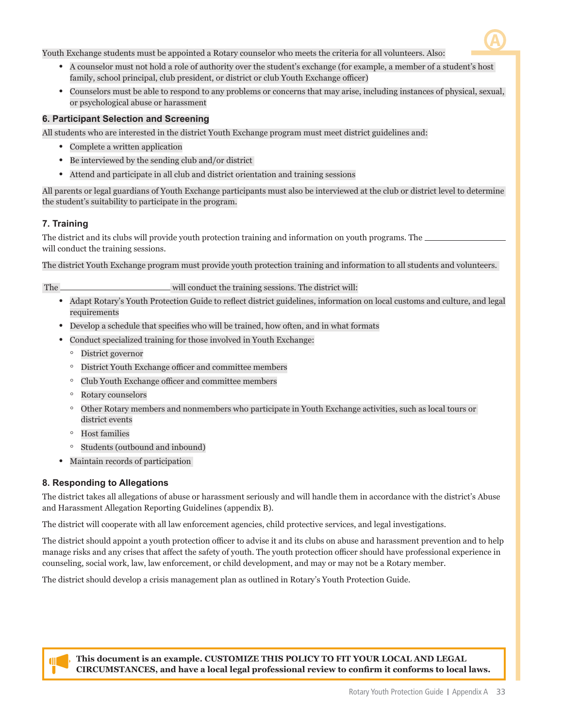Youth Exchange students must be appointed a Rotary counselor who meets the criteria for all volunteers. Also:

- A counselor must not hold a role of authority over the student's exchange (for example, a member of a student's host family, school principal, club president, or district or club Youth Exchange officer)
- Counselors must be able to respond to any problems or concerns that may arise, including instances of physical, sexual, or psychological abuse or harassment

### 6. Participant Selection and Screening

All students who are interested in the district Youth Exchange program must meet district guidelines and:

- Complete a written application
- Be interviewed by the sending club and/or district
- Attend and participate in all club and district orientation and training sessions

All parents or legal guardians of Youth Exchange participants must also be interviewed at the club or district level to determine the student's suitability to participate in the program.

### 7. Training

The district and its clubs will provide youth protection training and information on youth programs. The ________________ will conduct the training sessions.

The district Youth Exchange program must provide youth protection training and information to all students and volunteers.

The ______________________ will conduct the training sessions. The district will:

- Adapt Rotary's Youth Protection Guide to reflect district guidelines, information on local customs and culture, and legal requirements
- Develop a schedule that specifies who will be trained, how often, and in what formats
- Conduct specialized training for those involved in Youth Exchange:
  - District governor
  - District Youth Exchange officer and committee members
  - Club Youth Exchange officer and committee members
  - Rotary counselors
  - Other Rotary members and nonmembers who participate in Youth Exchange activities, such as local tours or district events
  - Host families
  - Students (outbound and inbound)
- Maintain records of participation

### 8. Responding to Allegations

The district takes all allegations of abuse or harassment seriously and will handle them in accordance with the district's Abuse and Harassment Allegation Reporting Guidelines (appendix B).

The district will cooperate with all law enforcement agencies, child protective services, and legal investigations.

The district should appoint a youth protection officer to advise it and its clubs on abuse and harassment prevention and to help manage risks and any crises that affect the safety of youth. The youth protection officer should have professional experience in counseling, social work, law, law enforcement, or child development, and may or may not be a Rotary member.

The district should develop a crisis management plan as outlined in Rotary's Youth Protection Guide.

**This document is an example. CUSTOMIZE THIS POLICY TO FIT YOUR LOCAL AND LEGAL CIRCUMSTANCES, and have a local legal professional review to confirm it conforms to local laws.**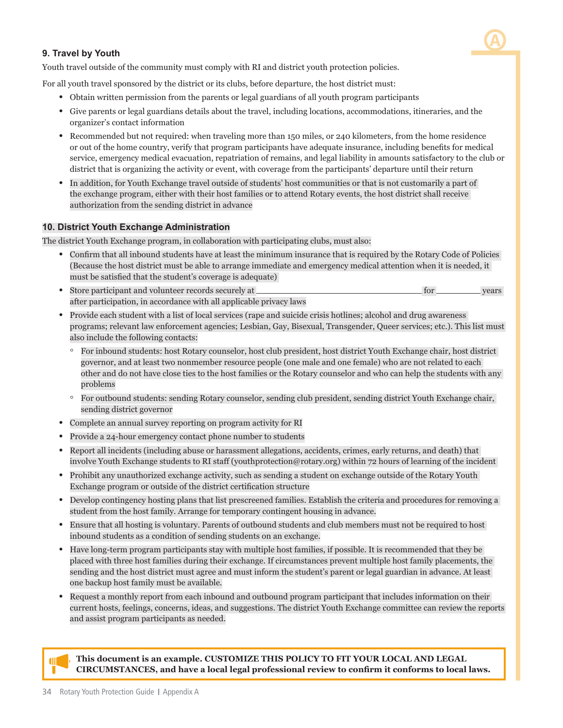### 9. Travel by Youth

Youth travel outside of the community must comply with RI and district youth protection policies.

For all youth travel sponsored by the district or its clubs, before departure, the host district must:

- Obtain written permission from the parents or legal guardians of all youth program participants
- Give parents or legal guardians details about the travel, including locations, accommodations, itineraries, and the organizer's contact information
- Recommended but not required: when traveling more than 150 miles, or 240 kilometers, from the home residence or out of the home country, verify that program participants have adequate insurance, including benefits for medical service, emergency medical evacuation, repatriation of remains, and legal liability in amounts satisfactory to the club or district that is organizing the activity or event, with coverage from the participants' departure until their return
- In addition, for Youth Exchange travel outside of students' host communities or that is not customarily a part of the exchange program, either with their host families or to attend Rotary events, the host district shall receive authorization from the sending district in advance

### 10. District Youth Exchange Administration

The district Youth Exchange program, in collaboration with participating clubs, must also:

- Confirm that all inbound students have at least the minimum insurance that is required by the Rotary Code of Policies (Because the host district must be able to arrange immediate and emergency medical attention when it is needed, it must be satisfied that the student's coverage is adequate)
- Store participant and volunteer records securely at ______________________________ for __________ years after participation, in accordance with all applicable privacy laws
- Provide each student with a list of local services (rape and suicide crisis hotlines; alcohol and drug awareness programs; relevant law enforcement agencies; Lesbian, Gay, Bisexual, Transgender, Queer services; etc.). This list must also include the following contacts:
  - For inbound students: host Rotary counselor, host club president, host district Youth Exchange chair, host district governor, and at least two nonmember resource people (one male and one female) who are not related to each other and do not have close ties to the host families or the Rotary counselor and who can help the students with any problems
  - For outbound students: sending Rotary counselor, sending club president, sending district Youth Exchange chair, sending district governor
- Complete an annual survey reporting on program activity for RI
- Provide a 24-hour emergency contact phone number to students
- Report all incidents (including abuse or harassment allegations, accidents, crimes, early returns, and death) that involve Youth Exchange students to RI staff (youthprotection@rotary.org) within 72 hours of learning of the incident
- Prohibit any unauthorized exchange activity, such as sending a student on exchange outside of the Rotary Youth Exchange program or outside of the district certification structure
- Develop contingency hosting plans that list prescreened families. Establish the criteria and procedures for removing a student from the host family. Arrange for temporary contingent housing in advance.
- Ensure that all hosting is voluntary. Parents of outbound students and club members must not be required to host inbound students as a condition of sending students on an exchange.
- Have long-term program participants stay with multiple host families, if possible. It is recommended that they be placed with three host families during their exchange. If circumstances prevent multiple host family placements, the sending and the host district must agree and must inform the student's parent or legal guardian in advance. At least one backup host family must be available.
- Request a monthly report from each inbound and outbound program participant that includes information on their current hosts, feelings, concerns, ideas, and suggestions. The district Youth Exchange committee can review the reports and assist program participants as needed.

**This document is an example. CUSTOMIZE THIS POLICY TO FIT YOUR LOCAL AND LEGAL CIRCUMSTANCES, and have a local legal professional review to confirm it conforms to local laws.**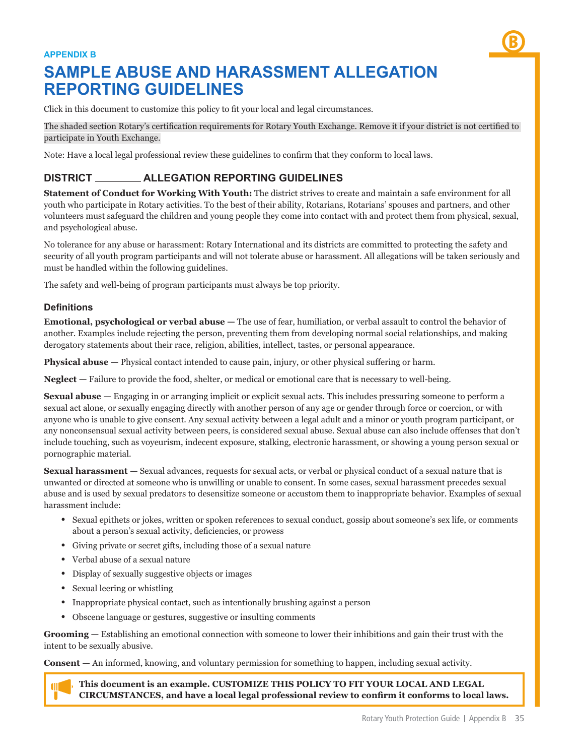APPENDIX B

# SAMPLE ABUSE AND HARASSMENT ALLEGATION REPORTING GUIDELINES

Click in this document to customize this policy to fit your local and legal circumstances.

The shaded section Rotary's certification requirements for Rotary Youth Exchange. Remove it if your district is not certified to participate in Youth Exchange.

Note: Have a local legal professional review these guidelines to confirm that they conform to local laws.

## DISTRICT _______ ALLEGATION REPORTING GUIDELINES

**Statement of Conduct for Working With Youth:** The district strives to create and maintain a safe environment for all youth who participate in Rotary activities. To the best of their ability, Rotarians, Rotarians' spouses and partners, and other volunteers must safeguard the children and young people they come into contact with and protect them from physical, sexual, and psychological abuse.

No tolerance for any abuse or harassment: Rotary International and its districts are committed to protecting the safety and security of all youth program participants and will not tolerate abuse or harassment. All allegations will be taken seriously and must be handled within the following guidelines.

The safety and well-being of program participants must always be top priority.

### Definitions

**Emotional, psychological or verbal abuse —** The use of fear, humiliation, or verbal assault to control the behavior of another. Examples include rejecting the person, preventing them from developing normal social relationships, and making derogatory statements about their race, religion, abilities, intellect, tastes, or personal appearance.

**Physical abuse —** Physical contact intended to cause pain, injury, or other physical suffering or harm.

**Neglect —** Failure to provide the food, shelter, or medical or emotional care that is necessary to well-being.

**Sexual abuse —** Engaging in or arranging implicit or explicit sexual acts. This includes pressuring someone to perform a sexual act alone, or sexually engaging directly with another person of any age or gender through force or coercion, or with anyone who is unable to give consent. Any sexual activity between a legal adult and a minor or youth program participant, or any nonconsensual sexual activity between peers, is considered sexual abuse. Sexual abuse can also include offenses that don't include touching, such as voyeurism, indecent exposure, stalking, electronic harassment, or showing a young person sexual or pornographic material.

**Sexual harassment —** Sexual advances, requests for sexual acts, or verbal or physical conduct of a sexual nature that is unwanted or directed at someone who is unwilling or unable to consent. In some cases, sexual harassment precedes sexual abuse and is used by sexual predators to desensitize someone or accustom them to inappropriate behavior. Examples of sexual harassment include:

- Sexual epithets or jokes, written or spoken references to sexual conduct, gossip about someone's sex life, or comments about a person's sexual activity, deficiencies, or prowess
- Giving private or secret gifts, including those of a sexual nature
- Verbal abuse of a sexual nature
- Display of sexually suggestive objects or images
- Sexual leering or whistling
- Inappropriate physical contact, such as intentionally brushing against a person
- Obscene language or gestures, suggestive or insulting comments

**Grooming —** Establishing an emotional connection with someone to lower their inhibitions and gain their trust with the intent to be sexually abusive.

**Consent —** An informed, knowing, and voluntary permission for something to happen, including sexual activity.

**This document is an example. CUSTOMIZE THIS POLICY TO FIT YOUR LOCAL AND LEGAL CIRCUMSTANCES, and have a local legal professional review to confirm it conforms to local laws.**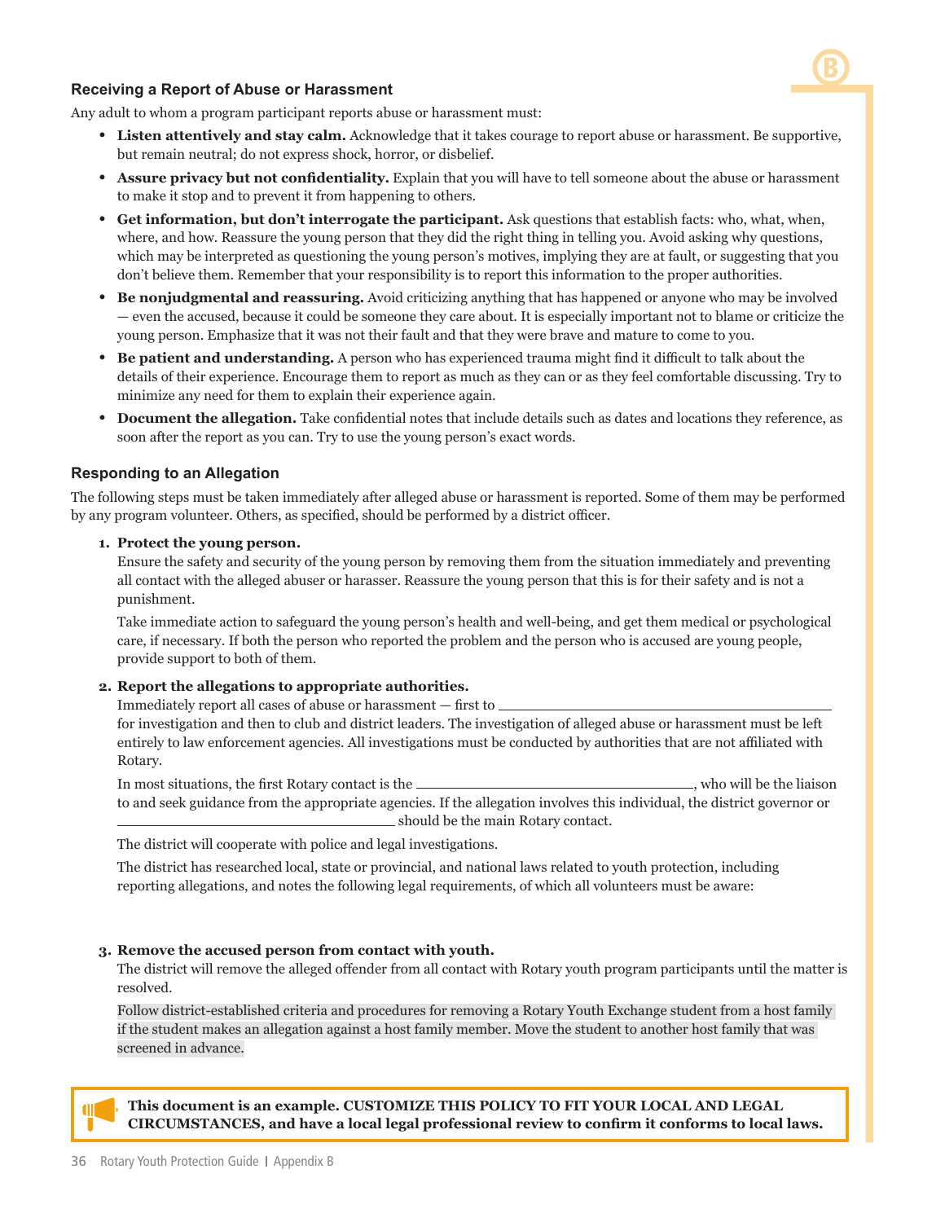### Receiving a Report of Abuse or Harassment

Any adult to whom a program participant reports abuse or harassment must:

- **Listen attentively and stay calm.** Acknowledge that it takes courage to report abuse or harassment. Be supportive, but remain neutral; do not express shock, horror, or disbelief.
- **Assure privacy but not confidentiality.** Explain that you will have to tell someone about the abuse or harassment to make it stop and to prevent it from happening to others.
- **Get information, but don't interrogate the participant.** Ask questions that establish facts: who, what, when, where, and how. Reassure the young person that they did the right thing in telling you. Avoid asking why questions, which may be interpreted as questioning the young person's motives, implying they are at fault, or suggesting that you don't believe them. Remember that your responsibility is to report this information to the proper authorities.
- **Be nonjudgmental and reassuring.** Avoid criticizing anything that has happened or anyone who may be involved — even the accused, because it could be someone they care about. It is especially important not to blame or criticize the young person. Emphasize that it was not their fault and that they were brave and mature to come to you.
- **Be patient and understanding.** A person who has experienced trauma might find it difficult to talk about the details of their experience. Encourage them to report as much as they can or as they feel comfortable discussing. Try to minimize any need for them to explain their experience again.
- **Document the allegation.** Take confidential notes that include details such as dates and locations they reference, as soon after the report as you can. Try to use the young person's exact words.

### Responding to an Allegation

The following steps must be taken immediately after alleged abuse or harassment is reported. Some of them may be performed by any program volunteer. Others, as specified, should be performed by a district officer.

1. **Protect the young person.**

   Ensure the safety and security of the young person by removing them from the situation immediately and preventing all contact with the alleged abuser or harasser. Reassure the young person that this is for their safety and is not a punishment.

   Take immediate action to safeguard the young person's health and well-being, and get them medical or psychological care, if necessary. If both the person who reported the problem and the person who is accused are young people, provide support to both of them.

2. **Report the allegations to appropriate authorities.**

   Immediately report all cases of abuse or harassment — first to ______________________________ for investigation and then to club and district leaders. The investigation of alleged abuse or harassment must be left entirely to law enforcement agencies. All investigations must be conducted by authorities that are not affiliated with Rotary.

   In most situations, the first Rotary contact is the ______________________________, who will be the liaison to and seek guidance from the appropriate agencies. If the allegation involves this individual, the district governor or ______________________________ should be the main Rotary contact.

   The district will cooperate with police and legal investigations.

   The district has researched local, state or provincial, and national laws related to youth protection, including reporting allegations, and notes the following legal requirements, of which all volunteers must be aware:

3. **Remove the accused person from contact with youth.**

   The district will remove the alleged offender from all contact with Rotary youth program participants until the matter is resolved.

   Follow district-established criteria and procedures for removing a Rotary Youth Exchange student from a host family if the student makes an allegation against a host family member. Move the student to another host family that was screened in advance.

**This document is an example. CUSTOMIZE THIS POLICY TO FIT YOUR LOCAL AND LEGAL CIRCUMSTANCES, and have a local legal professional review to confirm it conforms to local laws.**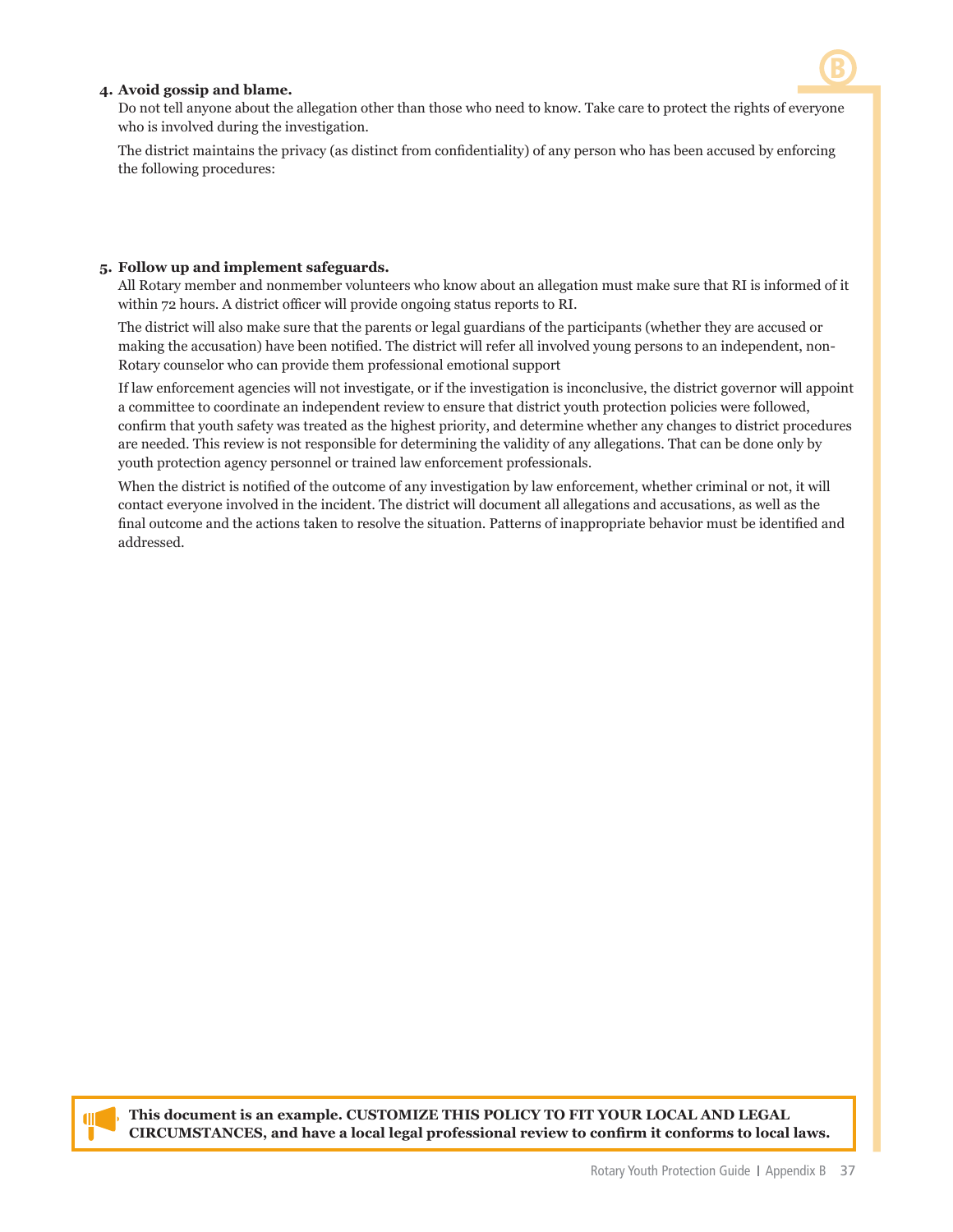4. **Avoid gossip and blame.**

   Do not tell anyone about the allegation other than those who need to know. Take care to protect the rights of everyone who is involved during the investigation.

   The district maintains the privacy (as distinct from confidentiality) of any person who has been accused by enforcing the following procedures:

5. **Follow up and implement safeguards.**

   All Rotary member and nonmember volunteers who know about an allegation must make sure that RI is informed of it within 72 hours. A district officer will provide ongoing status reports to RI.

   The district will also make sure that the parents or legal guardians of the participants (whether they are accused or making the accusation) have been notified. The district will refer all involved young persons to an independent, non-Rotary counselor who can provide them professional emotional support

   If law enforcement agencies will not investigate, or if the investigation is inconclusive, the district governor will appoint a committee to coordinate an independent review to ensure that district youth protection policies were followed, confirm that youth safety was treated as the highest priority, and determine whether any changes to district procedures are needed. This review is not responsible for determining the validity of any allegations. That can be done only by youth protection agency personnel or trained law enforcement professionals.

   When the district is notified of the outcome of any investigation by law enforcement, whether criminal or not, it will contact everyone involved in the incident. The district will document all allegations and accusations, as well as the final outcome and the actions taken to resolve the situation. Patterns of inappropriate behavior must be identified and addressed.

**This document is an example. CUSTOMIZE THIS POLICY TO FIT YOUR LOCAL AND LEGAL CIRCUMSTANCES, and have a local legal professional review to confirm it conforms to local laws.**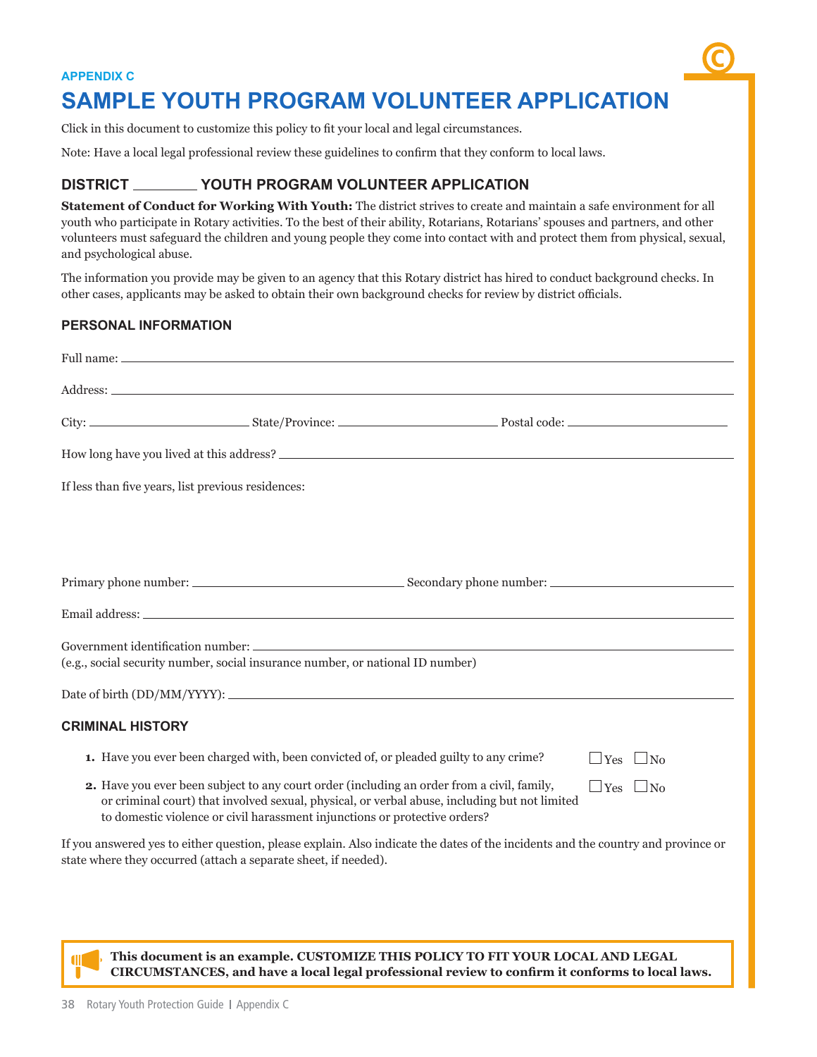APPENDIX C

# SAMPLE YOUTH PROGRAM VOLUNTEER APPLICATION

Click in this document to customize this policy to fit your local and legal circumstances.

Note: Have a local legal professional review these guidelines to confirm that they conform to local laws.

## DISTRICT ________ YOUTH PROGRAM VOLUNTEER APPLICATION

**Statement of Conduct for Working With Youth:** The district strives to create and maintain a safe environment for all youth who participate in Rotary activities. To the best of their ability, Rotarians, Rotarians' spouses and partners, and other volunteers must safeguard the children and young people they come into contact with and protect them from physical, sexual, and psychological abuse.

The information you provide may be given to an agency that this Rotary district has hired to conduct background checks. In other cases, applicants may be asked to obtain their own background checks for review by district officials.

### PERSONAL INFORMATION

Full name: ________________________________________

Address: ________________________________________

City: ____________________ State/Province: ____________________ Postal code: ____________________

How long have you lived at this address? ________________________________________

If less than five years, list previous residences:

Primary phone number: ____________________ Secondary phone number: ____________________

Email address: ________________________________________

Government identification number: ________________________________________
(e.g., social security number, social insurance number, or national ID number)

Date of birth (DD/MM/YYYY): ________________________________________

### CRIMINAL HISTORY

1. Have you ever been charged with, been convicted of, or pleaded guilty to any crime? ☐ Yes ☐ No
2. Have you ever been subject to any court order (including an order from a civil, family, or criminal court) that involved sexual, physical, or verbal abuse, including but not limited to domestic violence or civil harassment injunctions or protective orders? ☐ Yes ☐ No

If you answered yes to either question, please explain. Also indicate the dates of the incidents and the country and province or state where they occurred (attach a separate sheet, if needed).

**This document is an example. CUSTOMIZE THIS POLICY TO FIT YOUR LOCAL AND LEGAL CIRCUMSTANCES, and have a local legal professional review to confirm it conforms to local laws.**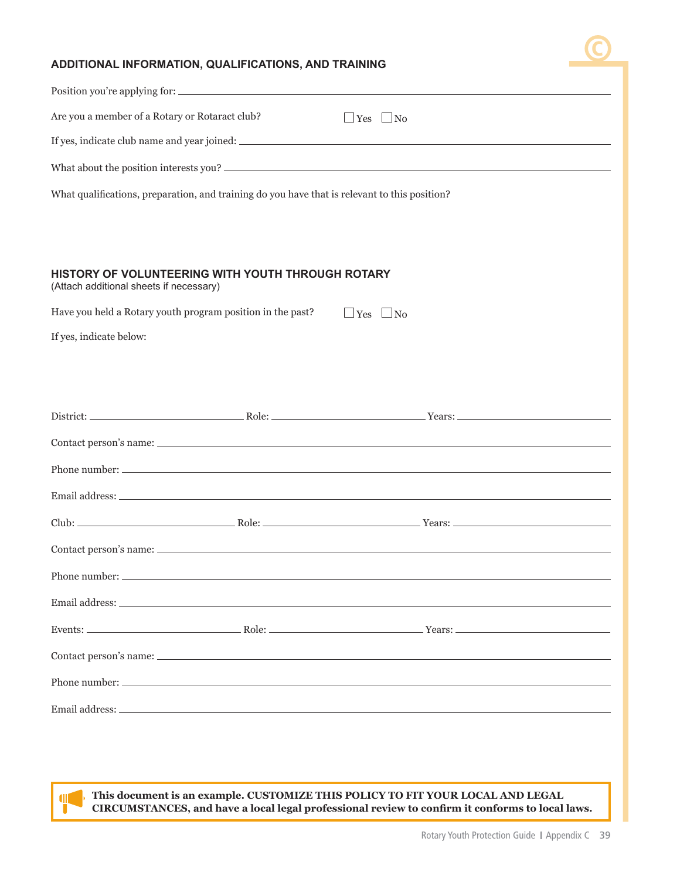## ADDITIONAL INFORMATION, QUALIFICATIONS, AND TRAINING

Position you're applying for: ______________________________

Are you a member of a Rotary or Rotaract club? ☐ Yes ☐ No

If yes, indicate club name and year joined: ______________________________

What about the position interests you? ______________________________

What qualifications, preparation, and training do you have that is relevant to this position?

## HISTORY OF VOLUNTEERING WITH YOUTH THROUGH ROTARY

(Attach additional sheets if necessary)

Have you held a Rotary youth program position in the past? ☐ Yes ☐ No

If yes, indicate below:

District: ____________ Role: ____________ Years: ____________

Contact person's name: ______________________________

Phone number: ______________________________

Email address: ______________________________

Club: ____________ Role: ____________ Years: ____________

Contact person's name: ______________________________

Phone number: ______________________________

Email address: ______________________________

Events: ____________ Role: ____________ Years: ____________

Contact person's name: ______________________________

Phone number: ______________________________

Email address: ______________________________

**This document is an example. CUSTOMIZE THIS POLICY TO FIT YOUR LOCAL AND LEGAL CIRCUMSTANCES, and have a local legal professional review to confirm it conforms to local laws.**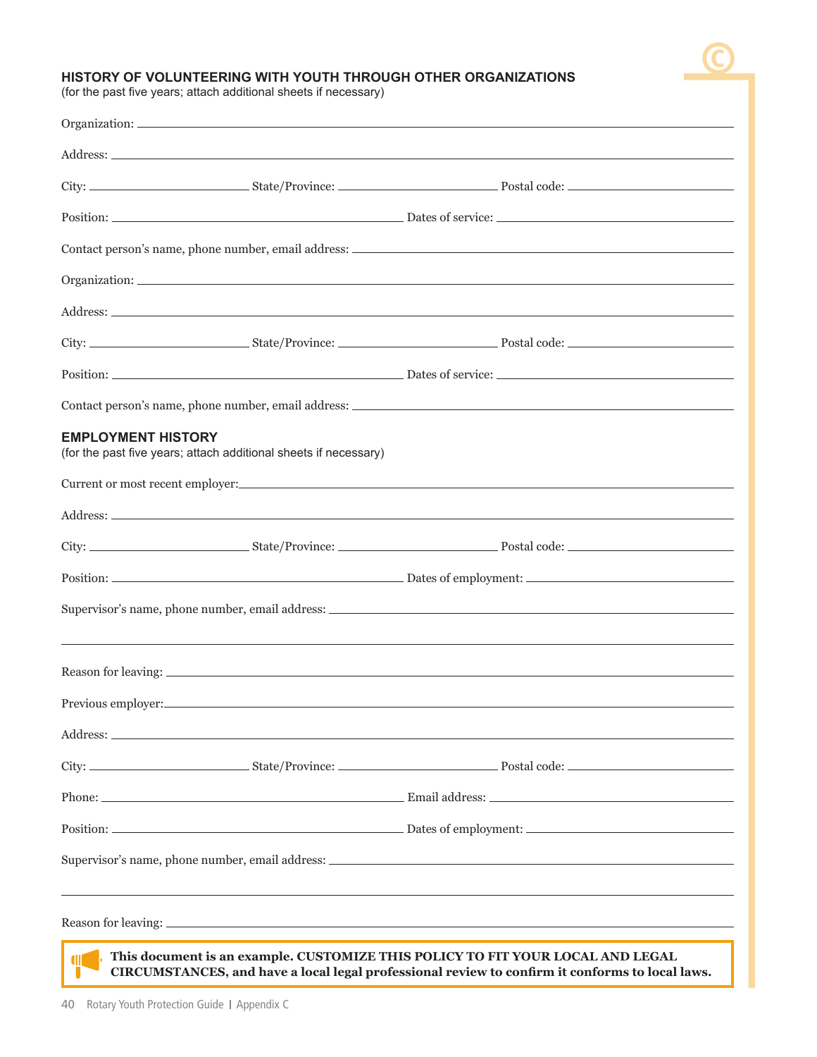## HISTORY OF VOLUNTEERING WITH YOUTH THROUGH OTHER ORGANIZATIONS

(for the past five years; attach additional sheets if necessary)

Organization: ______________________________________________

Address: ______________________________________________

City: ____________________ State/Province: ____________________ Postal code: ____________________

Position: ______________________________ Dates of service: ______________________________

Contact person's name, phone number, email address: ______________________________

Organization: ______________________________________________

Address: ______________________________________________

City: ____________________ State/Province: ____________________ Postal code: ____________________

Position: ______________________________ Dates of service: ______________________________

Contact person's name, phone number, email address: ______________________________

## EMPLOYMENT HISTORY

(for the past five years; attach additional sheets if necessary)

Current or most recent employer: ______________________________________________

Address: ______________________________________________

City: ____________________ State/Province: ____________________ Postal code: ____________________

Position: ______________________________ Dates of employment: ______________________________

Supervisor's name, phone number, email address: ______________________________

______________________________________________

Reason for leaving: ______________________________________________

Previous employer: ______________________________________________

Address: ______________________________________________

City: ____________________ State/Province: ____________________ Postal code: ____________________

Phone: ______________________________ Email address: ______________________________

Position: ______________________________ Dates of employment: ______________________________

Supervisor's name, phone number, email address: ______________________________

______________________________________________

Reason for leaving: ______________________________________________

**This document is an example. CUSTOMIZE THIS POLICY TO FIT YOUR LOCAL AND LEGAL CIRCUMSTANCES, and have a local legal professional review to confirm it conforms to local laws.**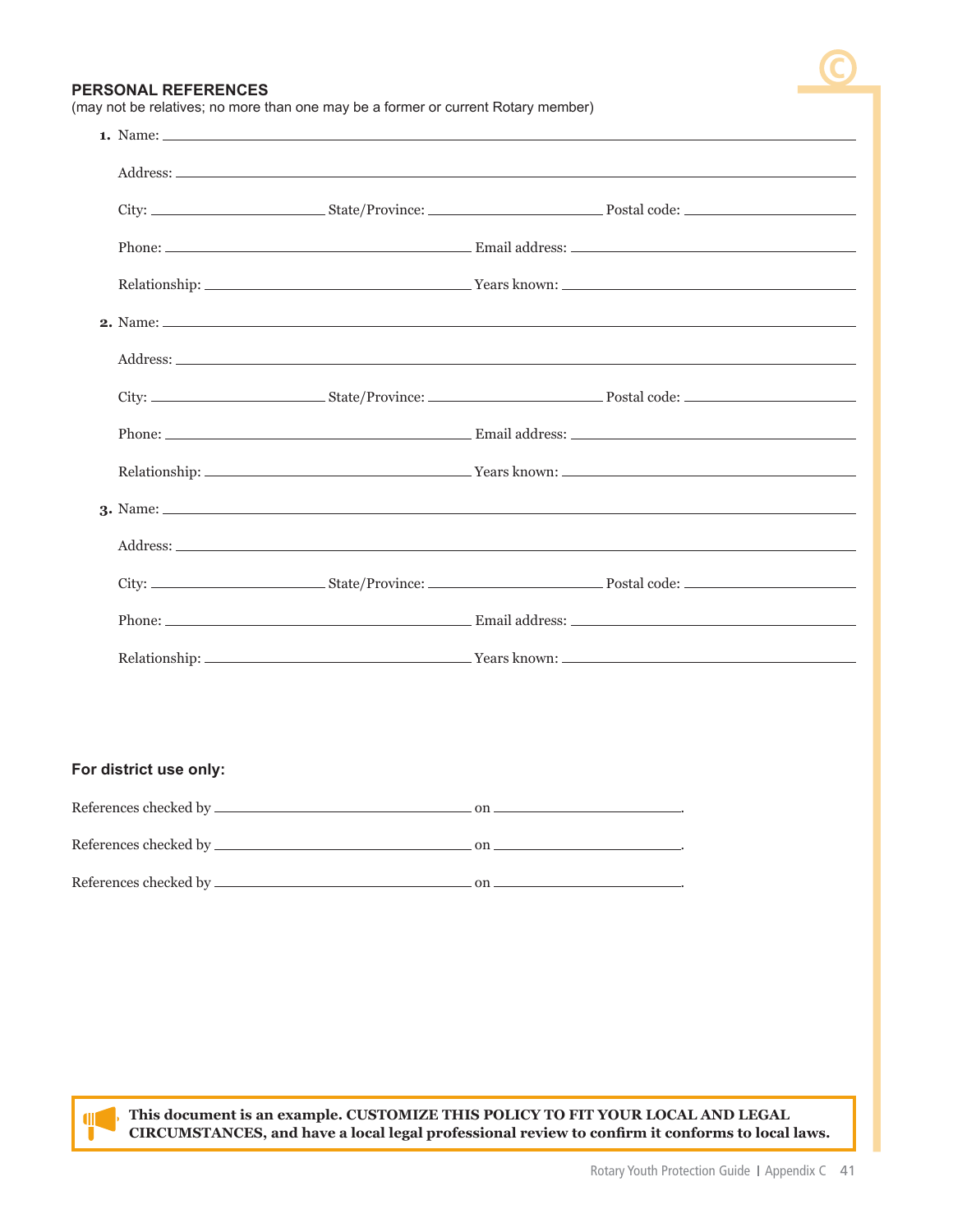## PERSONAL REFERENCES

(may not be relatives; no more than one may be a former or current Rotary member)

1. Name: ______________________________________________

   Address: ______________________________________________

   City: ______________ State/Province: ______________ Postal code: ______________

   Phone: ______________________ Email address: ______________________

   Relationship: ______________________ Years known: ______________________

2. Name: ______________________________________________

   Address: ______________________________________________

   City: ______________ State/Province: ______________ Postal code: ______________

   Phone: ______________________ Email address: ______________________

   Relationship: ______________________ Years known: ______________________

3. Name: ______________________________________________

   Address: ______________________________________________

   City: ______________ State/Province: ______________ Postal code: ______________

   Phone: ______________________ Email address: ______________________

   Relationship: ______________________ Years known: ______________________

**For district use only:**

References checked by ______________________ on ______________.

References checked by ______________________ on ______________.

References checked by ______________________ on ______________.

**This document is an example. CUSTOMIZE THIS POLICY TO FIT YOUR LOCAL AND LEGAL CIRCUMSTANCES, and have a local legal professional review to confirm it conforms to local laws.**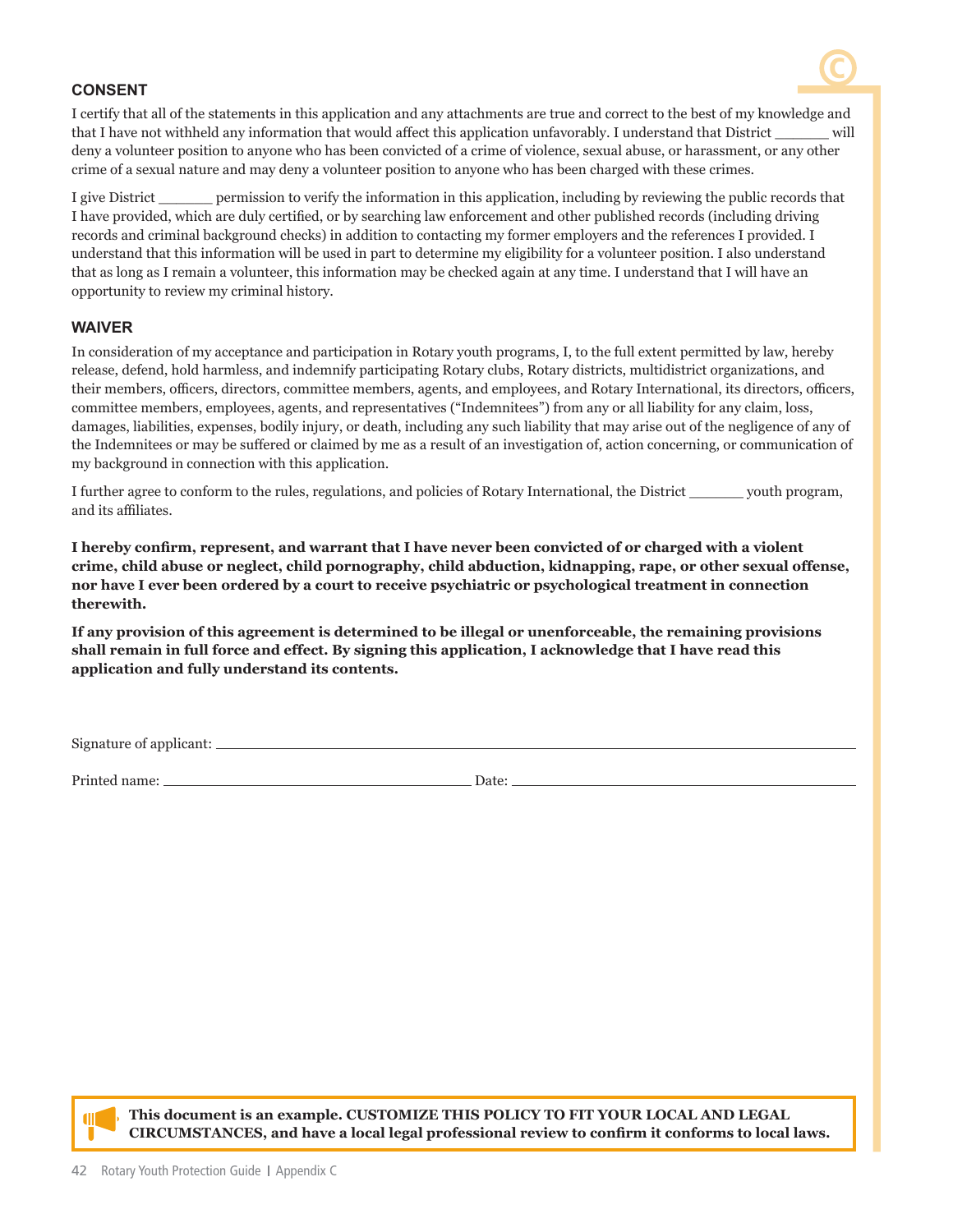## CONSENT

I certify that all of the statements in this application and any attachments are true and correct to the best of my knowledge and that I have not withheld any information that would affect this application unfavorably. I understand that District _______ will deny a volunteer position to anyone who has been convicted of a crime of violence, sexual abuse, or harassment, or any other crime of a sexual nature and may deny a volunteer position to anyone who has been charged with these crimes.

I give District _______ permission to verify the information in this application, including by reviewing the public records that I have provided, which are duly certified, or by searching law enforcement and other published records (including driving records and criminal background checks) in addition to contacting my former employers and the references I provided. I understand that this information will be used in part to determine my eligibility for a volunteer position. I also understand that as long as I remain a volunteer, this information may be checked again at any time. I understand that I will have an opportunity to review my criminal history.

## WAIVER

In consideration of my acceptance and participation in Rotary youth programs, I, to the full extent permitted by law, hereby release, defend, hold harmless, and indemnify participating Rotary clubs, Rotary districts, multidistrict organizations, and their members, officers, directors, committee members, agents, and employees, and Rotary International, its directors, officers, committee members, employees, agents, and representatives ("Indemnitees") from any or all liability for any claim, loss, damages, liabilities, expenses, bodily injury, or death, including any such liability that may arise out of the negligence of any of the Indemnitees or may be suffered or claimed by me as a result of an investigation of, action concerning, or communication of my background in connection with this application.

I further agree to conform to the rules, regulations, and policies of Rotary International, the District _______ youth program, and its affiliates.

**I hereby confirm, represent, and warrant that I have never been convicted of or charged with a violent crime, child abuse or neglect, child pornography, child abduction, kidnapping, rape, or other sexual offense, nor have I ever been ordered by a court to receive psychiatric or psychological treatment in connection therewith.**

**If any provision of this agreement is determined to be illegal or unenforceable, the remaining provisions shall remain in full force and effect. By signing this application, I acknowledge that I have read this application and fully understand its contents.**

Signature of applicant: ____________________________________________

Printed name: ______________________ Date: ______________________

**This document is an example. CUSTOMIZE THIS POLICY TO FIT YOUR LOCAL AND LEGAL CIRCUMSTANCES, and have a local legal professional review to confirm it conforms to local laws.**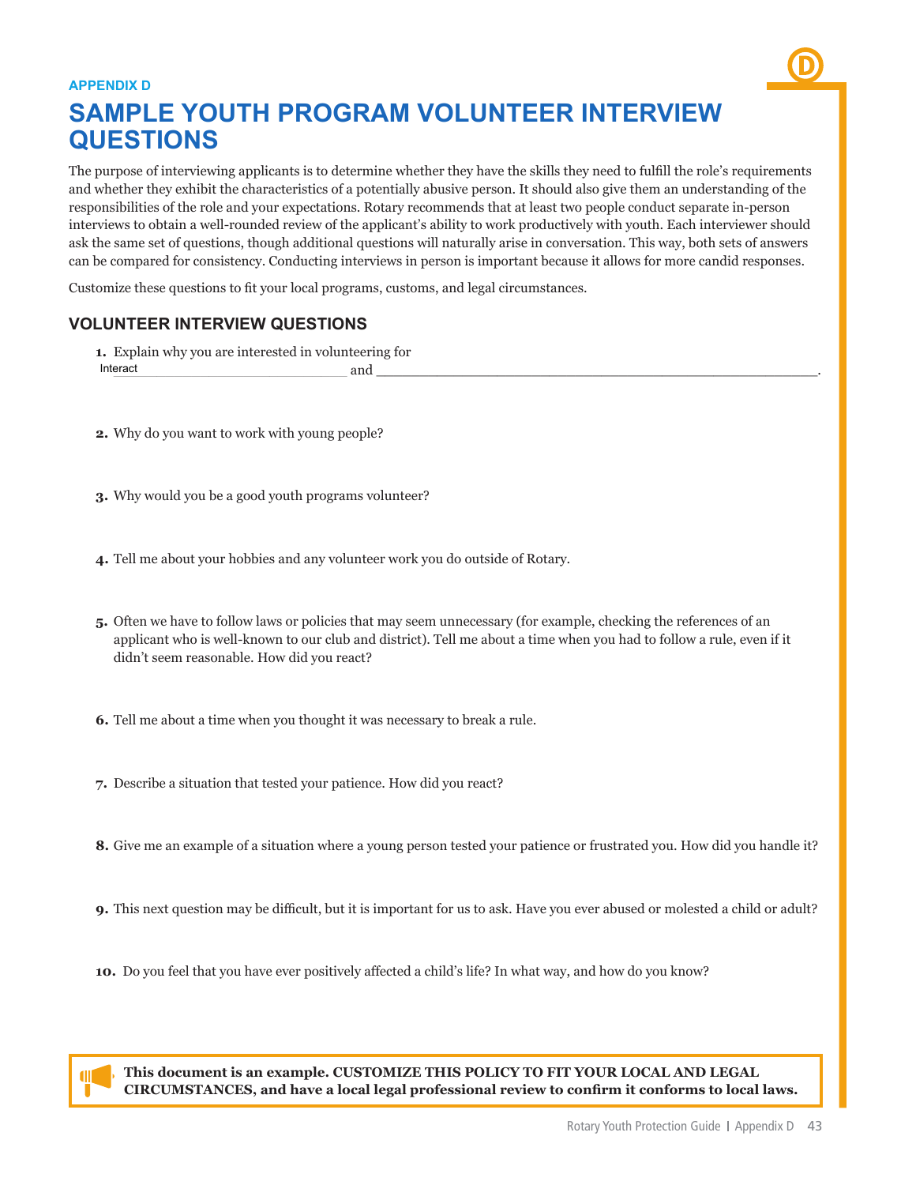APPENDIX D

# SAMPLE YOUTH PROGRAM VOLUNTEER INTERVIEW QUESTIONS

The purpose of interviewing applicants is to determine whether they have the skills they need to fulfill the role's requirements and whether they exhibit the characteristics of a potentially abusive person. It should also give them an understanding of the responsibilities of the role and your expectations. Rotary recommends that at least two people conduct separate in-person interviews to obtain a well-rounded review of the applicant's ability to work productively with youth. Each interviewer should ask the same set of questions, though additional questions will naturally arise in conversation. This way, both sets of answers can be compared for consistency. Conducting interviews in person is important because it allows for more candid responses.

Customize these questions to fit your local programs, customs, and legal circumstances.

## VOLUNTEER INTERVIEW QUESTIONS

1. Explain why you are interested in volunteering for Interact __________ and __________.

2. Why do you want to work with young people?

3. Why would you be a good youth programs volunteer?

4. Tell me about your hobbies and any volunteer work you do outside of Rotary.

5. Often we have to follow laws or policies that may seem unnecessary (for example, checking the references of an applicant who is well-known to our club and district). Tell me about a time when you had to follow a rule, even if it didn't seem reasonable. How did you react?

6. Tell me about a time when you thought it was necessary to break a rule.

7. Describe a situation that tested your patience. How did you react?

8. Give me an example of a situation where a young person tested your patience or frustrated you. How did you handle it?

9. This next question may be difficult, but it is important for us to ask. Have you ever abused or molested a child or adult?

10. Do you feel that you have ever positively affected a child's life? In what way, and how do you know?

**This document is an example. CUSTOMIZE THIS POLICY TO FIT YOUR LOCAL AND LEGAL CIRCUMSTANCES, and have a local legal professional review to confirm it conforms to local laws.**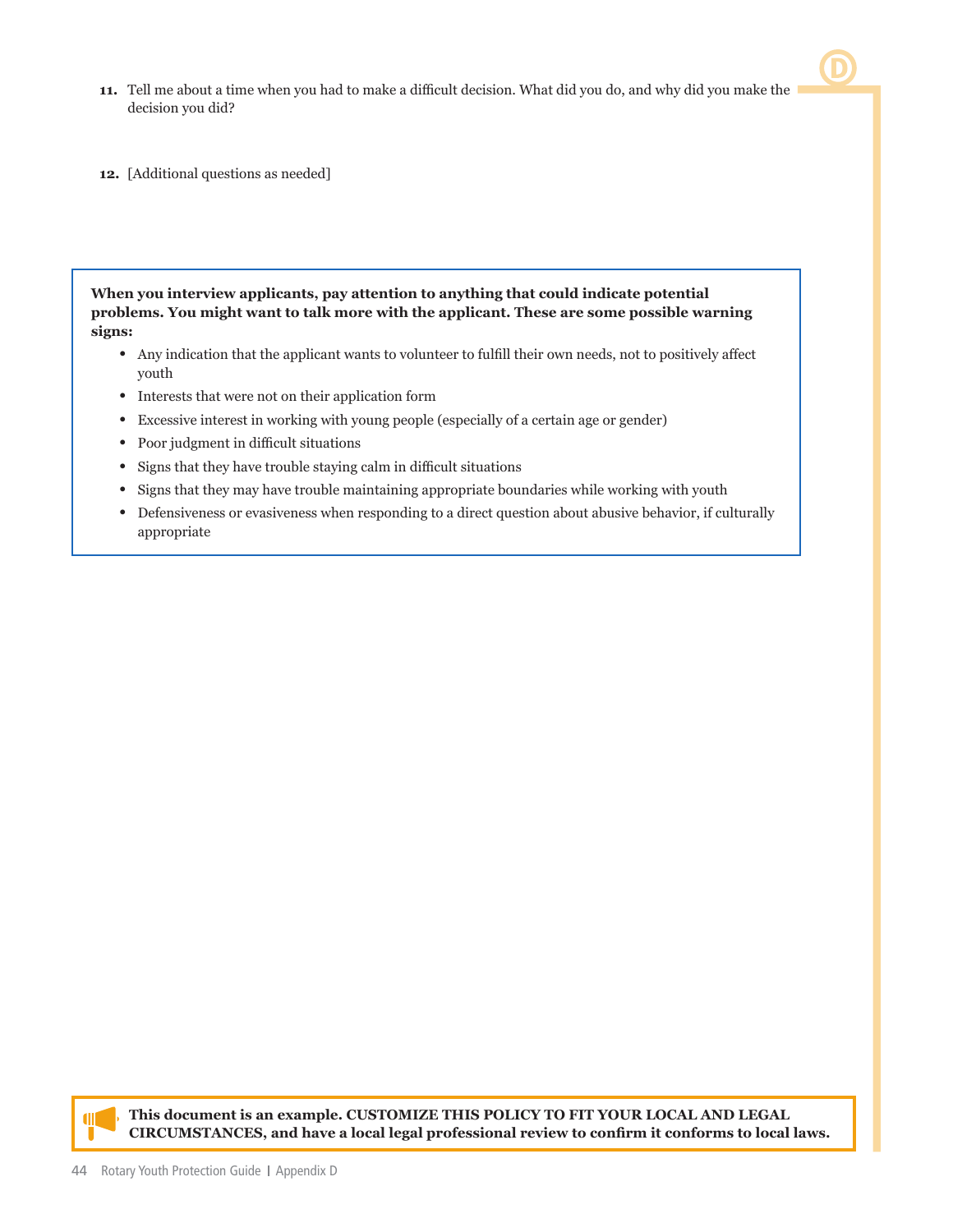11. Tell me about a time when you had to make a difficult decision. What did you do, and why did you make the decision you did?

12. [Additional questions as needed]

**When you interview applicants, pay attention to anything that could indicate potential problems. You might want to talk more with the applicant. These are some possible warning signs:**

- Any indication that the applicant wants to volunteer to fulfill their own needs, not to positively affect youth
- Interests that were not on their application form
- Excessive interest in working with young people (especially of a certain age or gender)
- Poor judgment in difficult situations
- Signs that they have trouble staying calm in difficult situations
- Signs that they may have trouble maintaining appropriate boundaries while working with youth
- Defensiveness or evasiveness when responding to a direct question about abusive behavior, if culturally appropriate

**This document is an example. CUSTOMIZE THIS POLICY TO FIT YOUR LOCAL AND LEGAL CIRCUMSTANCES, and have a local legal professional review to confirm it conforms to local laws.**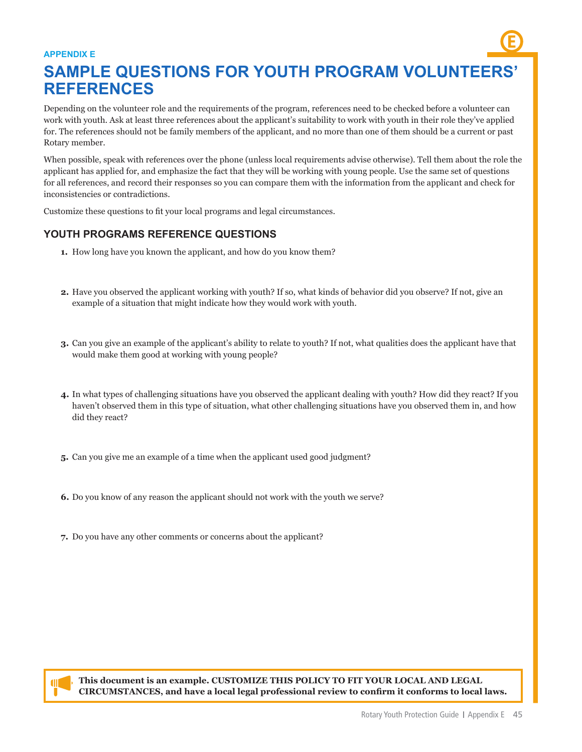APPENDIX E

# SAMPLE QUESTIONS FOR YOUTH PROGRAM VOLUNTEERS' REFERENCES

Depending on the volunteer role and the requirements of the program, references need to be checked before a volunteer can work with youth. Ask at least three references about the applicant's suitability to work with youth in their role they've applied for. The references should not be family members of the applicant, and no more than one of them should be a current or past Rotary member.

When possible, speak with references over the phone (unless local requirements advise otherwise). Tell them about the role the applicant has applied for, and emphasize the fact that they will be working with young people. Use the same set of questions for all references, and record their responses so you can compare them with the information from the applicant and check for inconsistencies or contradictions.

Customize these questions to fit your local programs and legal circumstances.

## YOUTH PROGRAMS REFERENCE QUESTIONS

1. How long have you known the applicant, and how do you know them?

2. Have you observed the applicant working with youth? If so, what kinds of behavior did you observe? If not, give an example of a situation that might indicate how they would work with youth.

3. Can you give an example of the applicant's ability to relate to youth? If not, what qualities does the applicant have that would make them good at working with young people?

4. In what types of challenging situations have you observed the applicant dealing with youth? How did they react? If you haven't observed them in this type of situation, what other challenging situations have you observed them in, and how did they react?

5. Can you give me an example of a time when the applicant used good judgment?

6. Do you know of any reason the applicant should not work with the youth we serve?

7. Do you have any other comments or concerns about the applicant?

**This document is an example. CUSTOMIZE THIS POLICY TO FIT YOUR LOCAL AND LEGAL CIRCUMSTANCES, and have a local legal professional review to confirm it conforms to local laws.**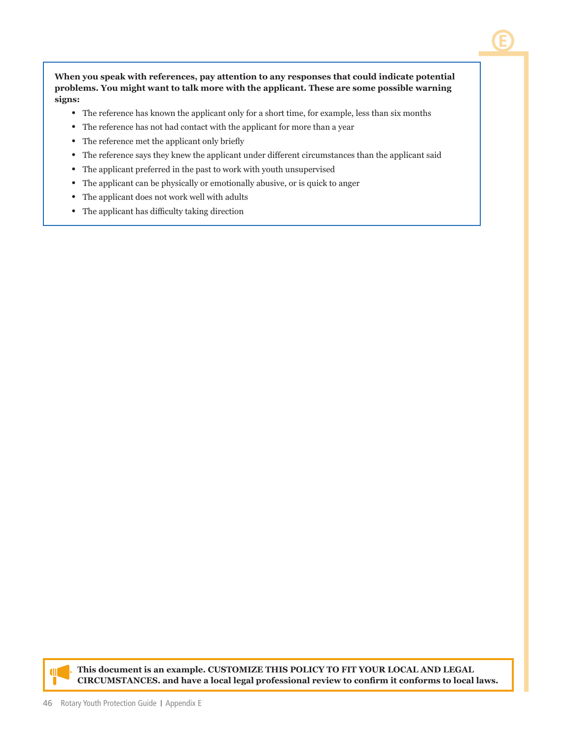**When you speak with references, pay attention to any responses that could indicate potential problems. You might want to talk more with the applicant. These are some possible warning signs:**

- The reference has known the applicant only for a short time, for example, less than six months
- The reference has not had contact with the applicant for more than a year
- The reference met the applicant only briefly
- The reference says they knew the applicant under different circumstances than the applicant said
- The applicant preferred in the past to work with youth unsupervised
- The applicant can be physically or emotionally abusive, or is quick to anger
- The applicant does not work well with adults
- The applicant has difficulty taking direction

**This document is an example. CUSTOMIZE THIS POLICY TO FIT YOUR LOCAL AND LEGAL CIRCUMSTANCES. and have a local legal professional review to confirm it conforms to local laws.**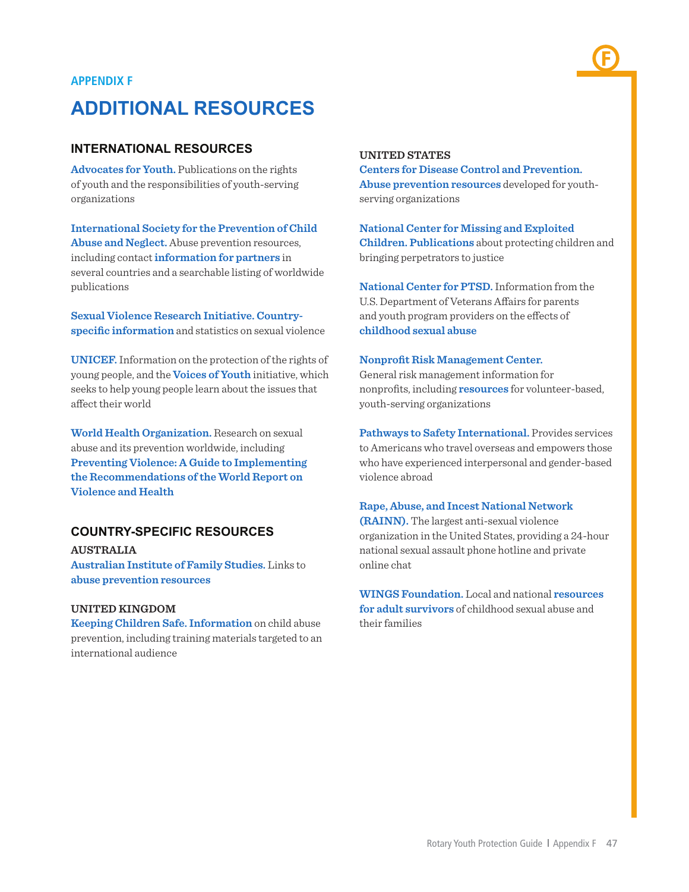APPENDIX F

# ADDITIONAL RESOURCES

## INTERNATIONAL RESOURCES

**Advocates for Youth.** Publications on the rights of youth and the responsibilities of youth-serving organizations

**International Society for the Prevention of Child Abuse and Neglect.** Abuse prevention resources, including contact **information for partners** in several countries and a searchable listing of worldwide publications

**Sexual Violence Research Initiative. Country-specific information** and statistics on sexual violence

**UNICEF.** Information on the protection of the rights of young people, and the **Voices of Youth** initiative, which seeks to help young people learn about the issues that affect their world

**World Health Organization.** Research on sexual abuse and its prevention worldwide, including **Preventing Violence: A Guide to Implementing the Recommendations of the World Report on Violence and Health**

## COUNTRY-SPECIFIC RESOURCES

### AUSTRALIA

**Australian Institute of Family Studies.** Links to **abuse prevention resources**

### UNITED KINGDOM

**Keeping Children Safe. Information** on child abuse prevention, including training materials targeted to an international audience

### UNITED STATES

**Centers for Disease Control and Prevention. Abuse prevention resources** developed for youth-serving organizations

**National Center for Missing and Exploited Children. Publications** about protecting children and bringing perpetrators to justice

**National Center for PTSD.** Information from the U.S. Department of Veterans Affairs for parents and youth program providers on the effects of **childhood sexual abuse**

**Nonprofit Risk Management Center.** General risk management information for nonprofits, including **resources** for volunteer-based, youth-serving organizations

**Pathways to Safety International.** Provides services to Americans who travel overseas and empowers those who have experienced interpersonal and gender-based violence abroad

**Rape, Abuse, and Incest National Network (RAINN).** The largest anti-sexual violence organization in the United States, providing a 24-hour national sexual assault phone hotline and private online chat

**WINGS Foundation.** Local and national **resources for adult survivors** of childhood sexual abuse and their families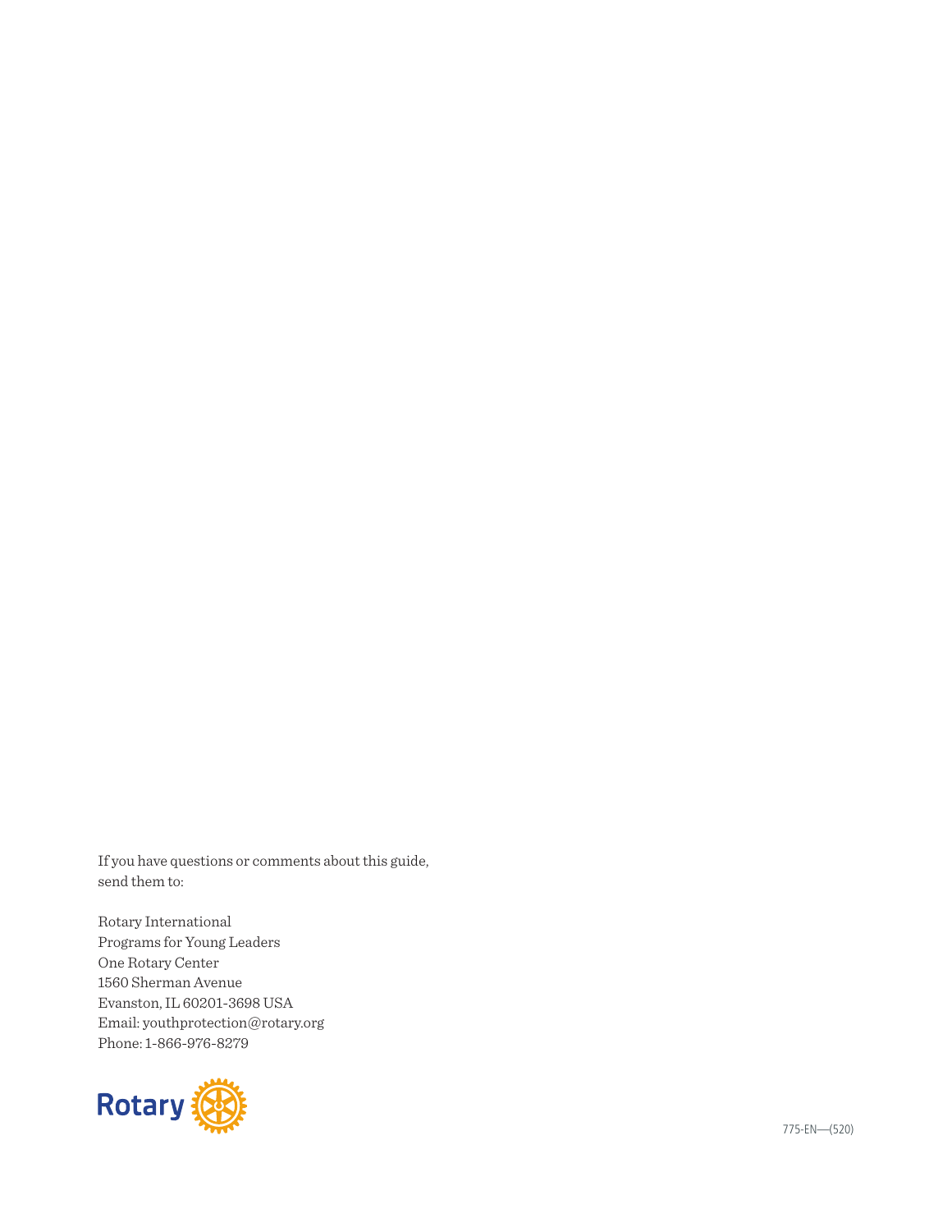If you have questions or comments about this guide, send them to:

Rotary International
Programs for Young Leaders
One Rotary Center
1560 Sherman Avenue
Evanston, IL 60201-3698 USA
Email: youthprotection@rotary.org
Phone: 1-866-976-8279

Rotary

775-EN—(520)